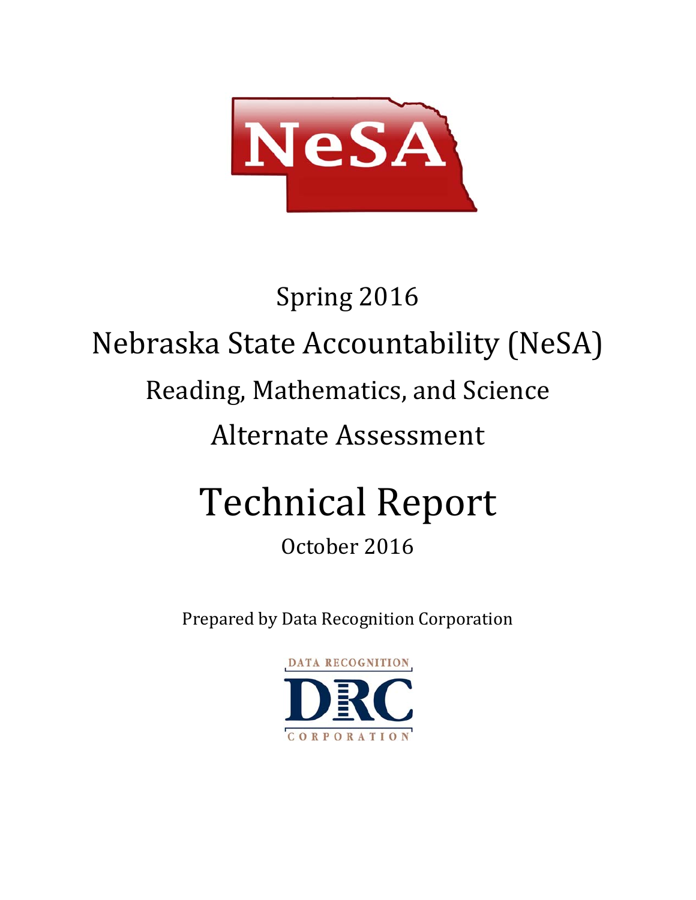NeSA

Spring 2016

Nebraska State Accountability (NeSA)

Reading, Mathematics, and Science

Alternate Assessment

# Technical Report

October 2016

Prepared by Data Recognition Corporation

DATA RECOGNITION
DRC
CORPORATION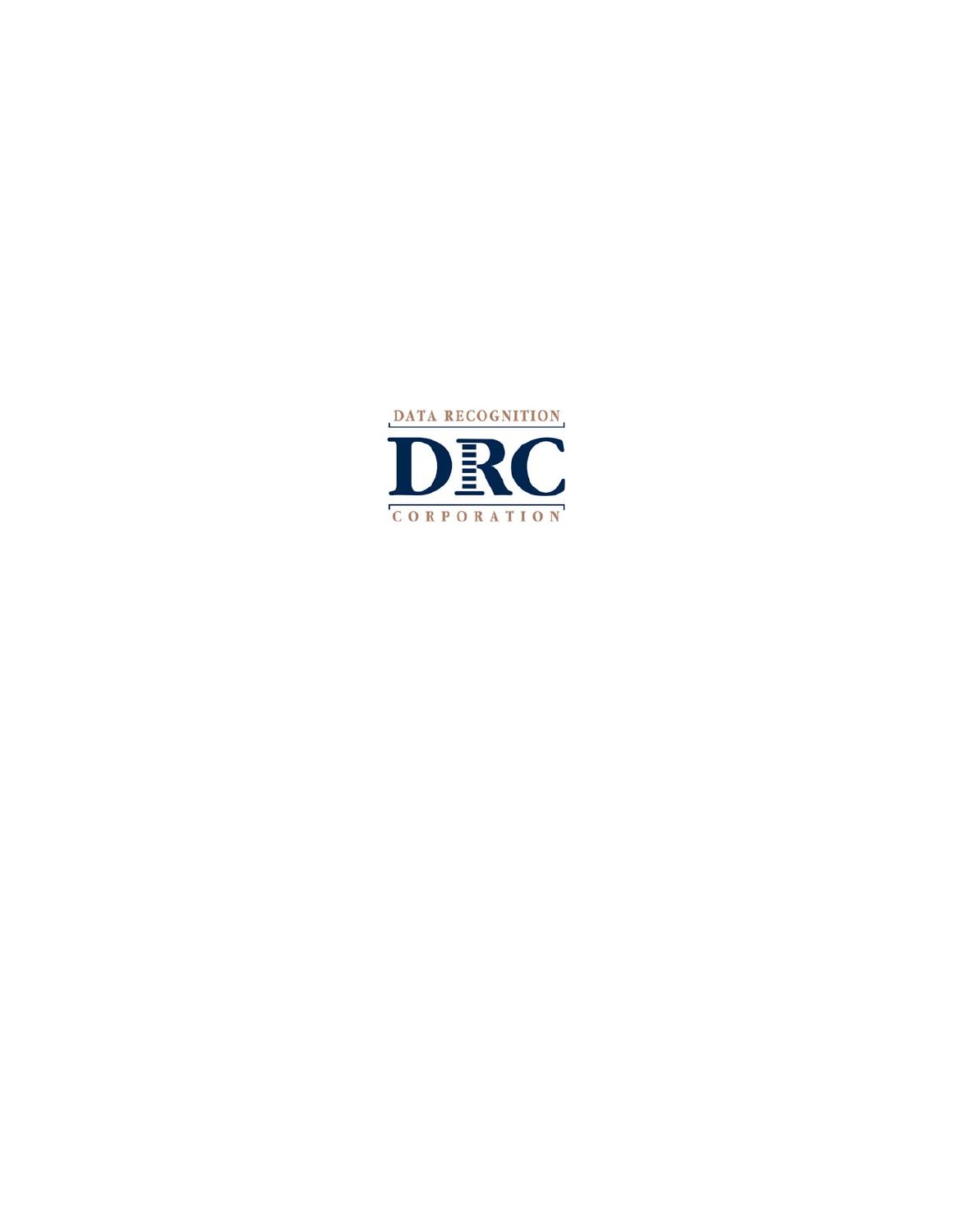DATA RECOGNITION

DRC

CORPORATION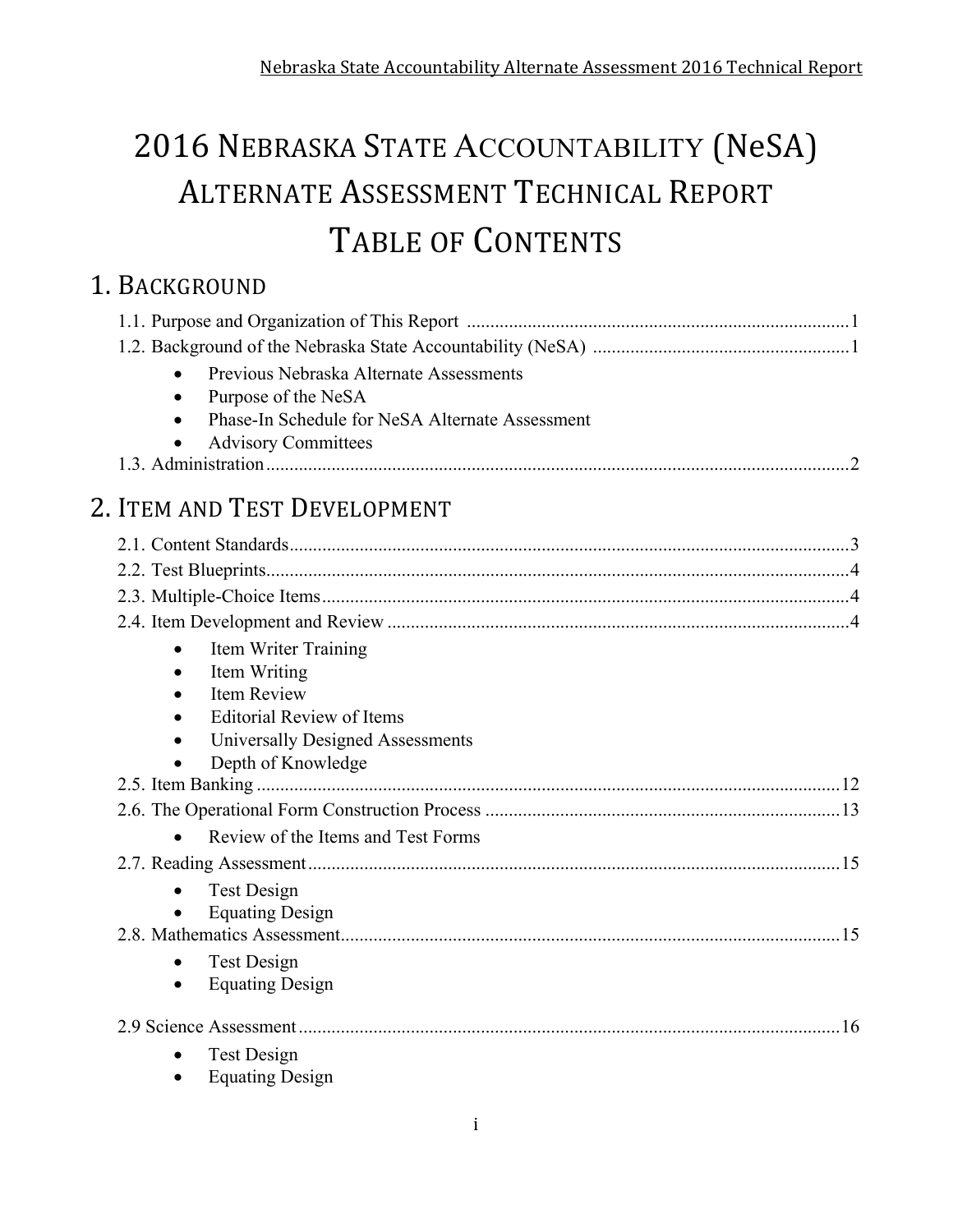# 2016 Nebraska State Accountability (NeSA) Alternate Assessment Technical Report Table of Contents

## 1. Background

1.1. Purpose and Organization of This Report ....................................................................................1

1.2. Background of the Nebraska State Accountability (NeSA) .........................................................1

- Previous Nebraska Alternate Assessments
- Purpose of the NeSA
- Phase-In Schedule for NeSA Alternate Assessment
- Advisory Committees

1.3. Administration...............................................................................................................................2

## 2. Item and Test Development

2.1. Content Standards..........................................................................................................................3

2.2. Test Blueprints...............................................................................................................................4

2.3. Multiple-Choice Items...................................................................................................................4

2.4. Item Development and Review .....................................................................................................4

- Item Writer Training
- Item Writing
- Item Review
- Editorial Review of Items
- Universally Designed Assessments
- Depth of Knowledge

2.5. Item Banking ...............................................................................................................................12

2.6. The Operational Form Construction Process ..............................................................................13

- Review of the Items and Test Forms

2.7. Reading Assessment....................................................................................................................15

- Test Design
- Equating Design

2.8. Mathematics Assessment.............................................................................................................15

- Test Design
- Equating Design

2.9 Science Assessment......................................................................................................................16

- Test Design
- Equating Design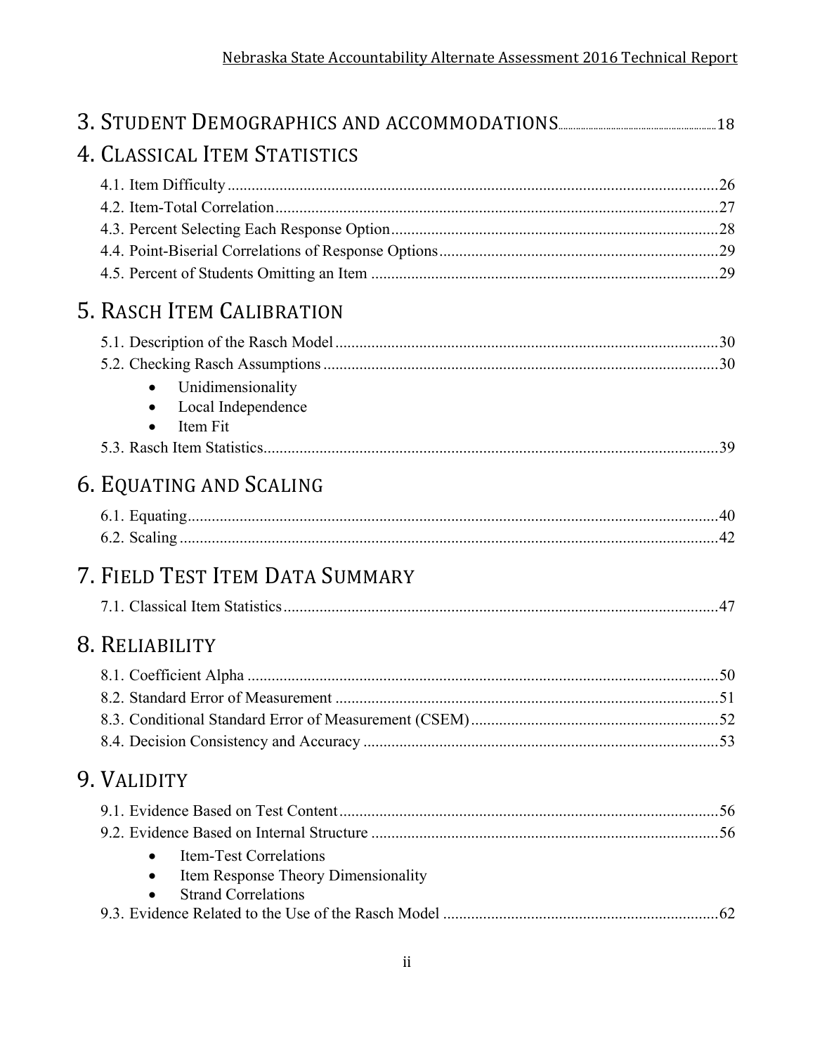# 3. STUDENT DEMOGRAPHICS AND ACCOMMODATIONS ..... 18

# 4. CLASSICAL ITEM STATISTICS

4.1. Item Difficulty ..... 26
4.2. Item-Total Correlation ..... 27
4.3. Percent Selecting Each Response Option ..... 28
4.4. Point-Biserial Correlations of Response Options ..... 29
4.5. Percent of Students Omitting an Item ..... 29

# 5. RASCH ITEM CALIBRATION

5.1. Description of the Rasch Model ..... 30
5.2. Checking Rasch Assumptions ..... 30

- Unidimensionality
- Local Independence
- Item Fit

5.3. Rasch Item Statistics ..... 39

# 6. EQUATING AND SCALING

6.1. Equating ..... 40
6.2. Scaling ..... 42

# 7. FIELD TEST ITEM DATA SUMMARY

7.1. Classical Item Statistics ..... 47

# 8. RELIABILITY

8.1. Coefficient Alpha ..... 50
8.2. Standard Error of Measurement ..... 51
8.3. Conditional Standard Error of Measurement (CSEM) ..... 52
8.4. Decision Consistency and Accuracy ..... 53

# 9. VALIDITY

9.1. Evidence Based on Test Content ..... 56
9.2. Evidence Based on Internal Structure ..... 56

- Item-Test Correlations
- Item Response Theory Dimensionality
- Strand Correlations

9.3. Evidence Related to the Use of the Rasch Model ..... 62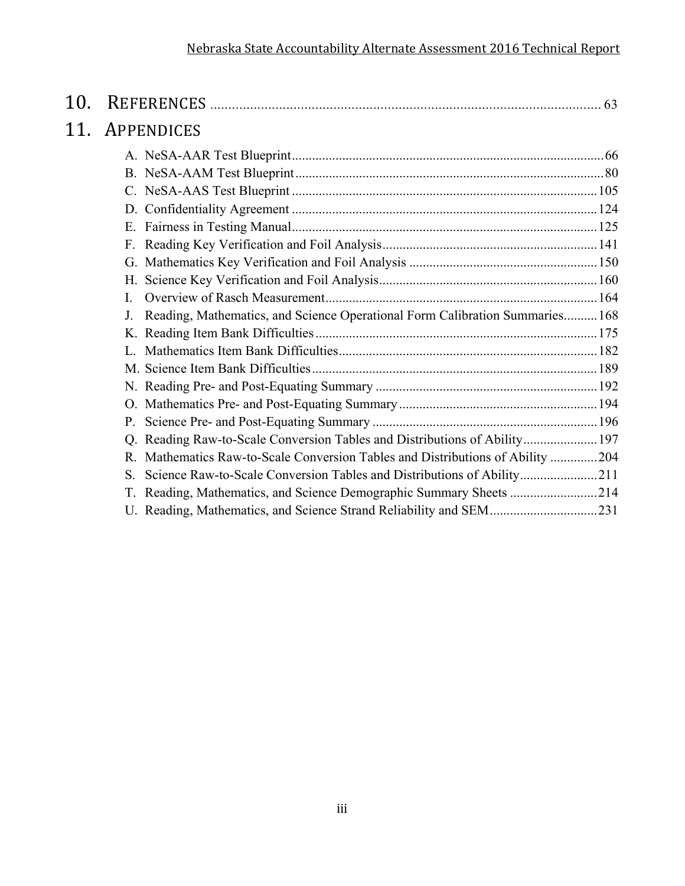## 10. REFERENCES ........ 63

## 11. APPENDICES

A. NeSA-AAR Test Blueprint ........ 66
B. NeSA-AAM Test Blueprint ........ 80
C. NeSA-AAS Test Blueprint ........ 105
D. Confidentiality Agreement ........ 124
E. Fairness in Testing Manual ........ 125
F. Reading Key Verification and Foil Analysis ........ 141
G. Mathematics Key Verification and Foil Analysis ........ 150
H. Science Key Verification and Foil Analysis ........ 160
I. Overview of Rasch Measurement ........ 164
J. Reading, Mathematics, and Science Operational Form Calibration Summaries ........ 168
K. Reading Item Bank Difficulties ........ 175
L. Mathematics Item Bank Difficulties ........ 182
M. Science Item Bank Difficulties ........ 189
N. Reading Pre- and Post-Equating Summary ........ 192
O. Mathematics Pre- and Post-Equating Summary ........ 194
P. Science Pre- and Post-Equating Summary ........ 196
Q. Reading Raw-to-Scale Conversion Tables and Distributions of Ability ........ 197
R. Mathematics Raw-to-Scale Conversion Tables and Distributions of Ability ........ 204
S. Science Raw-to-Scale Conversion Tables and Distributions of Ability ........ 211
T. Reading, Mathematics, and Science Demographic Summary Sheets ........ 214
U. Reading, Mathematics, and Science Strand Reliability and SEM ........ 231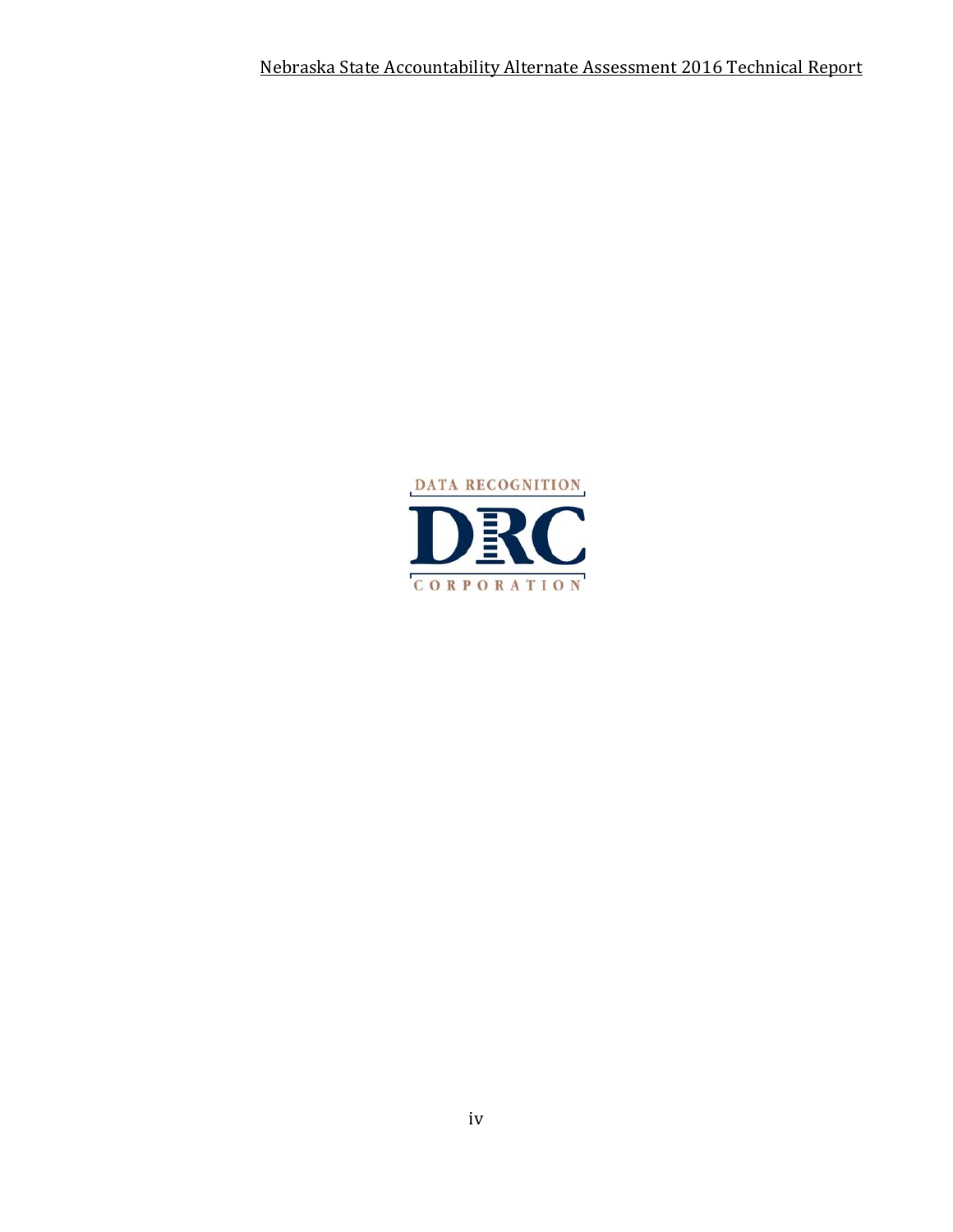DATA RECOGNITION

DRC

CORPORATION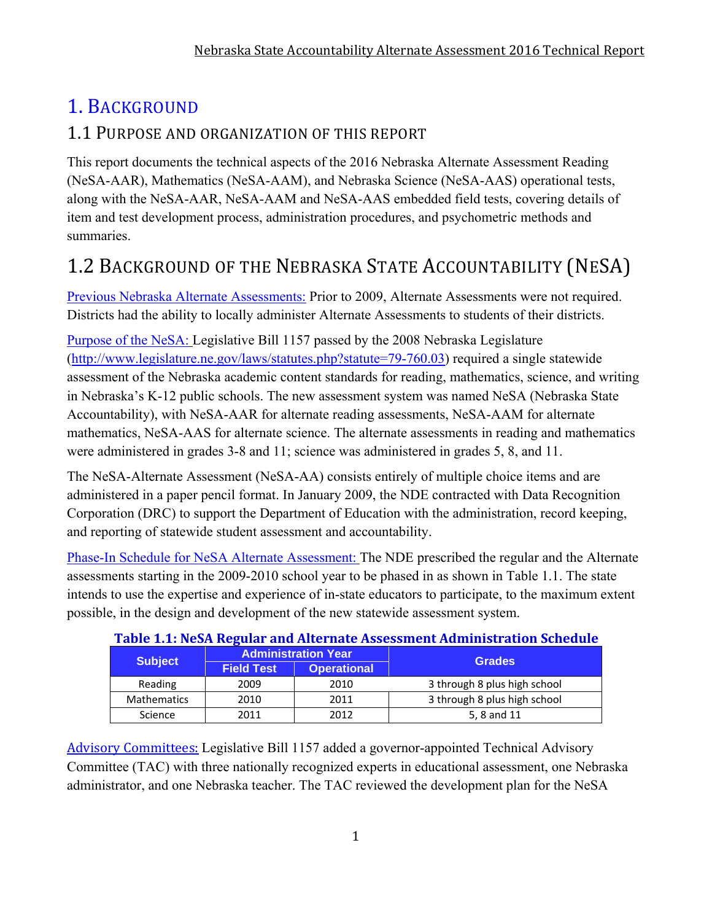# 1. Background

## 1.1 Purpose and Organization of This Report

This report documents the technical aspects of the 2016 Nebraska Alternate Assessment Reading (NeSA-AAR), Mathematics (NeSA-AAM), and Nebraska Science (NeSA-AAS) operational tests, along with the NeSA-AAR, NeSA-AAM and NeSA-AAS embedded field tests, covering details of item and test development process, administration procedures, and psychometric methods and summaries.

## 1.2 Background of the Nebraska State Accountability (NeSA)

Previous Nebraska Alternate Assessments: Prior to 2009, Alternate Assessments were not required. Districts had the ability to locally administer Alternate Assessments to students of their districts.

Purpose of the NeSA: Legislative Bill 1157 passed by the 2008 Nebraska Legislature (http://www.legislature.ne.gov/laws/statutes.php?statute=79-760.03) required a single statewide assessment of the Nebraska academic content standards for reading, mathematics, science, and writing in Nebraska's K-12 public schools. The new assessment system was named NeSA (Nebraska State Accountability), with NeSA-AAR for alternate reading assessments, NeSA-AAM for alternate mathematics, NeSA-AAS for alternate science. The alternate assessments in reading and mathematics were administered in grades 3-8 and 11; science was administered in grades 5, 8, and 11.

The NeSA-Alternate Assessment (NeSA-AA) consists entirely of multiple choice items and are administered in a paper pencil format. In January 2009, the NDE contracted with Data Recognition Corporation (DRC) to support the Department of Education with the administration, record keeping, and reporting of statewide student assessment and accountability.

Phase-In Schedule for NeSA Alternate Assessment: The NDE prescribed the regular and the Alternate assessments starting in the 2009-2010 school year to be phased in as shown in Table 1.1. The state intends to use the expertise and experience of in-state educators to participate, to the maximum extent possible, in the design and development of the new statewide assessment system.

**Table 1.1: NeSA Regular and Alternate Assessment Administration Schedule**

| Subject | Administration Year | | Grades |
|---|---|---|---|
| | Field Test | Operational | |
| Reading | 2009 | 2010 | 3 through 8 plus high school |
| Mathematics | 2010 | 2011 | 3 through 8 plus high school |
| Science | 2011 | 2012 | 5, 8 and 11 |

Advisory Committees: Legislative Bill 1157 added a governor-appointed Technical Advisory Committee (TAC) with three nationally recognized experts in educational assessment, one Nebraska administrator, and one Nebraska teacher. The TAC reviewed the development plan for the NeSA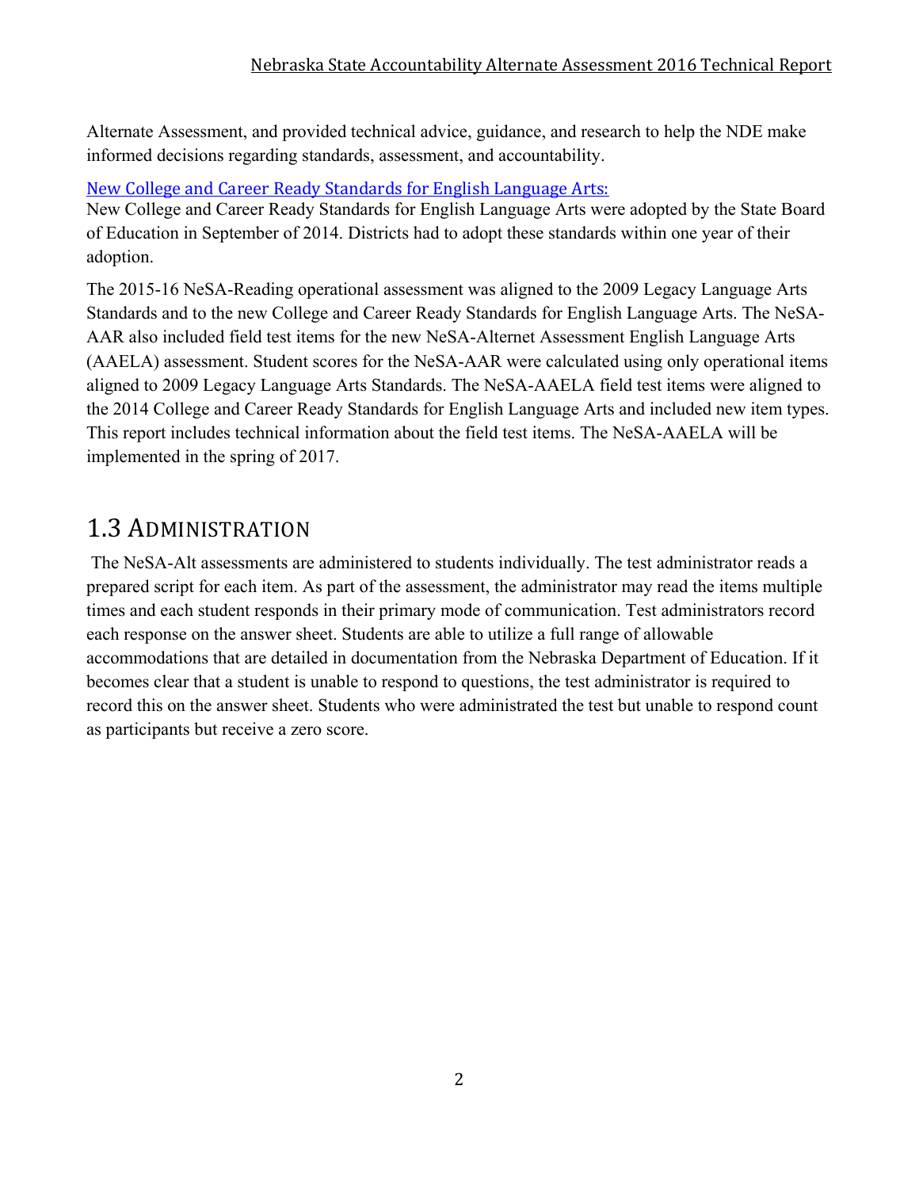Alternate Assessment, and provided technical advice, guidance, and research to help the NDE make informed decisions regarding standards, assessment, and accountability.

New College and Career Ready Standards for English Language Arts:

New College and Career Ready Standards for English Language Arts were adopted by the State Board of Education in September of 2014. Districts had to adopt these standards within one year of their adoption.

The 2015-16 NeSA-Reading operational assessment was aligned to the 2009 Legacy Language Arts Standards and to the new College and Career Ready Standards for English Language Arts. The NeSA-AAR also included field test items for the new NeSA-Alternet Assessment English Language Arts (AAELA) assessment. Student scores for the NeSA-AAR were calculated using only operational items aligned to 2009 Legacy Language Arts Standards. The NeSA-AAELA field test items were aligned to the 2014 College and Career Ready Standards for English Language Arts and included new item types. This report includes technical information about the field test items. The NeSA-AAELA will be implemented in the spring of 2017.

## 1.3 Administration

The NeSA-Alt assessments are administered to students individually. The test administrator reads a prepared script for each item. As part of the assessment, the administrator may read the items multiple times and each student responds in their primary mode of communication. Test administrators record each response on the answer sheet. Students are able to utilize a full range of allowable accommodations that are detailed in documentation from the Nebraska Department of Education. If it becomes clear that a student is unable to respond to questions, the test administrator is required to record this on the answer sheet. Students who were administrated the test but unable to respond count as participants but receive a zero score.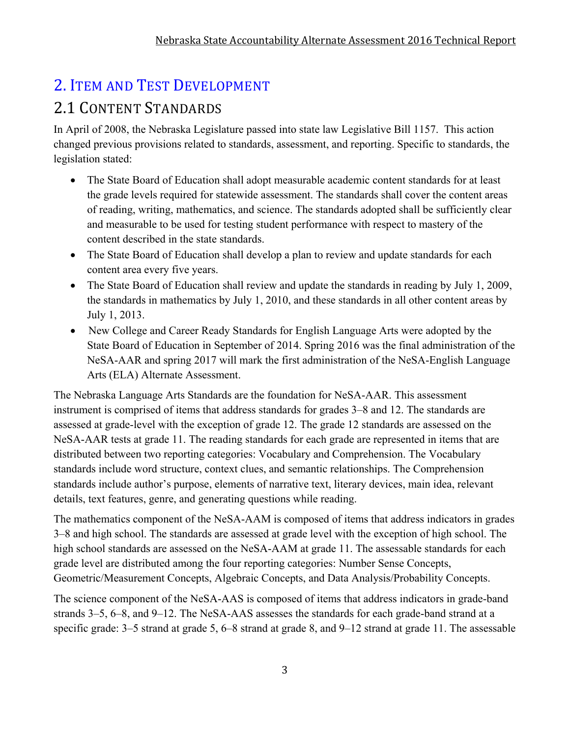# 2. Item and Test Development

## 2.1 Content Standards

In April of 2008, the Nebraska Legislature passed into state law Legislative Bill 1157. This action changed previous provisions related to standards, assessment, and reporting. Specific to standards, the legislation stated:

- The State Board of Education shall adopt measurable academic content standards for at least the grade levels required for statewide assessment. The standards shall cover the content areas of reading, writing, mathematics, and science. The standards adopted shall be sufficiently clear and measurable to be used for testing student performance with respect to mastery of the content described in the state standards.
- The State Board of Education shall develop a plan to review and update standards for each content area every five years.
- The State Board of Education shall review and update the standards in reading by July 1, 2009, the standards in mathematics by July 1, 2010, and these standards in all other content areas by July 1, 2013.
- New College and Career Ready Standards for English Language Arts were adopted by the State Board of Education in September of 2014. Spring 2016 was the final administration of the NeSA-AAR and spring 2017 will mark the first administration of the NeSA-English Language Arts (ELA) Alternate Assessment.

The Nebraska Language Arts Standards are the foundation for NeSA-AAR. This assessment instrument is comprised of items that address standards for grades 3–8 and 12. The standards are assessed at grade-level with the exception of grade 12. The grade 12 standards are assessed on the NeSA-AAR tests at grade 11. The reading standards for each grade are represented in items that are distributed between two reporting categories: Vocabulary and Comprehension. The Vocabulary standards include word structure, context clues, and semantic relationships. The Comprehension standards include author's purpose, elements of narrative text, literary devices, main idea, relevant details, text features, genre, and generating questions while reading.

The mathematics component of the NeSA-AAM is composed of items that address indicators in grades 3–8 and high school. The standards are assessed at grade level with the exception of high school. The high school standards are assessed on the NeSA-AAM at grade 11. The assessable standards for each grade level are distributed among the four reporting categories: Number Sense Concepts, Geometric/Measurement Concepts, Algebraic Concepts, and Data Analysis/Probability Concepts.

The science component of the NeSA-AAS is composed of items that address indicators in grade-band strands 3–5, 6–8, and 9–12. The NeSA-AAS assesses the standards for each grade-band strand at a specific grade: 3–5 strand at grade 5, 6–8 strand at grade 8, and 9–12 strand at grade 11. The assessable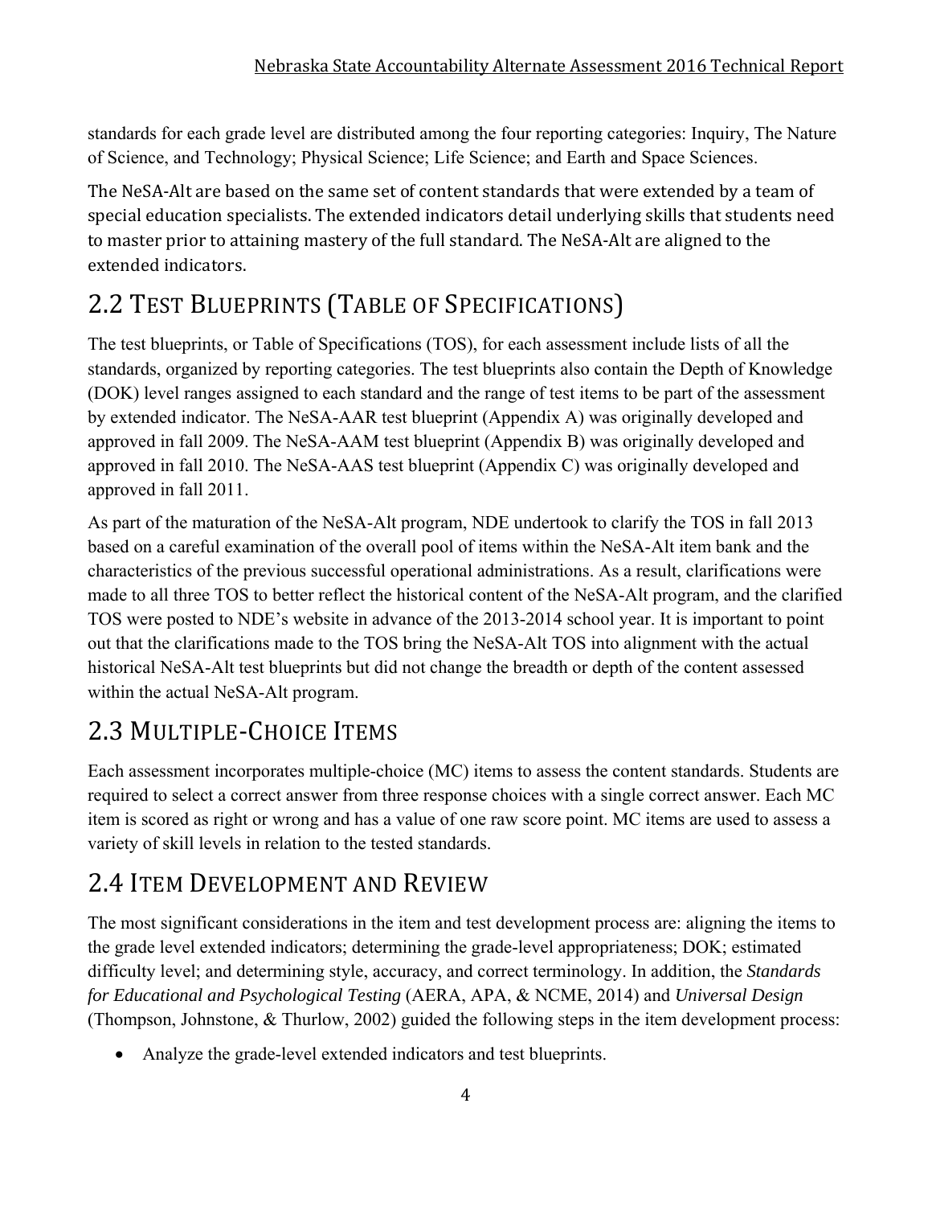standards for each grade level are distributed among the four reporting categories: Inquiry, The Nature of Science, and Technology; Physical Science; Life Science; and Earth and Space Sciences.

The NeSA-Alt are based on the same set of content standards that were extended by a team of special education specialists. The extended indicators detail underlying skills that students need to master prior to attaining mastery of the full standard. The NeSA-Alt are aligned to the extended indicators.

## 2.2 Test Blueprints (Table of Specifications)

The test blueprints, or Table of Specifications (TOS), for each assessment include lists of all the standards, organized by reporting categories. The test blueprints also contain the Depth of Knowledge (DOK) level ranges assigned to each standard and the range of test items to be part of the assessment by extended indicator. The NeSA-AAR test blueprint (Appendix A) was originally developed and approved in fall 2009. The NeSA-AAM test blueprint (Appendix B) was originally developed and approved in fall 2010. The NeSA-AAS test blueprint (Appendix C) was originally developed and approved in fall 2011.

As part of the maturation of the NeSA-Alt program, NDE undertook to clarify the TOS in fall 2013 based on a careful examination of the overall pool of items within the NeSA-Alt item bank and the characteristics of the previous successful operational administrations. As a result, clarifications were made to all three TOS to better reflect the historical content of the NeSA-Alt program, and the clarified TOS were posted to NDE's website in advance of the 2013-2014 school year. It is important to point out that the clarifications made to the TOS bring the NeSA-Alt TOS into alignment with the actual historical NeSA-Alt test blueprints but did not change the breadth or depth of the content assessed within the actual NeSA-Alt program.

## 2.3 Multiple-Choice Items

Each assessment incorporates multiple-choice (MC) items to assess the content standards. Students are required to select a correct answer from three response choices with a single correct answer. Each MC item is scored as right or wrong and has a value of one raw score point. MC items are used to assess a variety of skill levels in relation to the tested standards.

## 2.4 Item Development and Review

The most significant considerations in the item and test development process are: aligning the items to the grade level extended indicators; determining the grade-level appropriateness; DOK; estimated difficulty level; and determining style, accuracy, and correct terminology. In addition, the *Standards for Educational and Psychological Testing* (AERA, APA, & NCME, 2014) and *Universal Design* (Thompson, Johnstone, & Thurlow, 2002) guided the following steps in the item development process:

- Analyze the grade-level extended indicators and test blueprints.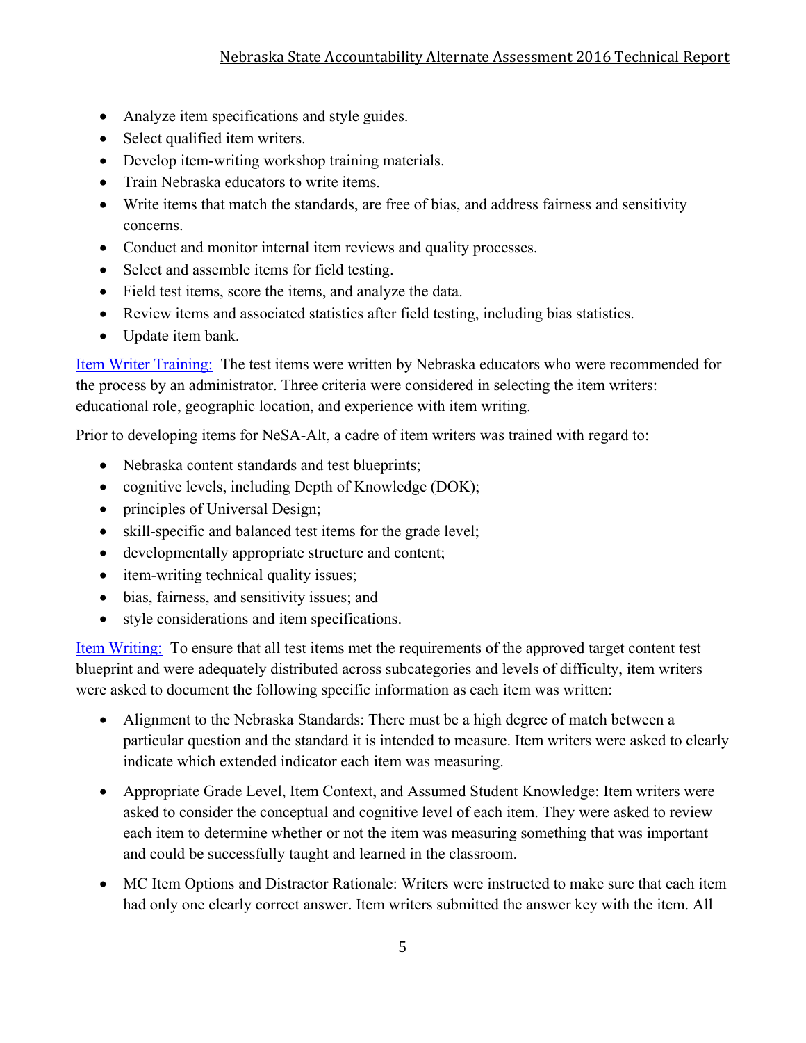- Analyze item specifications and style guides.
- Select qualified item writers.
- Develop item-writing workshop training materials.
- Train Nebraska educators to write items.
- Write items that match the standards, are free of bias, and address fairness and sensitivity concerns.
- Conduct and monitor internal item reviews and quality processes.
- Select and assemble items for field testing.
- Field test items, score the items, and analyze the data.
- Review items and associated statistics after field testing, including bias statistics.
- Update item bank.

Item Writer Training: The test items were written by Nebraska educators who were recommended for the process by an administrator. Three criteria were considered in selecting the item writers: educational role, geographic location, and experience with item writing.

Prior to developing items for NeSA-Alt, a cadre of item writers was trained with regard to:

- Nebraska content standards and test blueprints;
- cognitive levels, including Depth of Knowledge (DOK);
- principles of Universal Design;
- skill-specific and balanced test items for the grade level;
- developmentally appropriate structure and content;
- item-writing technical quality issues;
- bias, fairness, and sensitivity issues; and
- style considerations and item specifications.

Item Writing: To ensure that all test items met the requirements of the approved target content test blueprint and were adequately distributed across subcategories and levels of difficulty, item writers were asked to document the following specific information as each item was written:

- Alignment to the Nebraska Standards: There must be a high degree of match between a particular question and the standard it is intended to measure. Item writers were asked to clearly indicate which extended indicator each item was measuring.
- Appropriate Grade Level, Item Context, and Assumed Student Knowledge: Item writers were asked to consider the conceptual and cognitive level of each item. They were asked to review each item to determine whether or not the item was measuring something that was important and could be successfully taught and learned in the classroom.
- MC Item Options and Distractor Rationale: Writers were instructed to make sure that each item had only one clearly correct answer. Item writers submitted the answer key with the item. All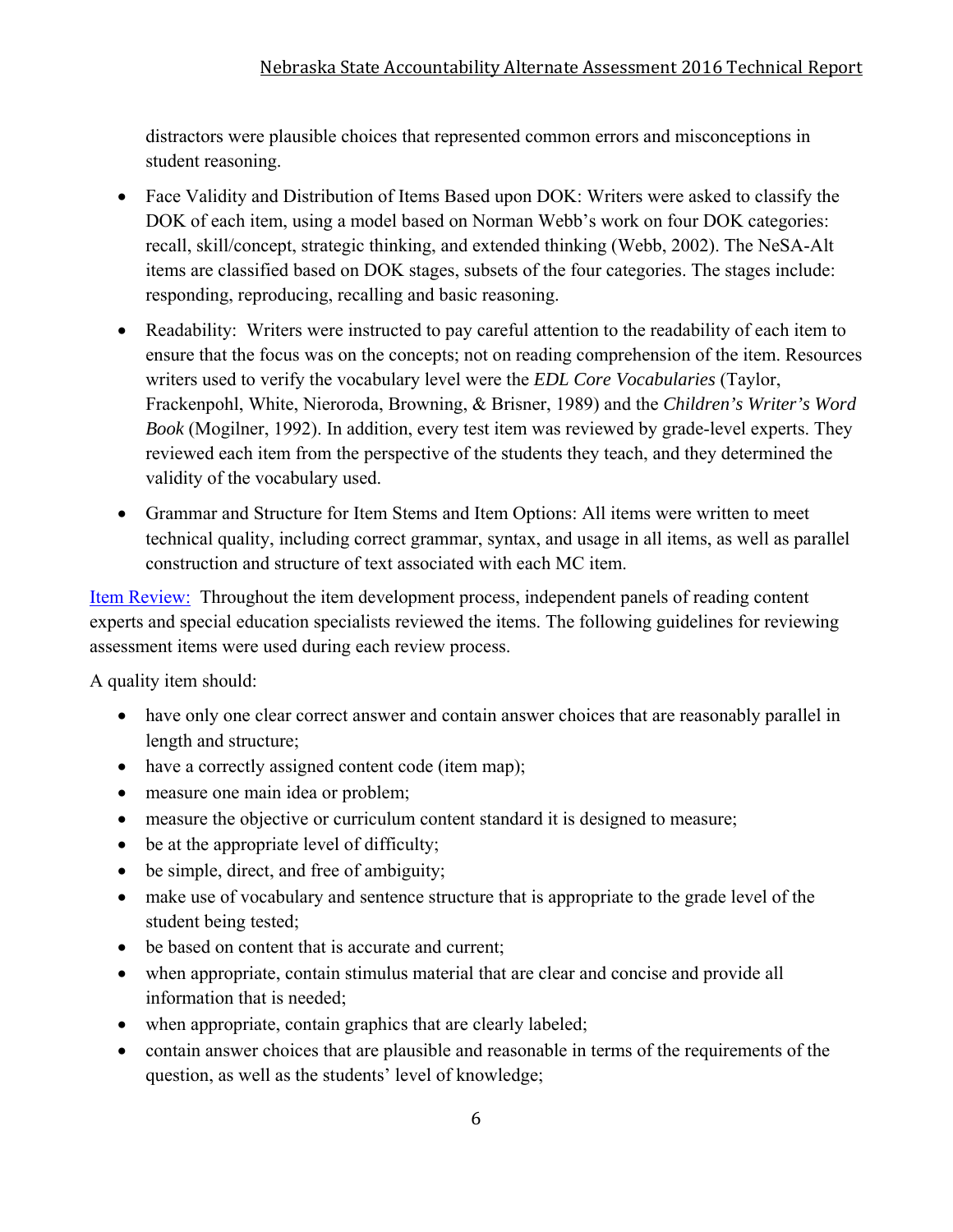distractors were plausible choices that represented common errors and misconceptions in student reasoning.

- Face Validity and Distribution of Items Based upon DOK: Writers were asked to classify the DOK of each item, using a model based on Norman Webb's work on four DOK categories: recall, skill/concept, strategic thinking, and extended thinking (Webb, 2002). The NeSA-Alt items are classified based on DOK stages, subsets of the four categories. The stages include: responding, reproducing, recalling and basic reasoning.
- Readability: Writers were instructed to pay careful attention to the readability of each item to ensure that the focus was on the concepts; not on reading comprehension of the item. Resources writers used to verify the vocabulary level were the *EDL Core Vocabularies* (Taylor, Frackenpohl, White, Nieroroda, Browning, & Brisner, 1989) and the *Children's Writer's Word Book* (Mogilner, 1992). In addition, every test item was reviewed by grade-level experts. They reviewed each item from the perspective of the students they teach, and they determined the validity of the vocabulary used.
- Grammar and Structure for Item Stems and Item Options: All items were written to meet technical quality, including correct grammar, syntax, and usage in all items, as well as parallel construction and structure of text associated with each MC item.

Item Review: Throughout the item development process, independent panels of reading content experts and special education specialists reviewed the items. The following guidelines for reviewing assessment items were used during each review process.

A quality item should:

- have only one clear correct answer and contain answer choices that are reasonably parallel in length and structure;
- have a correctly assigned content code (item map);
- measure one main idea or problem;
- measure the objective or curriculum content standard it is designed to measure;
- be at the appropriate level of difficulty;
- be simple, direct, and free of ambiguity;
- make use of vocabulary and sentence structure that is appropriate to the grade level of the student being tested;
- be based on content that is accurate and current;
- when appropriate, contain stimulus material that are clear and concise and provide all information that is needed;
- when appropriate, contain graphics that are clearly labeled;
- contain answer choices that are plausible and reasonable in terms of the requirements of the question, as well as the students' level of knowledge;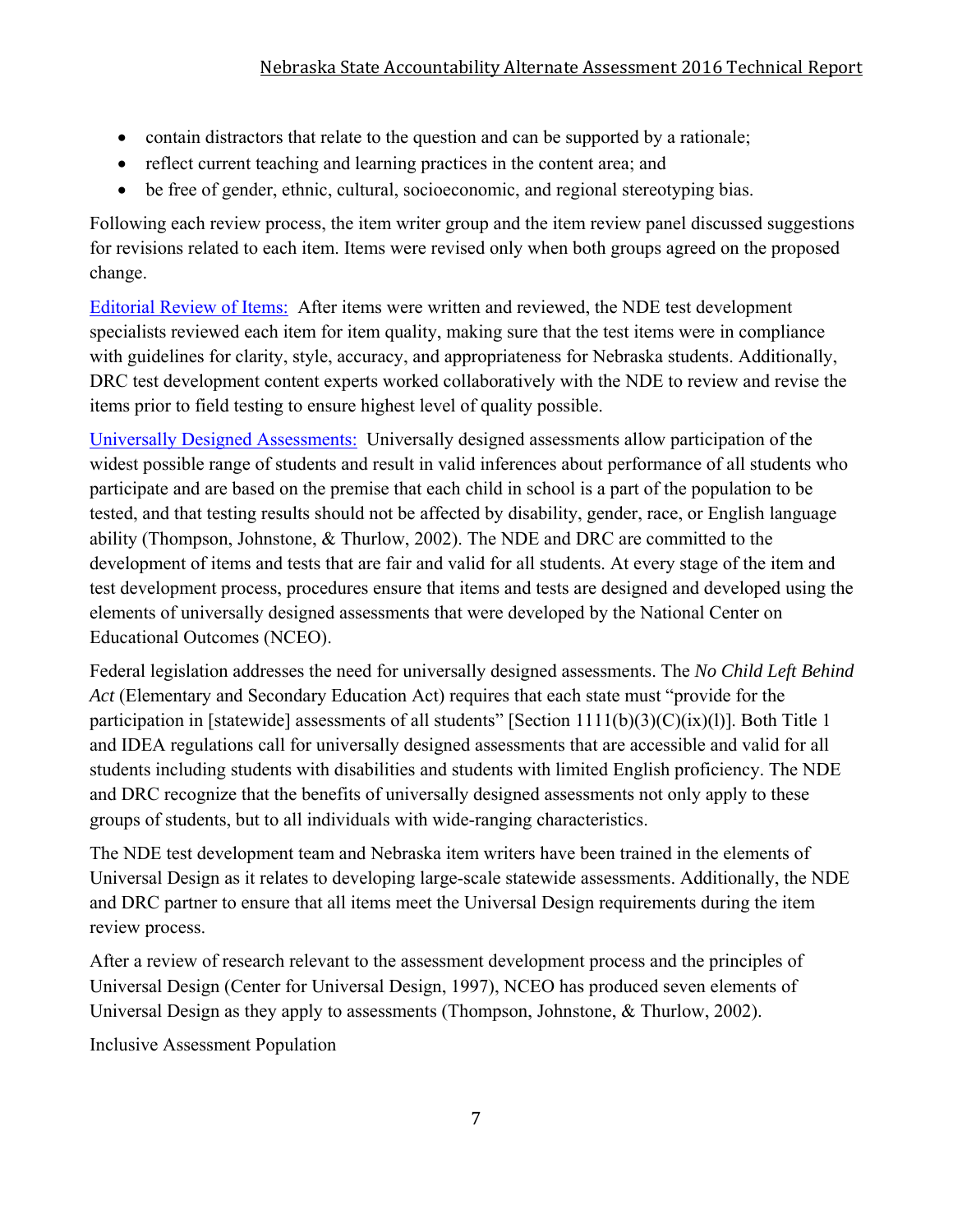- contain distractors that relate to the question and can be supported by a rationale;
- reflect current teaching and learning practices in the content area; and
- be free of gender, ethnic, cultural, socioeconomic, and regional stereotyping bias.

Following each review process, the item writer group and the item review panel discussed suggestions for revisions related to each item. Items were revised only when both groups agreed on the proposed change.

Editorial Review of Items: After items were written and reviewed, the NDE test development specialists reviewed each item for item quality, making sure that the test items were in compliance with guidelines for clarity, style, accuracy, and appropriateness for Nebraska students. Additionally, DRC test development content experts worked collaboratively with the NDE to review and revise the items prior to field testing to ensure highest level of quality possible.

Universally Designed Assessments: Universally designed assessments allow participation of the widest possible range of students and result in valid inferences about performance of all students who participate and are based on the premise that each child in school is a part of the population to be tested, and that testing results should not be affected by disability, gender, race, or English language ability (Thompson, Johnstone, & Thurlow, 2002). The NDE and DRC are committed to the development of items and tests that are fair and valid for all students. At every stage of the item and test development process, procedures ensure that items and tests are designed and developed using the elements of universally designed assessments that were developed by the National Center on Educational Outcomes (NCEO).

Federal legislation addresses the need for universally designed assessments. The *No Child Left Behind Act* (Elementary and Secondary Education Act) requires that each state must "provide for the participation in [statewide] assessments of all students" [Section 1111(b)(3)(C)(ix)(l)]. Both Title 1 and IDEA regulations call for universally designed assessments that are accessible and valid for all students including students with disabilities and students with limited English proficiency. The NDE and DRC recognize that the benefits of universally designed assessments not only apply to these groups of students, but to all individuals with wide-ranging characteristics.

The NDE test development team and Nebraska item writers have been trained in the elements of Universal Design as it relates to developing large-scale statewide assessments. Additionally, the NDE and DRC partner to ensure that all items meet the Universal Design requirements during the item review process.

After a review of research relevant to the assessment development process and the principles of Universal Design (Center for Universal Design, 1997), NCEO has produced seven elements of Universal Design as they apply to assessments (Thompson, Johnstone, & Thurlow, 2002).

Inclusive Assessment Population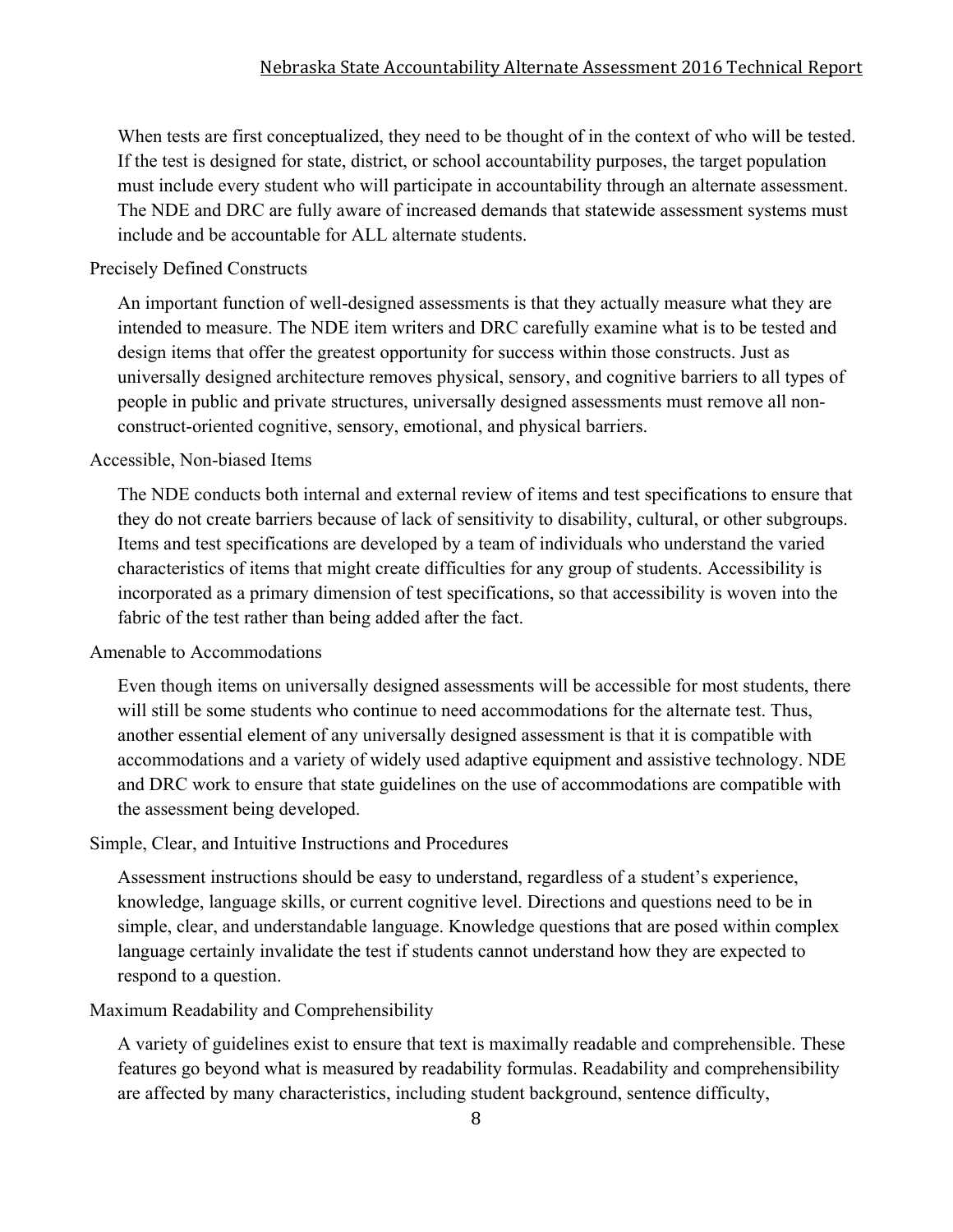When tests are first conceptualized, they need to be thought of in the context of who will be tested. If the test is designed for state, district, or school accountability purposes, the target population must include every student who will participate in accountability through an alternate assessment. The NDE and DRC are fully aware of increased demands that statewide assessment systems must include and be accountable for ALL alternate students.

### Precisely Defined Constructs

An important function of well-designed assessments is that they actually measure what they are intended to measure. The NDE item writers and DRC carefully examine what is to be tested and design items that offer the greatest opportunity for success within those constructs. Just as universally designed architecture removes physical, sensory, and cognitive barriers to all types of people in public and private structures, universally designed assessments must remove all non-construct-oriented cognitive, sensory, emotional, and physical barriers.

### Accessible, Non-biased Items

The NDE conducts both internal and external review of items and test specifications to ensure that they do not create barriers because of lack of sensitivity to disability, cultural, or other subgroups. Items and test specifications are developed by a team of individuals who understand the varied characteristics of items that might create difficulties for any group of students. Accessibility is incorporated as a primary dimension of test specifications, so that accessibility is woven into the fabric of the test rather than being added after the fact.

### Amenable to Accommodations

Even though items on universally designed assessments will be accessible for most students, there will still be some students who continue to need accommodations for the alternate test. Thus, another essential element of any universally designed assessment is that it is compatible with accommodations and a variety of widely used adaptive equipment and assistive technology. NDE and DRC work to ensure that state guidelines on the use of accommodations are compatible with the assessment being developed.

### Simple, Clear, and Intuitive Instructions and Procedures

Assessment instructions should be easy to understand, regardless of a student's experience, knowledge, language skills, or current cognitive level. Directions and questions need to be in simple, clear, and understandable language. Knowledge questions that are posed within complex language certainly invalidate the test if students cannot understand how they are expected to respond to a question.

### Maximum Readability and Comprehensibility

A variety of guidelines exist to ensure that text is maximally readable and comprehensible. These features go beyond what is measured by readability formulas. Readability and comprehensibility are affected by many characteristics, including student background, sentence difficulty,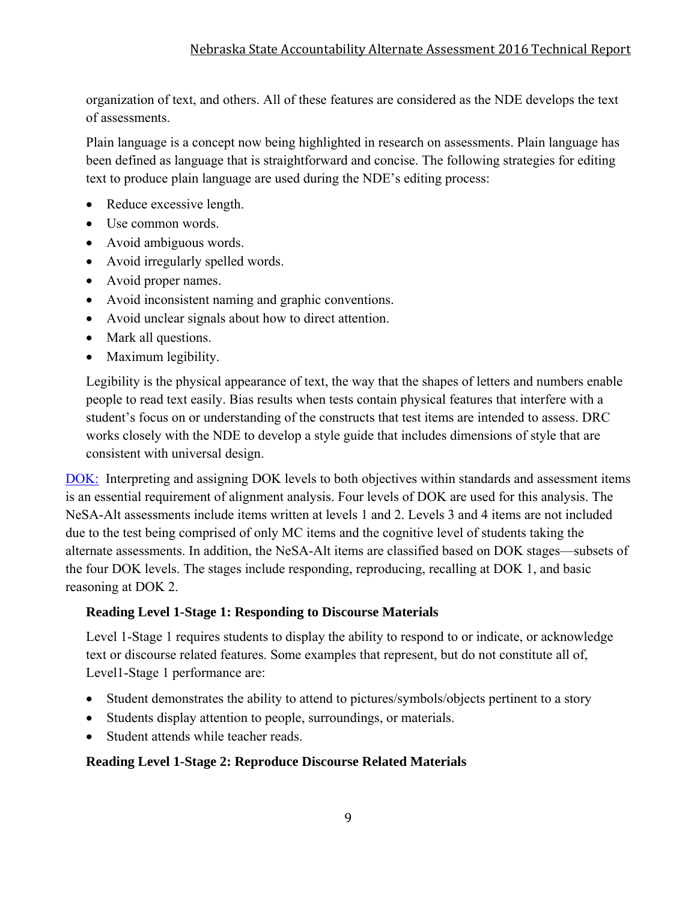organization of text, and others. All of these features are considered as the NDE develops the text of assessments.

Plain language is a concept now being highlighted in research on assessments. Plain language has been defined as language that is straightforward and concise. The following strategies for editing text to produce plain language are used during the NDE's editing process:

- Reduce excessive length.
- Use common words.
- Avoid ambiguous words.
- Avoid irregularly spelled words.
- Avoid proper names.
- Avoid inconsistent naming and graphic conventions.
- Avoid unclear signals about how to direct attention.
- Mark all questions.
- Maximum legibility.

Legibility is the physical appearance of text, the way that the shapes of letters and numbers enable people to read text easily. Bias results when tests contain physical features that interfere with a student's focus on or understanding of the constructs that test items are intended to assess. DRC works closely with the NDE to develop a style guide that includes dimensions of style that are consistent with universal design.

DOK: Interpreting and assigning DOK levels to both objectives within standards and assessment items is an essential requirement of alignment analysis. Four levels of DOK are used for this analysis. The NeSA-Alt assessments include items written at levels 1 and 2. Levels 3 and 4 items are not included due to the test being comprised of only MC items and the cognitive level of students taking the alternate assessments. In addition, the NeSA-Alt items are classified based on DOK stages—subsets of the four DOK levels. The stages include responding, reproducing, recalling at DOK 1, and basic reasoning at DOK 2.

**Reading Level 1-Stage 1: Responding to Discourse Materials**

Level 1-Stage 1 requires students to display the ability to respond to or indicate, or acknowledge text or discourse related features. Some examples that represent, but do not constitute all of, Level1-Stage 1 performance are:

- Student demonstrates the ability to attend to pictures/symbols/objects pertinent to a story
- Students display attention to people, surroundings, or materials.
- Student attends while teacher reads.

**Reading Level 1-Stage 2: Reproduce Discourse Related Materials**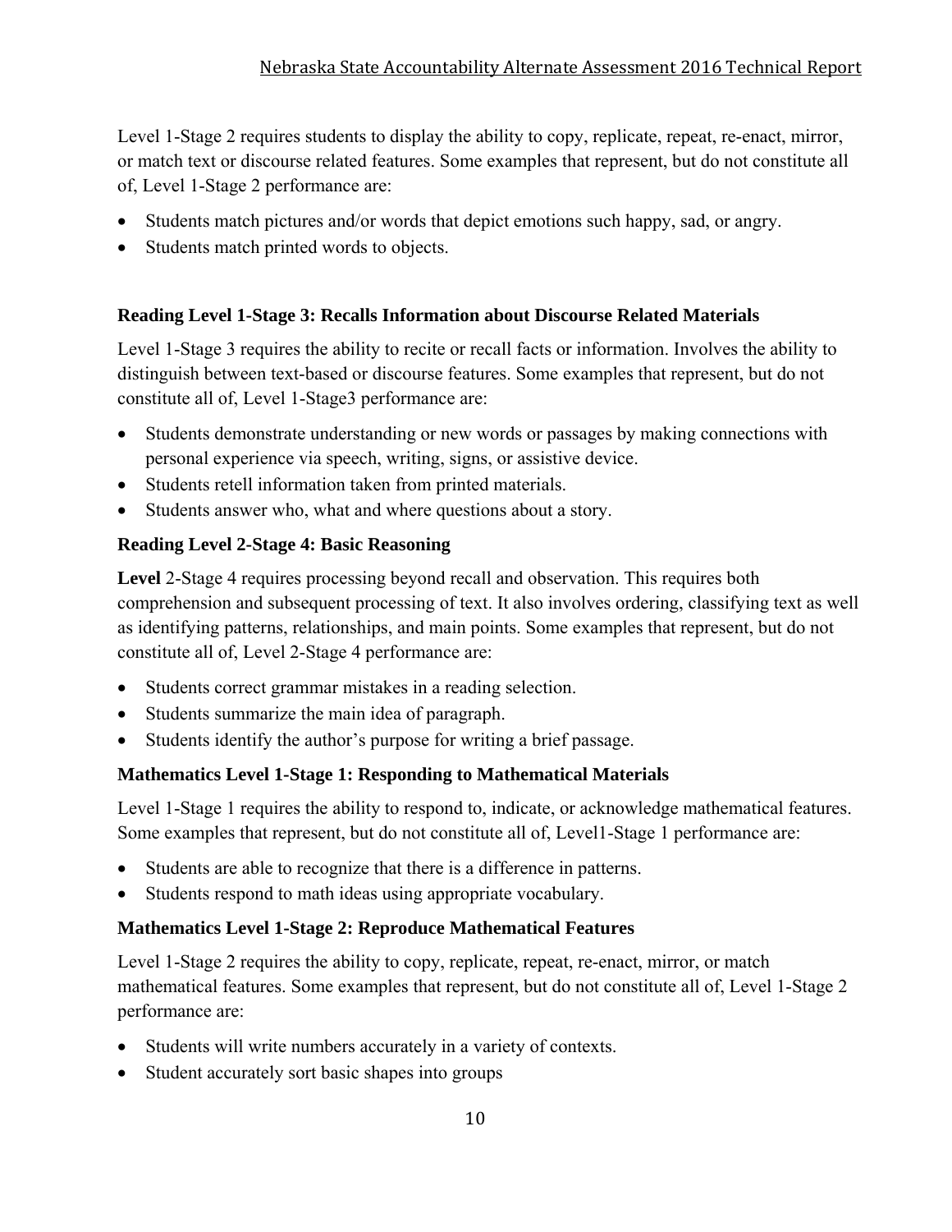Level 1-Stage 2 requires students to display the ability to copy, replicate, repeat, re-enact, mirror, or match text or discourse related features. Some examples that represent, but do not constitute all of, Level 1-Stage 2 performance are:

- Students match pictures and/or words that depict emotions such happy, sad, or angry.
- Students match printed words to objects.

### Reading Level 1-Stage 3: Recalls Information about Discourse Related Materials

Level 1-Stage 3 requires the ability to recite or recall facts or information. Involves the ability to distinguish between text-based or discourse features. Some examples that represent, but do not constitute all of, Level 1-Stage3 performance are:

- Students demonstrate understanding or new words or passages by making connections with personal experience via speech, writing, signs, or assistive device.
- Students retell information taken from printed materials.
- Students answer who, what and where questions about a story.

### Reading Level 2-Stage 4: Basic Reasoning

**Level** 2-Stage 4 requires processing beyond recall and observation. This requires both comprehension and subsequent processing of text. It also involves ordering, classifying text as well as identifying patterns, relationships, and main points. Some examples that represent, but do not constitute all of, Level 2-Stage 4 performance are:

- Students correct grammar mistakes in a reading selection.
- Students summarize the main idea of paragraph.
- Students identify the author's purpose for writing a brief passage.

### Mathematics Level 1-Stage 1: Responding to Mathematical Materials

Level 1-Stage 1 requires the ability to respond to, indicate, or acknowledge mathematical features. Some examples that represent, but do not constitute all of, Level1-Stage 1 performance are:

- Students are able to recognize that there is a difference in patterns.
- Students respond to math ideas using appropriate vocabulary.

### Mathematics Level 1-Stage 2: Reproduce Mathematical Features

Level 1-Stage 2 requires the ability to copy, replicate, repeat, re-enact, mirror, or match mathematical features. Some examples that represent, but do not constitute all of, Level 1-Stage 2 performance are:

- Students will write numbers accurately in a variety of contexts.
- Student accurately sort basic shapes into groups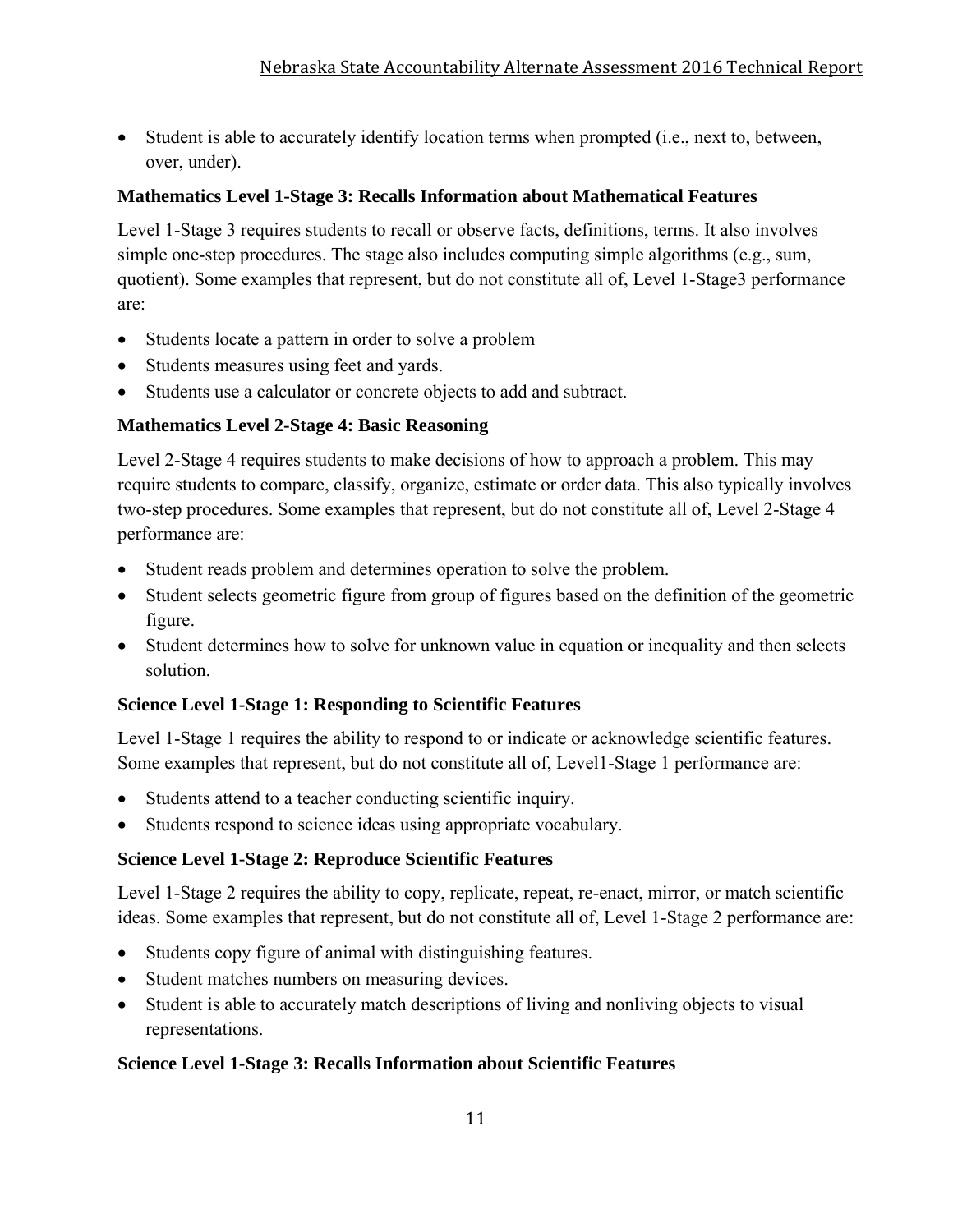- Student is able to accurately identify location terms when prompted (i.e., next to, between, over, under).

**Mathematics Level 1-Stage 3: Recalls Information about Mathematical Features**

Level 1-Stage 3 requires students to recall or observe facts, definitions, terms. It also involves simple one-step procedures. The stage also includes computing simple algorithms (e.g., sum, quotient). Some examples that represent, but do not constitute all of, Level 1-Stage3 performance are:

- Students locate a pattern in order to solve a problem
- Students measures using feet and yards.
- Students use a calculator or concrete objects to add and subtract.

**Mathematics Level 2-Stage 4: Basic Reasoning**

Level 2-Stage 4 requires students to make decisions of how to approach a problem. This may require students to compare, classify, organize, estimate or order data. This also typically involves two-step procedures. Some examples that represent, but do not constitute all of, Level 2-Stage 4 performance are:

- Student reads problem and determines operation to solve the problem.
- Student selects geometric figure from group of figures based on the definition of the geometric figure.
- Student determines how to solve for unknown value in equation or inequality and then selects solution.

**Science Level 1-Stage 1: Responding to Scientific Features**

Level 1-Stage 1 requires the ability to respond to or indicate or acknowledge scientific features. Some examples that represent, but do not constitute all of, Level1-Stage 1 performance are:

- Students attend to a teacher conducting scientific inquiry.
- Students respond to science ideas using appropriate vocabulary.

**Science Level 1-Stage 2: Reproduce Scientific Features**

Level 1-Stage 2 requires the ability to copy, replicate, repeat, re-enact, mirror, or match scientific ideas. Some examples that represent, but do not constitute all of, Level 1-Stage 2 performance are:

- Students copy figure of animal with distinguishing features.
- Student matches numbers on measuring devices.
- Student is able to accurately match descriptions of living and nonliving objects to visual representations.

**Science Level 1-Stage 3: Recalls Information about Scientific Features**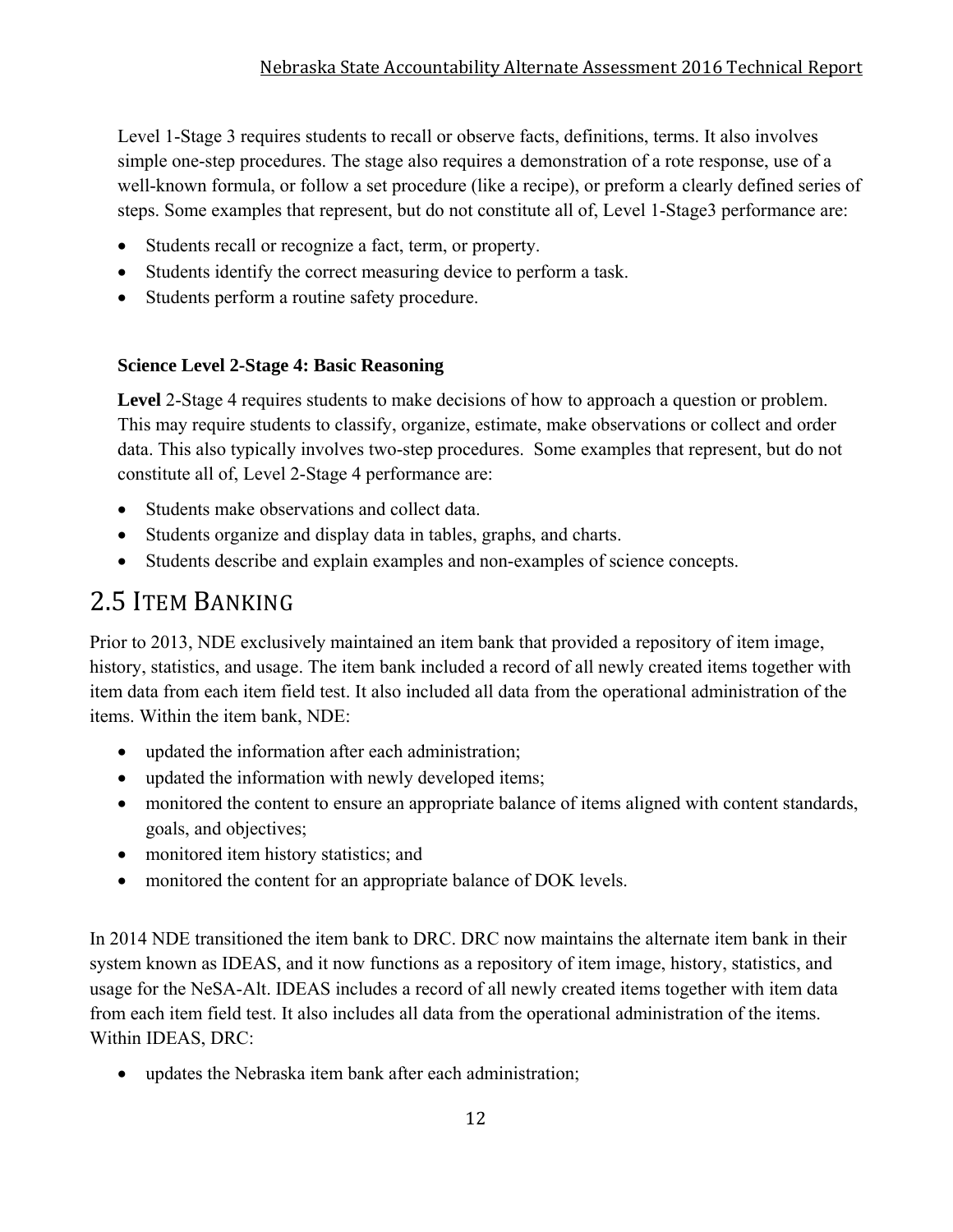Level 1-Stage 3 requires students to recall or observe facts, definitions, terms. It also involves simple one-step procedures. The stage also requires a demonstration of a rote response, use of a well-known formula, or follow a set procedure (like a recipe), or preform a clearly defined series of steps. Some examples that represent, but do not constitute all of, Level 1-Stage3 performance are:

- Students recall or recognize a fact, term, or property.
- Students identify the correct measuring device to perform a task.
- Students perform a routine safety procedure.

**Science Level 2-Stage 4: Basic Reasoning**

**Level** 2-Stage 4 requires students to make decisions of how to approach a question or problem. This may require students to classify, organize, estimate, make observations or collect and order data. This also typically involves two-step procedures. Some examples that represent, but do not constitute all of, Level 2-Stage 4 performance are:

- Students make observations and collect data.
- Students organize and display data in tables, graphs, and charts.
- Students describe and explain examples and non-examples of science concepts.

## 2.5 Item Banking

Prior to 2013, NDE exclusively maintained an item bank that provided a repository of item image, history, statistics, and usage. The item bank included a record of all newly created items together with item data from each item field test. It also included all data from the operational administration of the items. Within the item bank, NDE:

- updated the information after each administration;
- updated the information with newly developed items;
- monitored the content to ensure an appropriate balance of items aligned with content standards, goals, and objectives;
- monitored item history statistics; and
- monitored the content for an appropriate balance of DOK levels.

In 2014 NDE transitioned the item bank to DRC. DRC now maintains the alternate item bank in their system known as IDEAS, and it now functions as a repository of item image, history, statistics, and usage for the NeSA-Alt. IDEAS includes a record of all newly created items together with item data from each item field test. It also includes all data from the operational administration of the items. Within IDEAS, DRC:

- updates the Nebraska item bank after each administration;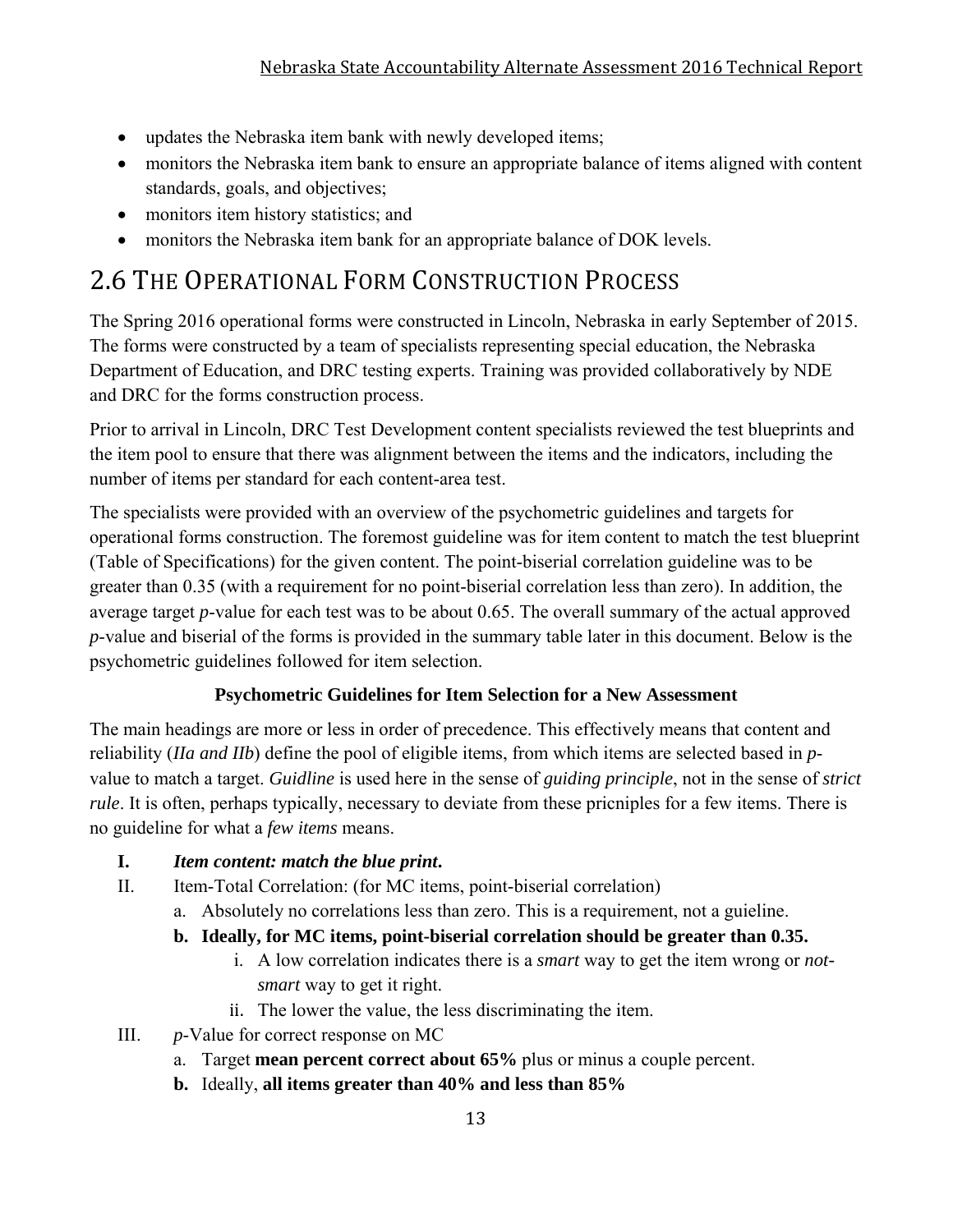- updates the Nebraska item bank with newly developed items;
- monitors the Nebraska item bank to ensure an appropriate balance of items aligned with content standards, goals, and objectives;
- monitors item history statistics; and
- monitors the Nebraska item bank for an appropriate balance of DOK levels.

## 2.6 The Operational Form Construction Process

The Spring 2016 operational forms were constructed in Lincoln, Nebraska in early September of 2015. The forms were constructed by a team of specialists representing special education, the Nebraska Department of Education, and DRC testing experts. Training was provided collaboratively by NDE and DRC for the forms construction process.

Prior to arrival in Lincoln, DRC Test Development content specialists reviewed the test blueprints and the item pool to ensure that there was alignment between the items and the indicators, including the number of items per standard for each content-area test.

The specialists were provided with an overview of the psychometric guidelines and targets for operational forms construction. The foremost guideline was for item content to match the test blueprint (Table of Specifications) for the given content. The point-biserial correlation guideline was to be greater than 0.35 (with a requirement for no point-biserial correlation less than zero). In addition, the average target *p*-value for each test was to be about 0.65. The overall summary of the actual approved *p*-value and biserial of the forms is provided in the summary table later in this document. Below is the psychometric guidelines followed for item selection.

**Psychometric Guidelines for Item Selection for a New Assessment**

The main headings are more or less in order of precedence. This effectively means that content and reliability (*IIa and IIb*) define the pool of eligible items, from which items are selected based in *p*-value to match a target. *Guidline* is used here in the sense of *guiding principle*, not in the sense of *strict rule*. It is often, perhaps typically, necessary to deviate from these pricniples for a few items. There is no guideline for what a *few items* means.

I. ***Item content: match the blue print.***

II. Item-Total Correlation: (for MC items, point-biserial correlation)
   a. Absolutely no correlations less than zero. This is a requirement, not a guieline.
   b. **Ideally, for MC items, point-biserial correlation should be greater than 0.35.**
      i. A low correlation indicates there is a *smart* way to get the item wrong or *not-smart* way to get it right.
      ii. The lower the value, the less discriminating the item.

III. *p*-Value for correct response on MC
   a. Target **mean percent correct about 65%** plus or minus a couple percent.
   b. Ideally, **all items greater than 40% and less than 85%**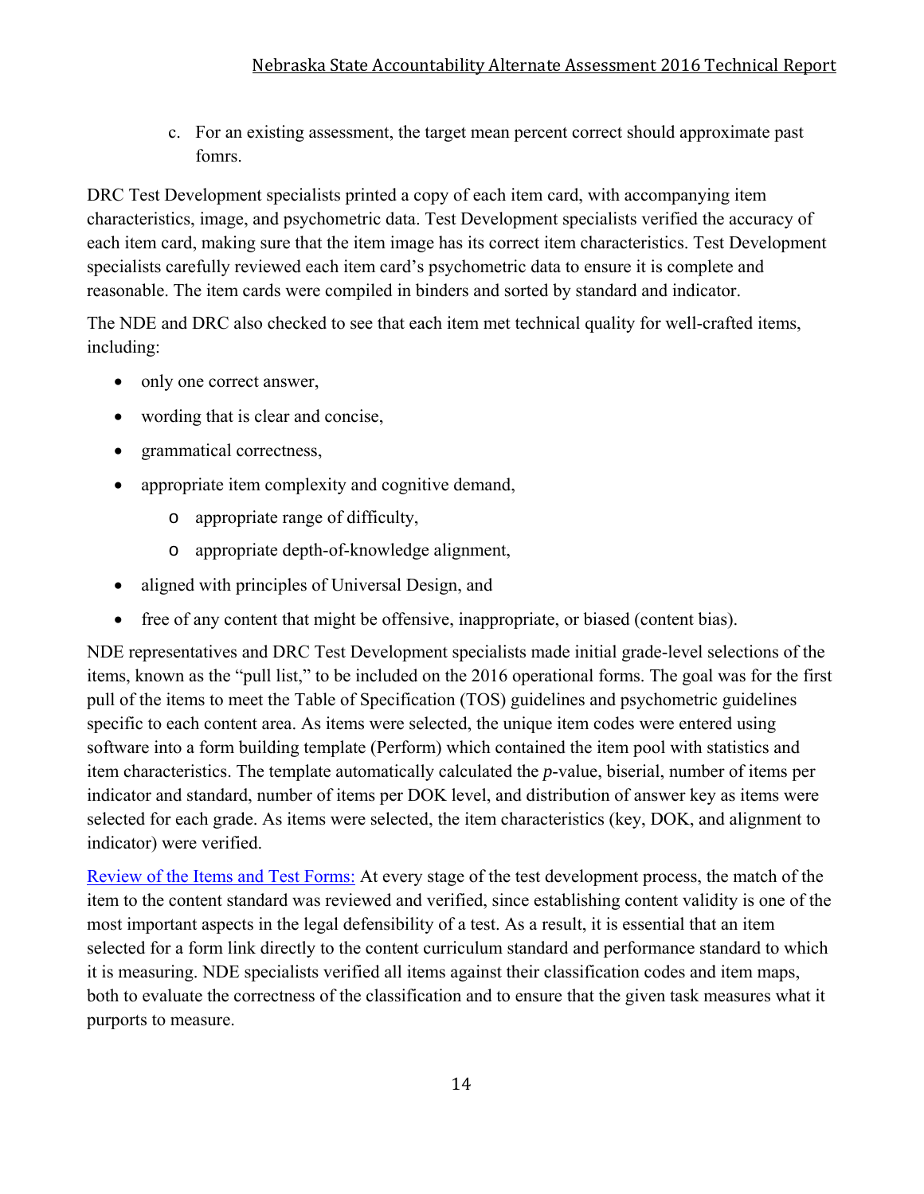c. For an existing assessment, the target mean percent correct should approximate past fomrs.

DRC Test Development specialists printed a copy of each item card, with accompanying item characteristics, image, and psychometric data. Test Development specialists verified the accuracy of each item card, making sure that the item image has its correct item characteristics. Test Development specialists carefully reviewed each item card's psychometric data to ensure it is complete and reasonable. The item cards were compiled in binders and sorted by standard and indicator.

The NDE and DRC also checked to see that each item met technical quality for well-crafted items, including:

- only one correct answer,
- wording that is clear and concise,
- grammatical correctness,
- appropriate item complexity and cognitive demand,
  - appropriate range of difficulty,
  - appropriate depth-of-knowledge alignment,
- aligned with principles of Universal Design, and
- free of any content that might be offensive, inappropriate, or biased (content bias).

NDE representatives and DRC Test Development specialists made initial grade-level selections of the items, known as the "pull list," to be included on the 2016 operational forms. The goal was for the first pull of the items to meet the Table of Specification (TOS) guidelines and psychometric guidelines specific to each content area. As items were selected, the unique item codes were entered using software into a form building template (Perform) which contained the item pool with statistics and item characteristics. The template automatically calculated the *p*-value, biserial, number of items per indicator and standard, number of items per DOK level, and distribution of answer key as items were selected for each grade. As items were selected, the item characteristics (key, DOK, and alignment to indicator) were verified.

Review of the Items and Test Forms: At every stage of the test development process, the match of the item to the content standard was reviewed and verified, since establishing content validity is one of the most important aspects in the legal defensibility of a test. As a result, it is essential that an item selected for a form link directly to the content curriculum standard and performance standard to which it is measuring. NDE specialists verified all items against their classification codes and item maps, both to evaluate the correctness of the classification and to ensure that the given task measures what it purports to measure.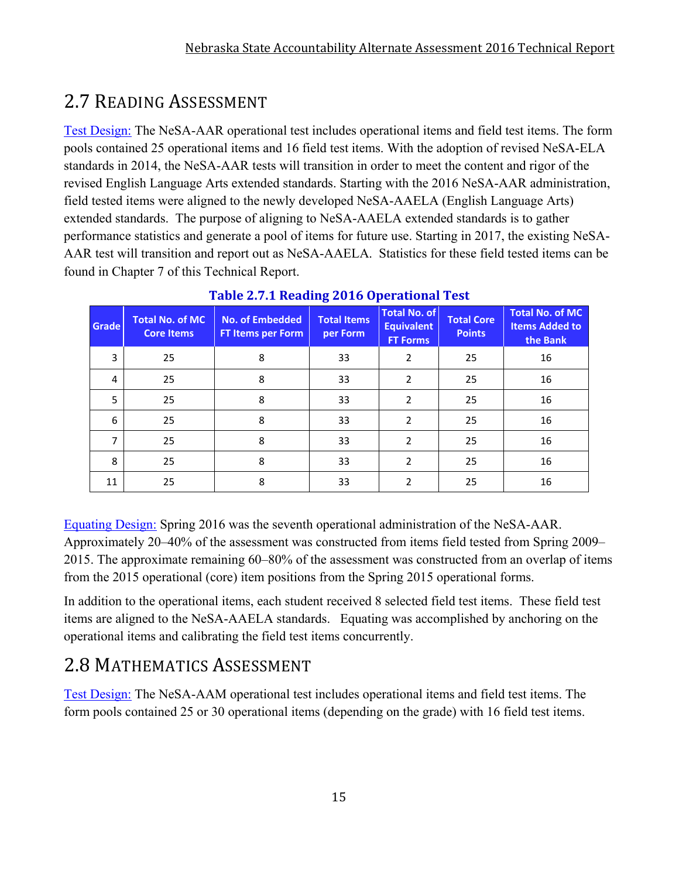## 2.7 Reading Assessment

Test Design: The NeSA-AAR operational test includes operational items and field test items. The form pools contained 25 operational items and 16 field test items. With the adoption of revised NeSA-ELA standards in 2014, the NeSA-AAR tests will transition in order to meet the content and rigor of the revised English Language Arts extended standards. Starting with the 2016 NeSA-AAR administration, field tested items were aligned to the newly developed NeSA-AAELA (English Language Arts) extended standards. The purpose of aligning to NeSA-AAELA extended standards is to gather performance statistics and generate a pool of items for future use. Starting in 2017, the existing NeSA-AAR test will transition and report out as NeSA-AAELA. Statistics for these field tested items can be found in Chapter 7 of this Technical Report.

**Table 2.7.1 Reading 2016 Operational Test**

| Grade | Total No. of MC Core Items | No. of Embedded FT Items per Form | Total Items per Form | Total No. of Equivalent FT Forms | Total Core Points | Total No. of MC Items Added to the Bank |
|---|---|---|---|---|---|---|
| 3 | 25 | 8 | 33 | 2 | 25 | 16 |
| 4 | 25 | 8 | 33 | 2 | 25 | 16 |
| 5 | 25 | 8 | 33 | 2 | 25 | 16 |
| 6 | 25 | 8 | 33 | 2 | 25 | 16 |
| 7 | 25 | 8 | 33 | 2 | 25 | 16 |
| 8 | 25 | 8 | 33 | 2 | 25 | 16 |
| 11 | 25 | 8 | 33 | 2 | 25 | 16 |

Equating Design: Spring 2016 was the seventh operational administration of the NeSA-AAR. Approximately 20–40% of the assessment was constructed from items field tested from Spring 2009–2015. The approximate remaining 60–80% of the assessment was constructed from an overlap of items from the 2015 operational (core) item positions from the Spring 2015 operational forms.

In addition to the operational items, each student received 8 selected field test items. These field test items are aligned to the NeSA-AAELA standards. Equating was accomplished by anchoring on the operational items and calibrating the field test items concurrently.

## 2.8 Mathematics Assessment

Test Design: The NeSA-AAM operational test includes operational items and field test items. The form pools contained 25 or 30 operational items (depending on the grade) with 16 field test items.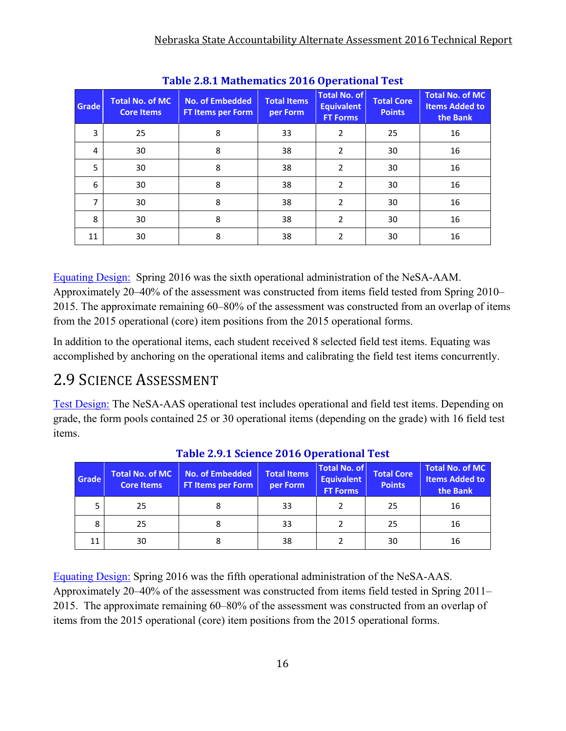**Table 2.8.1 Mathematics 2016 Operational Test**

| Grade | Total No. of MC Core Items | No. of Embedded FT Items per Form | Total Items per Form | Total No. of Equivalent FT Forms | Total Core Points | Total No. of MC Items Added to the Bank |
|---|---|---|---|---|---|---|
| 3 | 25 | 8 | 33 | 2 | 25 | 16 |
| 4 | 30 | 8 | 38 | 2 | 30 | 16 |
| 5 | 30 | 8 | 38 | 2 | 30 | 16 |
| 6 | 30 | 8 | 38 | 2 | 30 | 16 |
| 7 | 30 | 8 | 38 | 2 | 30 | 16 |
| 8 | 30 | 8 | 38 | 2 | 30 | 16 |
| 11 | 30 | 8 | 38 | 2 | 30 | 16 |

Equating Design: Spring 2016 was the sixth operational administration of the NeSA-AAM. Approximately 20–40% of the assessment was constructed from items field tested from Spring 2010–2015. The approximate remaining 60–80% of the assessment was constructed from an overlap of items from the 2015 operational (core) item positions from the 2015 operational forms.

In addition to the operational items, each student received 8 selected field test items. Equating was accomplished by anchoring on the operational items and calibrating the field test items concurrently.

## 2.9 Science Assessment

Test Design: The NeSA-AAS operational test includes operational and field test items. Depending on grade, the form pools contained 25 or 30 operational items (depending on the grade) with 16 field test items.

**Table 2.9.1 Science 2016 Operational Test**

| Grade | Total No. of MC Core Items | No. of Embedded FT Items per Form | Total Items per Form | Total No. of Equivalent FT Forms | Total Core Points | Total No. of MC Items Added to the Bank |
|---|---|---|---|---|---|---|
| 5 | 25 | 8 | 33 | 2 | 25 | 16 |
| 8 | 25 | 8 | 33 | 2 | 25 | 16 |
| 11 | 30 | 8 | 38 | 2 | 30 | 16 |

Equating Design: Spring 2016 was the fifth operational administration of the NeSA-AAS. Approximately 20–40% of the assessment was constructed from items field tested in Spring 2011–2015. The approximate remaining 60–80% of the assessment was constructed from an overlap of items from the 2015 operational (core) item positions from the 2015 operational forms.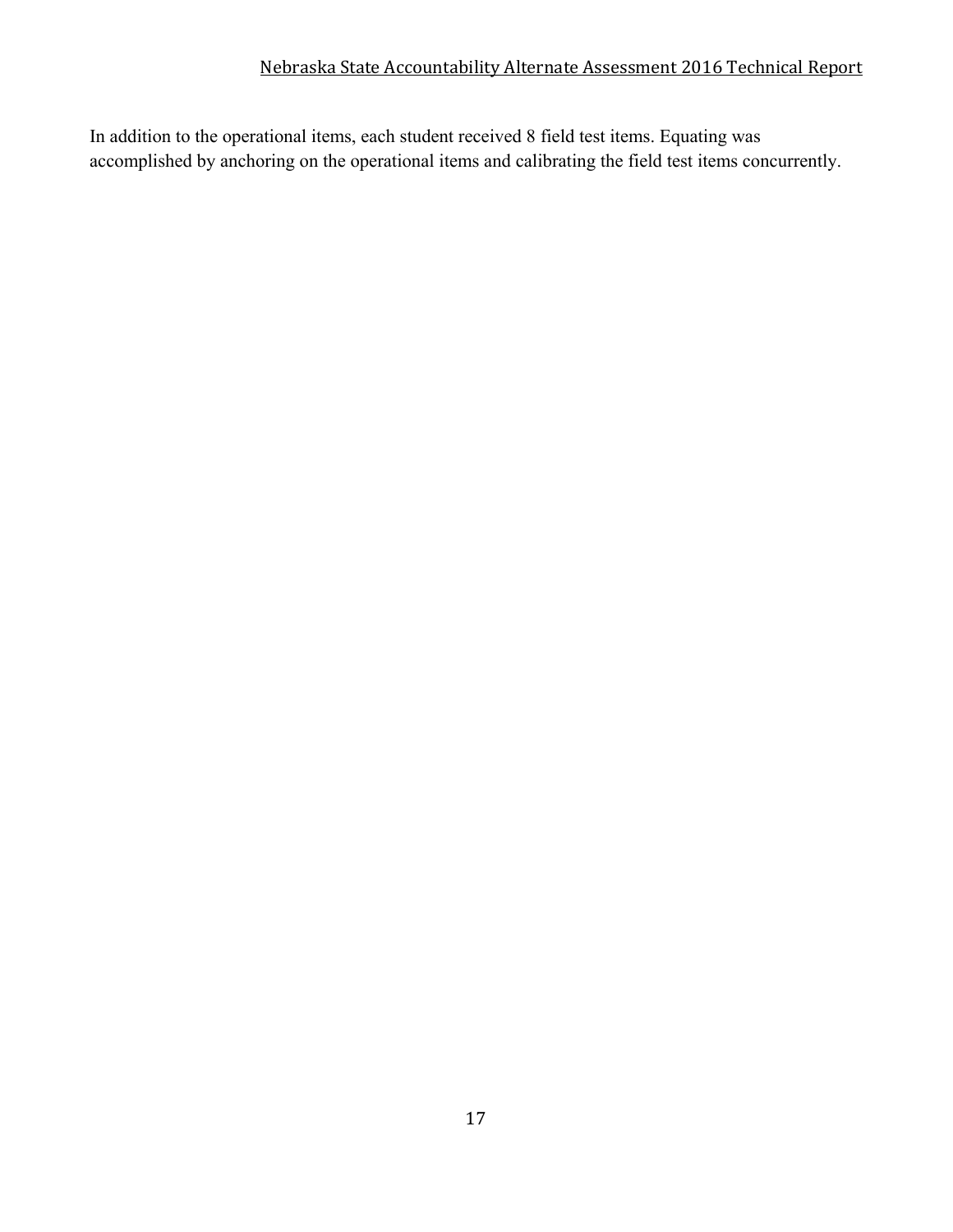In addition to the operational items, each student received 8 field test items. Equating was accomplished by anchoring on the operational items and calibrating the field test items concurrently.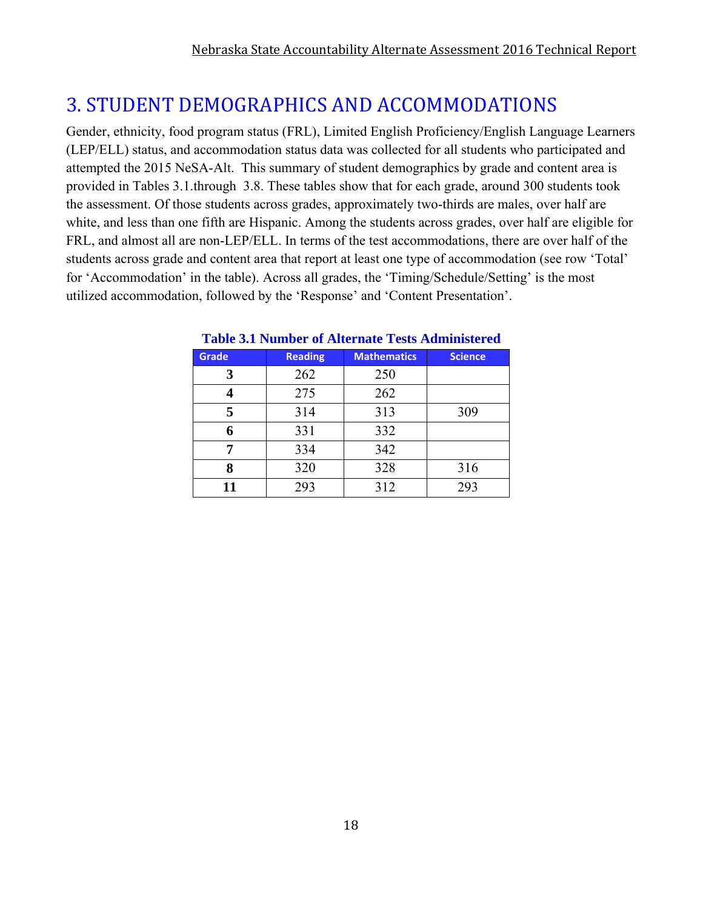# 3. STUDENT DEMOGRAPHICS AND ACCOMMODATIONS

Gender, ethnicity, food program status (FRL), Limited English Proficiency/English Language Learners (LEP/ELL) status, and accommodation status data was collected for all students who participated and attempted the 2015 NeSA-Alt. This summary of student demographics by grade and content area is provided in Tables 3.1.through 3.8. These tables show that for each grade, around 300 students took the assessment. Of those students across grades, approximately two-thirds are males, over half are white, and less than one fifth are Hispanic. Among the students across grades, over half are eligible for FRL, and almost all are non-LEP/ELL. In terms of the test accommodations, there are over half of the students across grade and content area that report at least one type of accommodation (see row 'Total' for 'Accommodation' in the table). Across all grades, the 'Timing/Schedule/Setting' is the most utilized accommodation, followed by the 'Response' and 'Content Presentation'.

**Table 3.1 Number of Alternate Tests Administered**

| Grade | Reading | Mathematics | Science |
|---|---|---|---|
| **3** | 262 | 250 | |
| **4** | 275 | 262 | |
| **5** | 314 | 313 | 309 |
| **6** | 331 | 332 | |
| **7** | 334 | 342 | |
| **8** | 320 | 328 | 316 |
| **11** | 293 | 312 | 293 |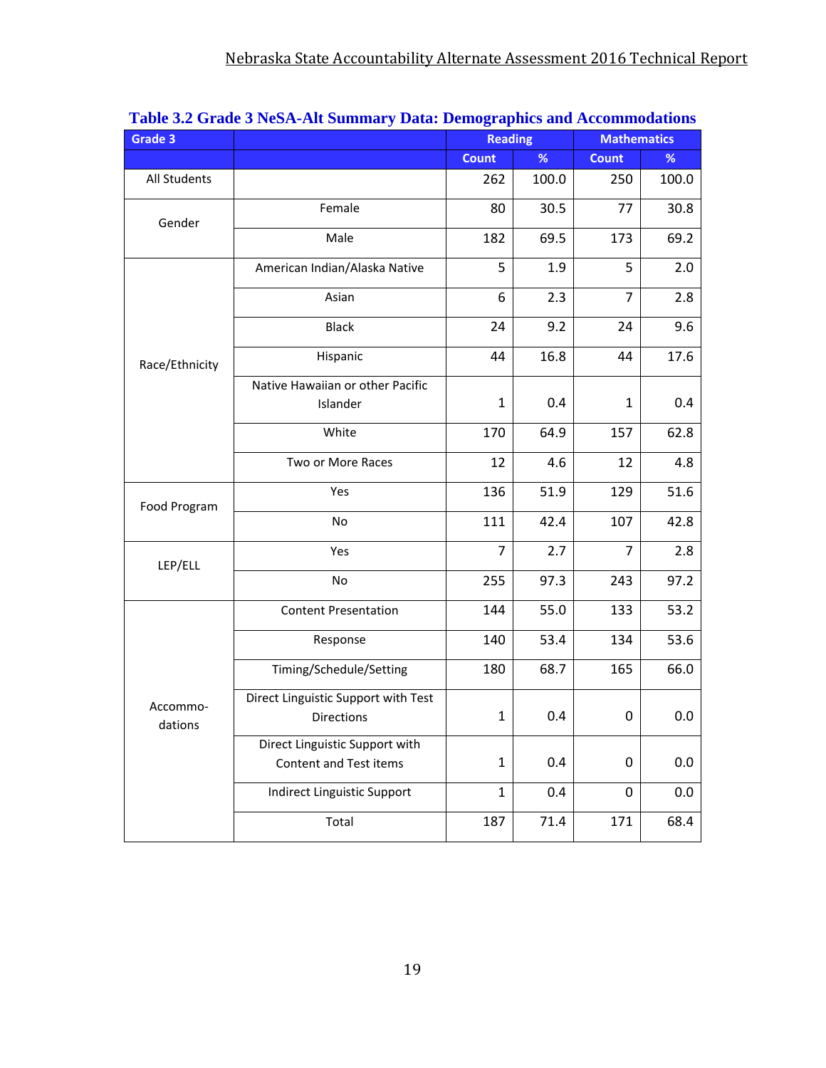**Table 3.2 Grade 3 NeSA-Alt Summary Data: Demographics and Accommodations**

| Grade 3 | | Reading | | Mathematics | |
|---|---|---|---|---|---|
| | | Count | % | Count | % |
| All Students | | 262 | 100.0 | 250 | 100.0 |
| Gender | Female | 80 | 30.5 | 77 | 30.8 |
| | Male | 182 | 69.5 | 173 | 69.2 |
| Race/Ethnicity | American Indian/Alaska Native | 5 | 1.9 | 5 | 2.0 |
| | Asian | 6 | 2.3 | 7 | 2.8 |
| | Black | 24 | 9.2 | 24 | 9.6 |
| | Hispanic | 44 | 16.8 | 44 | 17.6 |
| | Native Hawaiian or other Pacific Islander | 1 | 0.4 | 1 | 0.4 |
| | White | 170 | 64.9 | 157 | 62.8 |
| | Two or More Races | 12 | 4.6 | 12 | 4.8 |
| Food Program | Yes | 136 | 51.9 | 129 | 51.6 |
| | No | 111 | 42.4 | 107 | 42.8 |
| LEP/ELL | Yes | 7 | 2.7 | 7 | 2.8 |
| | No | 255 | 97.3 | 243 | 97.2 |
| Accommo-dations | Content Presentation | 144 | 55.0 | 133 | 53.2 |
| | Response | 140 | 53.4 | 134 | 53.6 |
| | Timing/Schedule/Setting | 180 | 68.7 | 165 | 66.0 |
| | Direct Linguistic Support with Test Directions | 1 | 0.4 | 0 | 0.0 |
| | Direct Linguistic Support with Content and Test items | 1 | 0.4 | 0 | 0.0 |
| | Indirect Linguistic Support | 1 | 0.4 | 0 | 0.0 |
| | Total | 187 | 71.4 | 171 | 68.4 |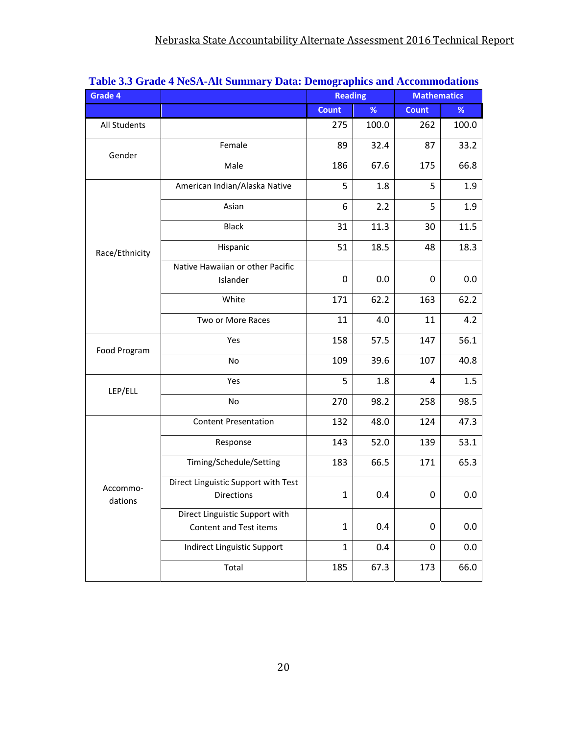**Table 3.3 Grade 4 NeSA-Alt Summary Data: Demographics and Accommodations**

| Grade 4 | | Reading | | Mathematics | |
|---|---|---|---|---|---|
| | | Count | % | Count | % |
| All Students | | 275 | 100.0 | 262 | 100.0 |
| Gender | Female | 89 | 32.4 | 87 | 33.2 |
| | Male | 186 | 67.6 | 175 | 66.8 |
| Race/Ethnicity | American Indian/Alaska Native | 5 | 1.8 | 5 | 1.9 |
| | Asian | 6 | 2.2 | 5 | 1.9 |
| | Black | 31 | 11.3 | 30 | 11.5 |
| | Hispanic | 51 | 18.5 | 48 | 18.3 |
| | Native Hawaiian or other Pacific Islander | 0 | 0.0 | 0 | 0.0 |
| | White | 171 | 62.2 | 163 | 62.2 |
| | Two or More Races | 11 | 4.0 | 11 | 4.2 |
| Food Program | Yes | 158 | 57.5 | 147 | 56.1 |
| | No | 109 | 39.6 | 107 | 40.8 |
| LEP/ELL | Yes | 5 | 1.8 | 4 | 1.5 |
| | No | 270 | 98.2 | 258 | 98.5 |
| Accommodations | Content Presentation | 132 | 48.0 | 124 | 47.3 |
| | Response | 143 | 52.0 | 139 | 53.1 |
| | Timing/Schedule/Setting | 183 | 66.5 | 171 | 65.3 |
| | Direct Linguistic Support with Test Directions | 1 | 0.4 | 0 | 0.0 |
| | Direct Linguistic Support with Content and Test items | 1 | 0.4 | 0 | 0.0 |
| | Indirect Linguistic Support | 1 | 0.4 | 0 | 0.0 |
| | Total | 185 | 67.3 | 173 | 66.0 |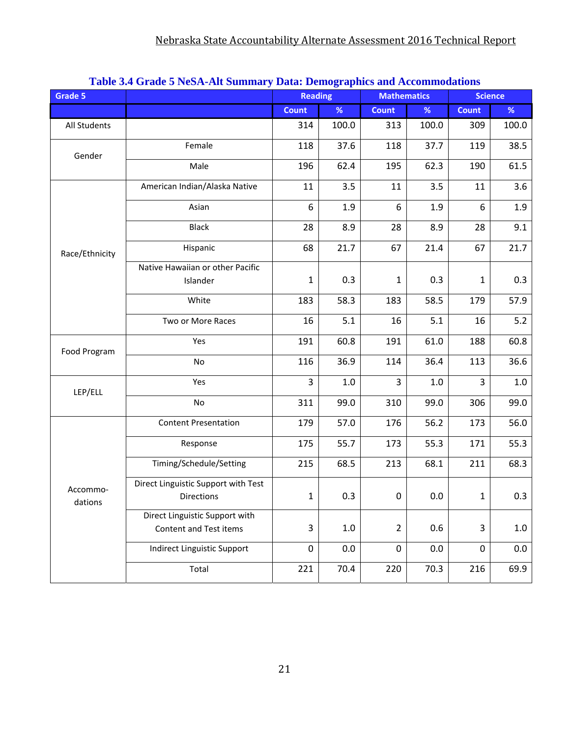**Table 3.4 Grade 5 NeSA-Alt Summary Data: Demographics and Accommodations**

| Grade 5 | | Reading | | Mathematics | | Science | |
|---|---|---|---|---|---|---|---|
| | | Count | % | Count | % | Count | % |
| All Students | | 314 | 100.0 | 313 | 100.0 | 309 | 100.0 |
| Gender | Female | 118 | 37.6 | 118 | 37.7 | 119 | 38.5 |
| | Male | 196 | 62.4 | 195 | 62.3 | 190 | 61.5 |
| Race/Ethnicity | American Indian/Alaska Native | 11 | 3.5 | 11 | 3.5 | 11 | 3.6 |
| | Asian | 6 | 1.9 | 6 | 1.9 | 6 | 1.9 |
| | Black | 28 | 8.9 | 28 | 8.9 | 28 | 9.1 |
| | Hispanic | 68 | 21.7 | 67 | 21.4 | 67 | 21.7 |
| | Native Hawaiian or other Pacific Islander | 1 | 0.3 | 1 | 0.3 | 1 | 0.3 |
| | White | 183 | 58.3 | 183 | 58.5 | 179 | 57.9 |
| | Two or More Races | 16 | 5.1 | 16 | 5.1 | 16 | 5.2 |
| Food Program | Yes | 191 | 60.8 | 191 | 61.0 | 188 | 60.8 |
| | No | 116 | 36.9 | 114 | 36.4 | 113 | 36.6 |
| LEP/ELL | Yes | 3 | 1.0 | 3 | 1.0 | 3 | 1.0 |
| | No | 311 | 99.0 | 310 | 99.0 | 306 | 99.0 |
| Accommo-dations | Content Presentation | 179 | 57.0 | 176 | 56.2 | 173 | 56.0 |
| | Response | 175 | 55.7 | 173 | 55.3 | 171 | 55.3 |
| | Timing/Schedule/Setting | 215 | 68.5 | 213 | 68.1 | 211 | 68.3 |
| | Direct Linguistic Support with Test Directions | 1 | 0.3 | 0 | 0.0 | 1 | 0.3 |
| | Direct Linguistic Support with Content and Test items | 3 | 1.0 | 2 | 0.6 | 3 | 1.0 |
| | Indirect Linguistic Support | 0 | 0.0 | 0 | 0.0 | 0 | 0.0 |
| | Total | 221 | 70.4 | 220 | 70.3 | 216 | 69.9 |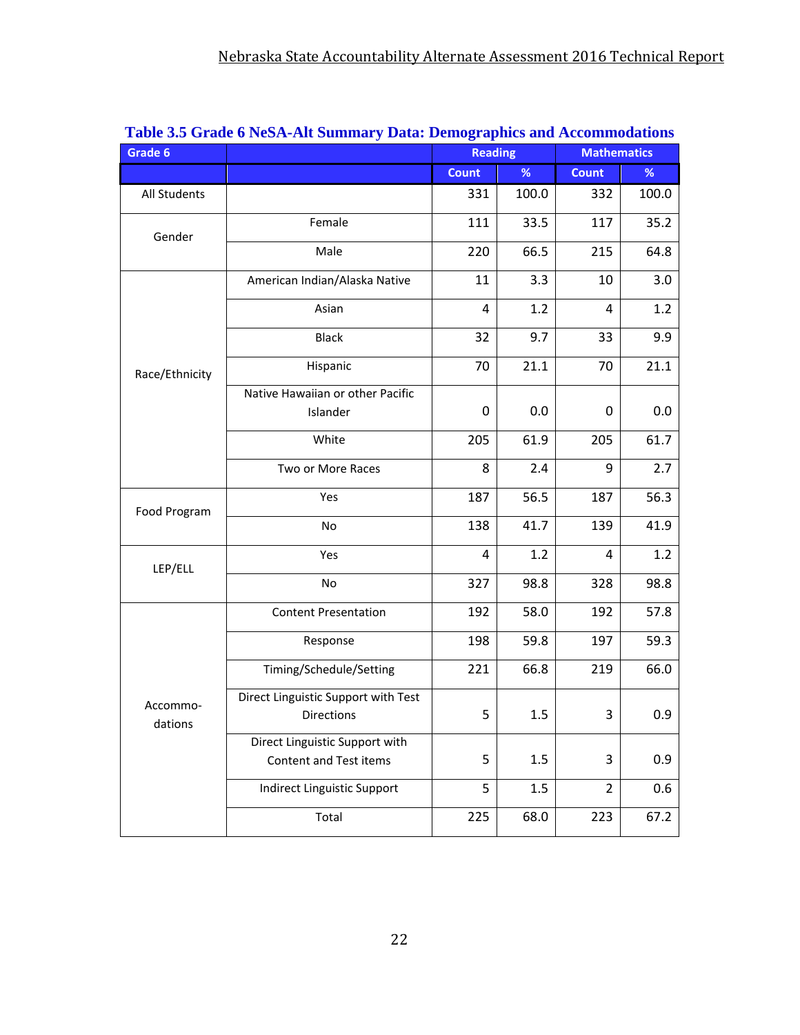**Table 3.5 Grade 6 NeSA-Alt Summary Data: Demographics and Accommodations**

| Grade 6 | | Reading | | Mathematics | |
|---|---|---|---|---|---|
| | | Count | % | Count | % |
| All Students | | 331 | 100.0 | 332 | 100.0 |
| Gender | Female | 111 | 33.5 | 117 | 35.2 |
| | Male | 220 | 66.5 | 215 | 64.8 |
| Race/Ethnicity | American Indian/Alaska Native | 11 | 3.3 | 10 | 3.0 |
| | Asian | 4 | 1.2 | 4 | 1.2 |
| | Black | 32 | 9.7 | 33 | 9.9 |
| | Hispanic | 70 | 21.1 | 70 | 21.1 |
| | Native Hawaiian or other Pacific Islander | 0 | 0.0 | 0 | 0.0 |
| | White | 205 | 61.9 | 205 | 61.7 |
| | Two or More Races | 8 | 2.4 | 9 | 2.7 |
| Food Program | Yes | 187 | 56.5 | 187 | 56.3 |
| | No | 138 | 41.7 | 139 | 41.9 |
| LEP/ELL | Yes | 4 | 1.2 | 4 | 1.2 |
| | No | 327 | 98.8 | 328 | 98.8 |
| Accommo-dations | Content Presentation | 192 | 58.0 | 192 | 57.8 |
| | Response | 198 | 59.8 | 197 | 59.3 |
| | Timing/Schedule/Setting | 221 | 66.8 | 219 | 66.0 |
| | Direct Linguistic Support with Test Directions | 5 | 1.5 | 3 | 0.9 |
| | Direct Linguistic Support with Content and Test items | 5 | 1.5 | 3 | 0.9 |
| | Indirect Linguistic Support | 5 | 1.5 | 2 | 0.6 |
| | Total | 225 | 68.0 | 223 | 67.2 |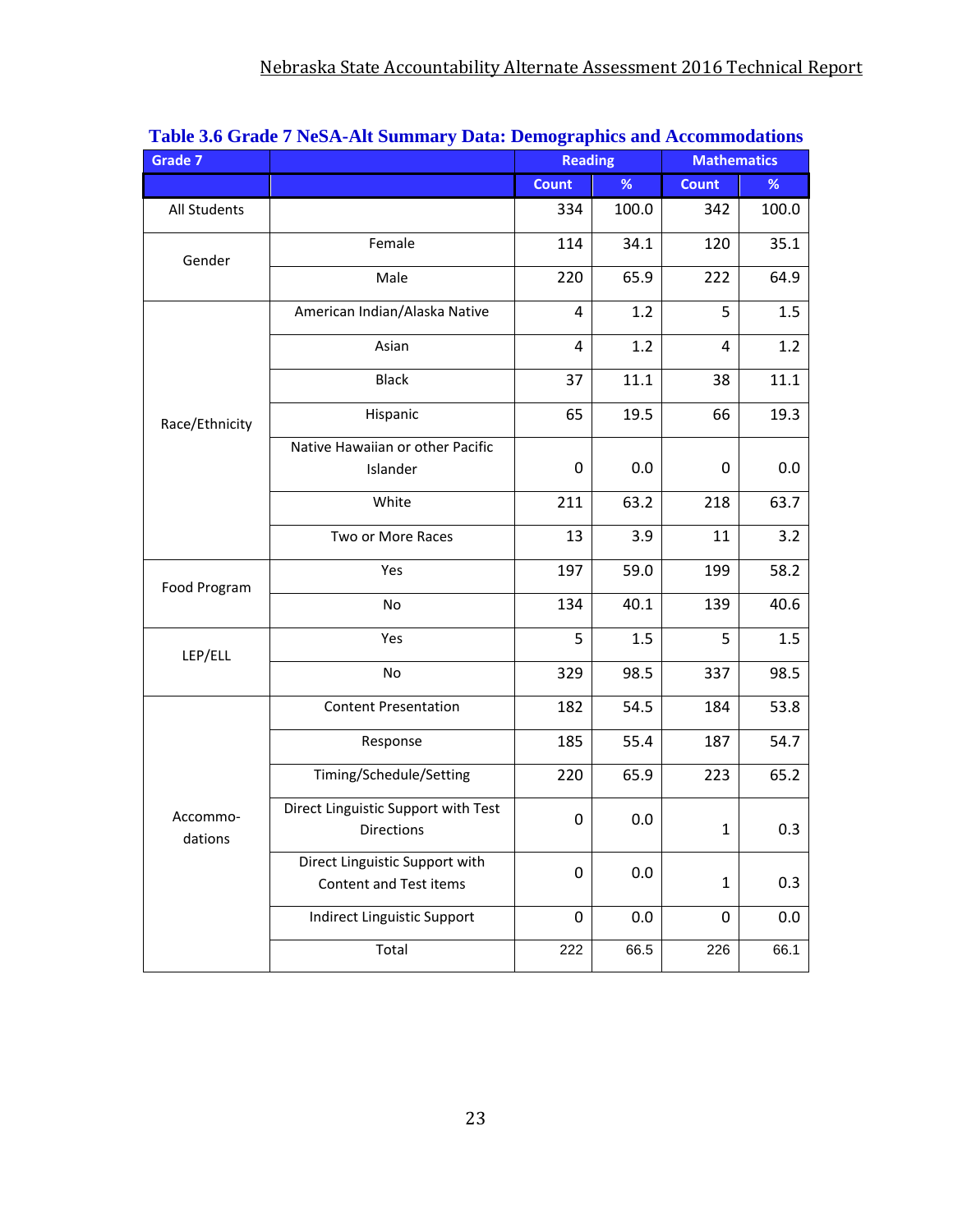**Table 3.6 Grade 7 NeSA-Alt Summary Data: Demographics and Accommodations**

| Grade 7 | | Reading | | Mathematics | |
|---|---|---|---|---|---|
| | | Count | % | Count | % |
| All Students | | 334 | 100.0 | 342 | 100.0 |
| Gender | Female | 114 | 34.1 | 120 | 35.1 |
| | Male | 220 | 65.9 | 222 | 64.9 |
| Race/Ethnicity | American Indian/Alaska Native | 4 | 1.2 | 5 | 1.5 |
| | Asian | 4 | 1.2 | 4 | 1.2 |
| | Black | 37 | 11.1 | 38 | 11.1 |
| | Hispanic | 65 | 19.5 | 66 | 19.3 |
| | Native Hawaiian or other Pacific Islander | 0 | 0.0 | 0 | 0.0 |
| | White | 211 | 63.2 | 218 | 63.7 |
| | Two or More Races | 13 | 3.9 | 11 | 3.2 |
| Food Program | Yes | 197 | 59.0 | 199 | 58.2 |
| | No | 134 | 40.1 | 139 | 40.6 |
| LEP/ELL | Yes | 5 | 1.5 | 5 | 1.5 |
| | No | 329 | 98.5 | 337 | 98.5 |
| Accommo-dations | Content Presentation | 182 | 54.5 | 184 | 53.8 |
| | Response | 185 | 55.4 | 187 | 54.7 |
| | Timing/Schedule/Setting | 220 | 65.9 | 223 | 65.2 |
| | Direct Linguistic Support with Test Directions | 0 | 0.0 | 1 | 0.3 |
| | Direct Linguistic Support with Content and Test items | 0 | 0.0 | 1 | 0.3 |
| | Indirect Linguistic Support | 0 | 0.0 | 0 | 0.0 |
| | Total | 222 | 66.5 | 226 | 66.1 |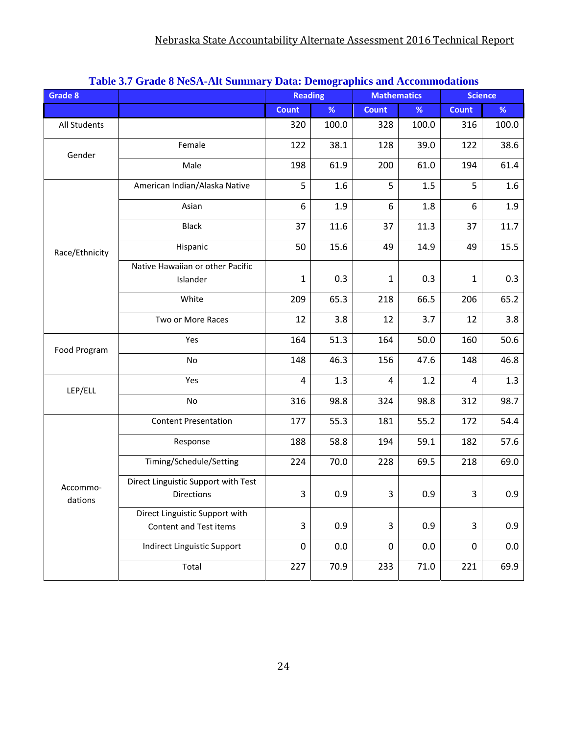**Table 3.7 Grade 8 NeSA-Alt Summary Data: Demographics and Accommodations**

| Grade 8 | | Reading | | Mathematics | | Science | |
|---|---|---|---|---|---|---|---|
| | | Count | % | Count | % | Count | % |
| All Students | | 320 | 100.0 | 328 | 100.0 | 316 | 100.0 |
| Gender | Female | 122 | 38.1 | 128 | 39.0 | 122 | 38.6 |
| | Male | 198 | 61.9 | 200 | 61.0 | 194 | 61.4 |
| Race/Ethnicity | American Indian/Alaska Native | 5 | 1.6 | 5 | 1.5 | 5 | 1.6 |
| | Asian | 6 | 1.9 | 6 | 1.8 | 6 | 1.9 |
| | Black | 37 | 11.6 | 37 | 11.3 | 37 | 11.7 |
| | Hispanic | 50 | 15.6 | 49 | 14.9 | 49 | 15.5 |
| | Native Hawaiian or other Pacific Islander | 1 | 0.3 | 1 | 0.3 | 1 | 0.3 |
| | White | 209 | 65.3 | 218 | 66.5 | 206 | 65.2 |
| | Two or More Races | 12 | 3.8 | 12 | 3.7 | 12 | 3.8 |
| Food Program | Yes | 164 | 51.3 | 164 | 50.0 | 160 | 50.6 |
| | No | 148 | 46.3 | 156 | 47.6 | 148 | 46.8 |
| LEP/ELL | Yes | 4 | 1.3 | 4 | 1.2 | 4 | 1.3 |
| | No | 316 | 98.8 | 324 | 98.8 | 312 | 98.7 |
| Accommodations | Content Presentation | 177 | 55.3 | 181 | 55.2 | 172 | 54.4 |
| | Response | 188 | 58.8 | 194 | 59.1 | 182 | 57.6 |
| | Timing/Schedule/Setting | 224 | 70.0 | 228 | 69.5 | 218 | 69.0 |
| | Direct Linguistic Support with Test Directions | 3 | 0.9 | 3 | 0.9 | 3 | 0.9 |
| | Direct Linguistic Support with Content and Test items | 3 | 0.9 | 3 | 0.9 | 3 | 0.9 |
| | Indirect Linguistic Support | 0 | 0.0 | 0 | 0.0 | 0 | 0.0 |
| | Total | 227 | 70.9 | 233 | 71.0 | 221 | 69.9 |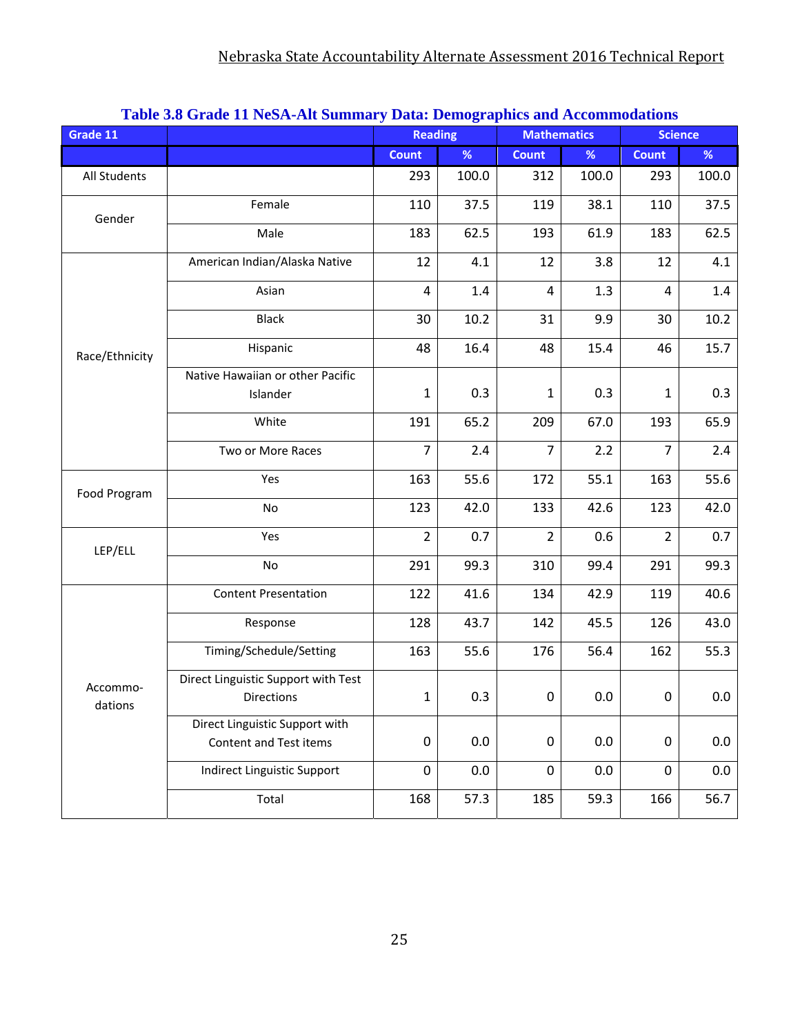**Table 3.8 Grade 11 NeSA-Alt Summary Data: Demographics and Accommodations**

| Grade 11 | | Reading | | Mathematics | | Science | |
|---|---|---|---|---|---|---|---|
| | | Count | % | Count | % | Count | % |
| All Students | | 293 | 100.0 | 312 | 100.0 | 293 | 100.0 |
| Gender | Female | 110 | 37.5 | 119 | 38.1 | 110 | 37.5 |
| | Male | 183 | 62.5 | 193 | 61.9 | 183 | 62.5 |
| Race/Ethnicity | American Indian/Alaska Native | 12 | 4.1 | 12 | 3.8 | 12 | 4.1 |
| | Asian | 4 | 1.4 | 4 | 1.3 | 4 | 1.4 |
| | Black | 30 | 10.2 | 31 | 9.9 | 30 | 10.2 |
| | Hispanic | 48 | 16.4 | 48 | 15.4 | 46 | 15.7 |
| | Native Hawaiian or other Pacific Islander | 1 | 0.3 | 1 | 0.3 | 1 | 0.3 |
| | White | 191 | 65.2 | 209 | 67.0 | 193 | 65.9 |
| | Two or More Races | 7 | 2.4 | 7 | 2.2 | 7 | 2.4 |
| Food Program | Yes | 163 | 55.6 | 172 | 55.1 | 163 | 55.6 |
| | No | 123 | 42.0 | 133 | 42.6 | 123 | 42.0 |
| LEP/ELL | Yes | 2 | 0.7 | 2 | 0.6 | 2 | 0.7 |
| | No | 291 | 99.3 | 310 | 99.4 | 291 | 99.3 |
| Accommodations | Content Presentation | 122 | 41.6 | 134 | 42.9 | 119 | 40.6 |
| | Response | 128 | 43.7 | 142 | 45.5 | 126 | 43.0 |
| | Timing/Schedule/Setting | 163 | 55.6 | 176 | 56.4 | 162 | 55.3 |
| | Direct Linguistic Support with Test Directions | 1 | 0.3 | 0 | 0.0 | 0 | 0.0 |
| | Direct Linguistic Support with Content and Test items | 0 | 0.0 | 0 | 0.0 | 0 | 0.0 |
| | Indirect Linguistic Support | 0 | 0.0 | 0 | 0.0 | 0 | 0.0 |
| | Total | 168 | 57.3 | 185 | 59.3 | 166 | 56.7 |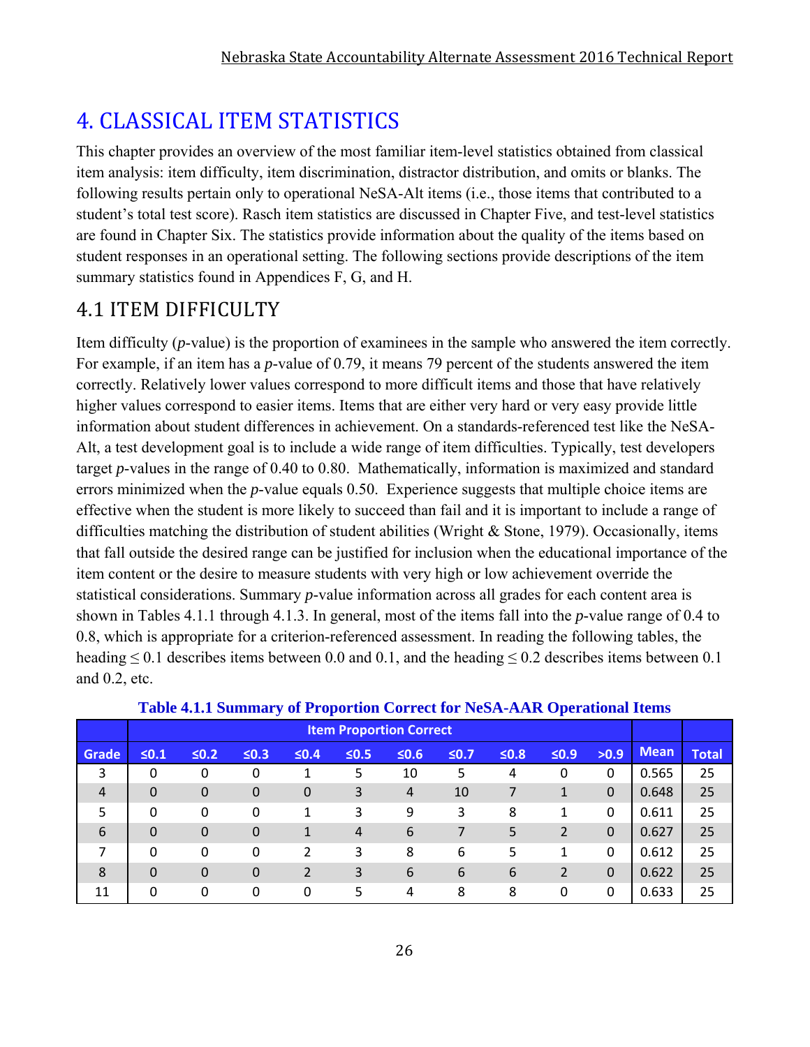# 4. CLASSICAL ITEM STATISTICS

This chapter provides an overview of the most familiar item-level statistics obtained from classical item analysis: item difficulty, item discrimination, distractor distribution, and omits or blanks. The following results pertain only to operational NeSA-Alt items (i.e., those items that contributed to a student's total test score). Rasch item statistics are discussed in Chapter Five, and test-level statistics are found in Chapter Six. The statistics provide information about the quality of the items based on student responses in an operational setting. The following sections provide descriptions of the item summary statistics found in Appendices F, G, and H.

## 4.1 ITEM DIFFICULTY

Item difficulty (*p*-value) is the proportion of examinees in the sample who answered the item correctly. For example, if an item has a *p*-value of 0.79, it means 79 percent of the students answered the item correctly. Relatively lower values correspond to more difficult items and those that have relatively higher values correspond to easier items. Items that are either very hard or very easy provide little information about student differences in achievement. On a standards-referenced test like the NeSA-Alt, a test development goal is to include a wide range of item difficulties. Typically, test developers target *p*-values in the range of 0.40 to 0.80. Mathematically, information is maximized and standard errors minimized when the *p*-value equals 0.50. Experience suggests that multiple choice items are effective when the student is more likely to succeed than fail and it is important to include a range of difficulties matching the distribution of student abilities (Wright & Stone, 1979). Occasionally, items that fall outside the desired range can be justified for inclusion when the educational importance of the item content or the desire to measure students with very high or low achievement override the statistical considerations. Summary *p*-value information across all grades for each content area is shown in Tables 4.1.1 through 4.1.3. In general, most of the items fall into the *p*-value range of 0.4 to 0.8, which is appropriate for a criterion-referenced assessment. In reading the following tables, the heading ≤ 0.1 describes items between 0.0 and 0.1, and the heading ≤ 0.2 describes items between 0.1 and 0.2, etc.

**Table 4.1.1 Summary of Proportion Correct for NeSA-AAR Operational Items**

| | Item Proportion Correct | | | | | | | | | | | |
|---|---|---|---|---|---|---|---|---|---|---|---|---|
| Grade | ≤0.1 | ≤0.2 | ≤0.3 | ≤0.4 | ≤0.5 | ≤0.6 | ≤0.7 | ≤0.8 | ≤0.9 | >0.9 | Mean | Total |
| 3 | 0 | 0 | 0 | 1 | 5 | 10 | 5 | 4 | 0 | 0 | 0.565 | 25 |
| 4 | 0 | 0 | 0 | 0 | 3 | 4 | 10 | 7 | 1 | 0 | 0.648 | 25 |
| 5 | 0 | 0 | 0 | 1 | 3 | 9 | 3 | 8 | 1 | 0 | 0.611 | 25 |
| 6 | 0 | 0 | 0 | 1 | 4 | 6 | 7 | 5 | 2 | 0 | 0.627 | 25 |
| 7 | 0 | 0 | 0 | 2 | 3 | 8 | 6 | 5 | 1 | 0 | 0.612 | 25 |
| 8 | 0 | 0 | 0 | 2 | 3 | 6 | 6 | 6 | 2 | 0 | 0.622 | 25 |
| 11 | 0 | 0 | 0 | 0 | 5 | 4 | 8 | 8 | 0 | 0 | 0.633 | 25 |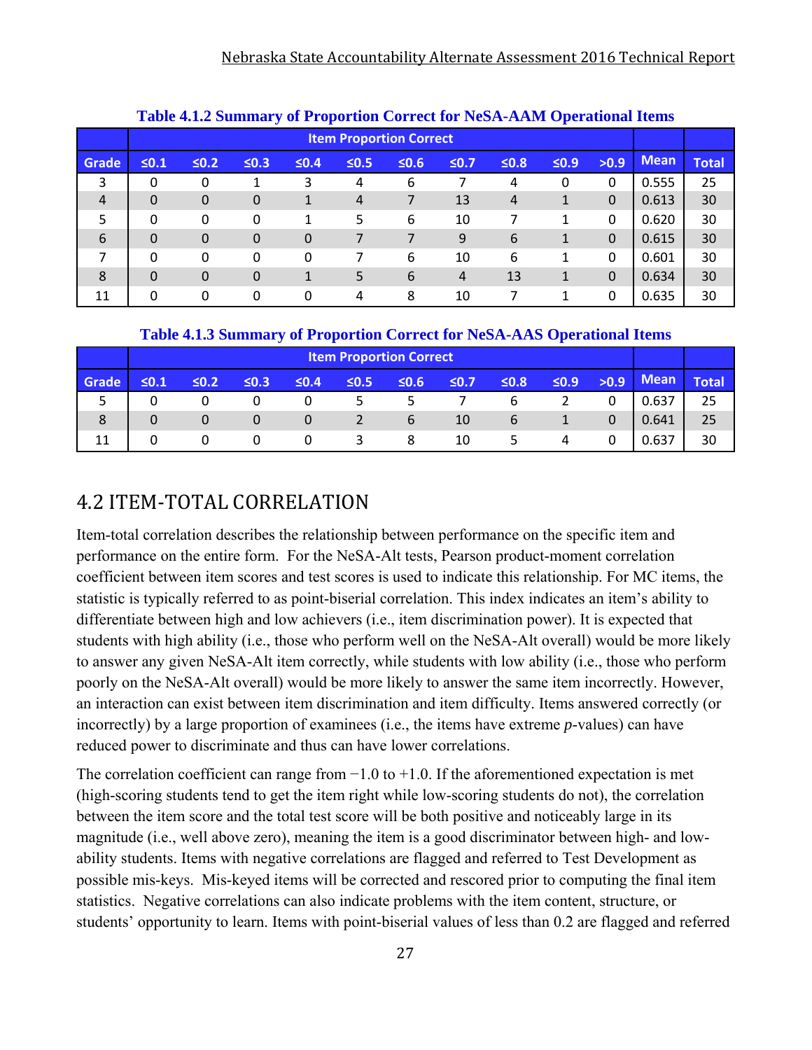**Table 4.1.2 Summary of Proportion Correct for NeSA-AAM Operational Items**

| | Item Proportion Correct | | | | | | | | | | | |
|---|---|---|---|---|---|---|---|---|---|---|---|---|
| Grade | ≤0.1 | ≤0.2 | ≤0.3 | ≤0.4 | ≤0.5 | ≤0.6 | ≤0.7 | ≤0.8 | ≤0.9 | >0.9 | Mean | Total |
| 3 | 0 | 0 | 1 | 3 | 4 | 6 | 7 | 4 | 0 | 0 | 0.555 | 25 |
| 4 | 0 | 0 | 0 | 1 | 4 | 7 | 13 | 4 | 1 | 0 | 0.613 | 30 |
| 5 | 0 | 0 | 0 | 1 | 5 | 6 | 10 | 7 | 1 | 0 | 0.620 | 30 |
| 6 | 0 | 0 | 0 | 0 | 7 | 7 | 9 | 6 | 1 | 0 | 0.615 | 30 |
| 7 | 0 | 0 | 0 | 0 | 7 | 6 | 10 | 6 | 1 | 0 | 0.601 | 30 |
| 8 | 0 | 0 | 0 | 1 | 5 | 6 | 4 | 13 | 1 | 0 | 0.634 | 30 |
| 11 | 0 | 0 | 0 | 0 | 4 | 8 | 10 | 7 | 1 | 0 | 0.635 | 30 |

**Table 4.1.3 Summary of Proportion Correct for NeSA-AAS Operational Items**

| | Item Proportion Correct | | | | | | | | | | | |
|---|---|---|---|---|---|---|---|---|---|---|---|---|
| Grade | ≤0.1 | ≤0.2 | ≤0.3 | ≤0.4 | ≤0.5 | ≤0.6 | ≤0.7 | ≤0.8 | ≤0.9 | >0.9 | Mean | Total |
| 5 | 0 | 0 | 0 | 0 | 5 | 5 | 7 | 6 | 2 | 0 | 0.637 | 25 |
| 8 | 0 | 0 | 0 | 0 | 2 | 6 | 10 | 6 | 1 | 0 | 0.641 | 25 |
| 11 | 0 | 0 | 0 | 0 | 3 | 8 | 10 | 5 | 4 | 0 | 0.637 | 30 |

## 4.2 ITEM-TOTAL CORRELATION

Item-total correlation describes the relationship between performance on the specific item and performance on the entire form. For the NeSA-Alt tests, Pearson product-moment correlation coefficient between item scores and test scores is used to indicate this relationship. For MC items, the statistic is typically referred to as point-biserial correlation. This index indicates an item's ability to differentiate between high and low achievers (i.e., item discrimination power). It is expected that students with high ability (i.e., those who perform well on the NeSA-Alt overall) would be more likely to answer any given NeSA-Alt item correctly, while students with low ability (i.e., those who perform poorly on the NeSA-Alt overall) would be more likely to answer the same item incorrectly. However, an interaction can exist between item discrimination and item difficulty. Items answered correctly (or incorrectly) by a large proportion of examinees (i.e., the items have extreme *p*-values) can have reduced power to discriminate and thus can have lower correlations.

The correlation coefficient can range from −1.0 to +1.0. If the aforementioned expectation is met (high-scoring students tend to get the item right while low-scoring students do not), the correlation between the item score and the total test score will be both positive and noticeably large in its magnitude (i.e., well above zero), meaning the item is a good discriminator between high- and low-ability students. Items with negative correlations are flagged and referred to Test Development as possible mis-keys. Mis-keyed items will be corrected and rescored prior to computing the final item statistics. Negative correlations can also indicate problems with the item content, structure, or students' opportunity to learn. Items with point-biserial values of less than 0.2 are flagged and referred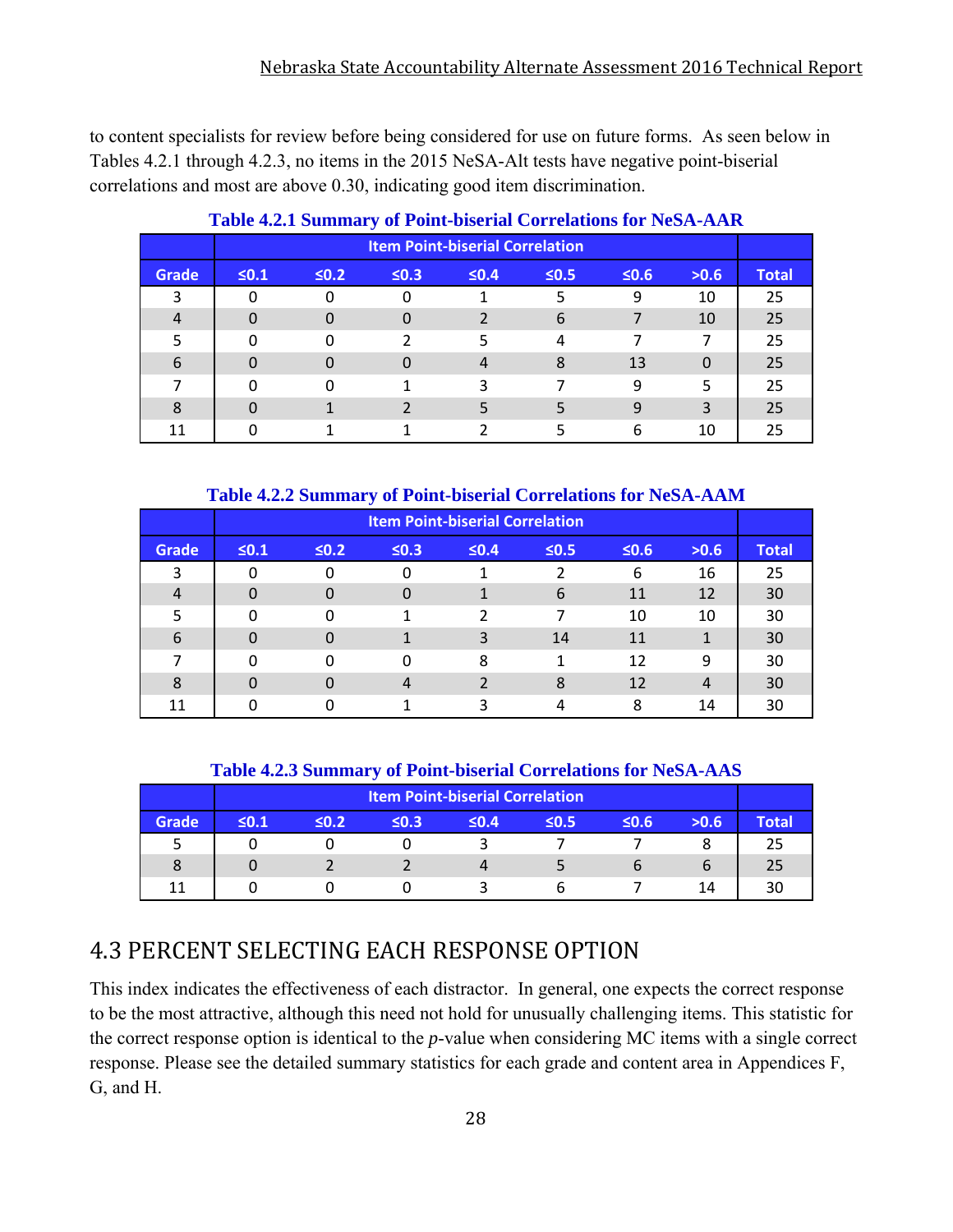to content specialists for review before being considered for use on future forms. As seen below in Tables 4.2.1 through 4.2.3, no items in the 2015 NeSA-Alt tests have negative point-biserial correlations and most are above 0.30, indicating good item discrimination.

**Table 4.2.1 Summary of Point-biserial Correlations for NeSA-AAR**

| | Item Point-biserial Correlation | | | | | | | |
|---|---|---|---|---|---|---|---|---|
| Grade | ≤0.1 | ≤0.2 | ≤0.3 | ≤0.4 | ≤0.5 | ≤0.6 | >0.6 | Total |
| 3 | 0 | 0 | 0 | 1 | 5 | 9 | 10 | 25 |
| 4 | 0 | 0 | 0 | 2 | 6 | 7 | 10 | 25 |
| 5 | 0 | 0 | 2 | 5 | 4 | 7 | 7 | 25 |
| 6 | 0 | 0 | 0 | 4 | 8 | 13 | 0 | 25 |
| 7 | 0 | 0 | 1 | 3 | 7 | 9 | 5 | 25 |
| 8 | 0 | 1 | 2 | 5 | 5 | 9 | 3 | 25 |
| 11 | 0 | 1 | 1 | 2 | 5 | 6 | 10 | 25 |

**Table 4.2.2 Summary of Point-biserial Correlations for NeSA-AAM**

| | Item Point-biserial Correlation | | | | | | | |
|---|---|---|---|---|---|---|---|---|
| Grade | ≤0.1 | ≤0.2 | ≤0.3 | ≤0.4 | ≤0.5 | ≤0.6 | >0.6 | Total |
| 3 | 0 | 0 | 0 | 1 | 2 | 6 | 16 | 25 |
| 4 | 0 | 0 | 0 | 1 | 6 | 11 | 12 | 30 |
| 5 | 0 | 0 | 1 | 2 | 7 | 10 | 10 | 30 |
| 6 | 0 | 0 | 1 | 3 | 14 | 11 | 1 | 30 |
| 7 | 0 | 0 | 0 | 8 | 1 | 12 | 9 | 30 |
| 8 | 0 | 0 | 4 | 2 | 8 | 12 | 4 | 30 |
| 11 | 0 | 0 | 1 | 3 | 4 | 8 | 14 | 30 |

**Table 4.2.3 Summary of Point-biserial Correlations for NeSA-AAS**

| | Item Point-biserial Correlation | | | | | | | |
|---|---|---|---|---|---|---|---|---|
| Grade | ≤0.1 | ≤0.2 | ≤0.3 | ≤0.4 | ≤0.5 | ≤0.6 | >0.6 | Total |
| 5 | 0 | 0 | 0 | 3 | 7 | 7 | 8 | 25 |
| 8 | 0 | 2 | 2 | 4 | 5 | 6 | 6 | 25 |
| 11 | 0 | 0 | 0 | 3 | 6 | 7 | 14 | 30 |

## 4.3 PERCENT SELECTING EACH RESPONSE OPTION

This index indicates the effectiveness of each distractor. In general, one expects the correct response to be the most attractive, although this need not hold for unusually challenging items. This statistic for the correct response option is identical to the *p*-value when considering MC items with a single correct response. Please see the detailed summary statistics for each grade and content area in Appendices F, G, and H.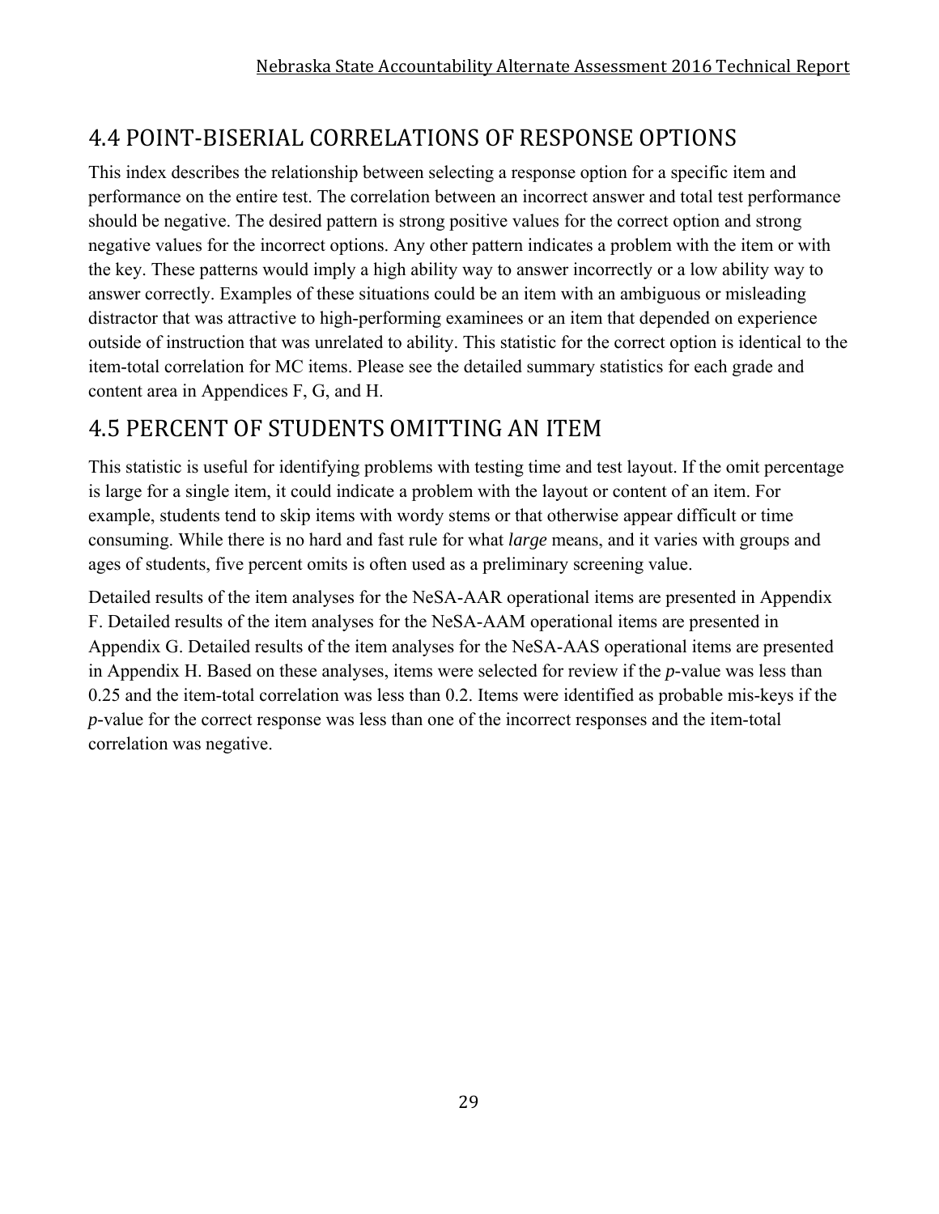## 4.4 POINT-BISERIAL CORRELATIONS OF RESPONSE OPTIONS

This index describes the relationship between selecting a response option for a specific item and performance on the entire test. The correlation between an incorrect answer and total test performance should be negative. The desired pattern is strong positive values for the correct option and strong negative values for the incorrect options. Any other pattern indicates a problem with the item or with the key. These patterns would imply a high ability way to answer incorrectly or a low ability way to answer correctly. Examples of these situations could be an item with an ambiguous or misleading distractor that was attractive to high-performing examinees or an item that depended on experience outside of instruction that was unrelated to ability. This statistic for the correct option is identical to the item-total correlation for MC items. Please see the detailed summary statistics for each grade and content area in Appendices F, G, and H.

## 4.5 PERCENT OF STUDENTS OMITTING AN ITEM

This statistic is useful for identifying problems with testing time and test layout. If the omit percentage is large for a single item, it could indicate a problem with the layout or content of an item. For example, students tend to skip items with wordy stems or that otherwise appear difficult or time consuming. While there is no hard and fast rule for what *large* means, and it varies with groups and ages of students, five percent omits is often used as a preliminary screening value.

Detailed results of the item analyses for the NeSA-AAR operational items are presented in Appendix F. Detailed results of the item analyses for the NeSA-AAM operational items are presented in Appendix G. Detailed results of the item analyses for the NeSA-AAS operational items are presented in Appendix H. Based on these analyses, items were selected for review if the *p*-value was less than 0.25 and the item-total correlation was less than 0.2. Items were identified as probable mis-keys if the *p*-value for the correct response was less than one of the incorrect responses and the item-total correlation was negative.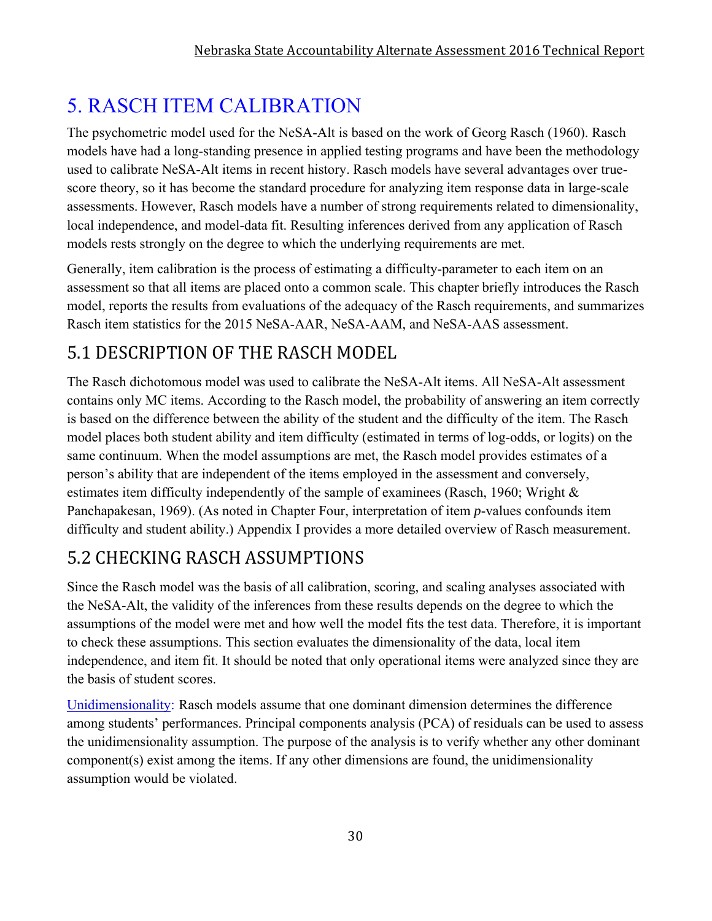# 5. RASCH ITEM CALIBRATION

The psychometric model used for the NeSA-Alt is based on the work of Georg Rasch (1960). Rasch models have had a long-standing presence in applied testing programs and have been the methodology used to calibrate NeSA-Alt items in recent history. Rasch models have several advantages over true-score theory, so it has become the standard procedure for analyzing item response data in large-scale assessments. However, Rasch models have a number of strong requirements related to dimensionality, local independence, and model-data fit. Resulting inferences derived from any application of Rasch models rests strongly on the degree to which the underlying requirements are met.

Generally, item calibration is the process of estimating a difficulty-parameter to each item on an assessment so that all items are placed onto a common scale. This chapter briefly introduces the Rasch model, reports the results from evaluations of the adequacy of the Rasch requirements, and summarizes Rasch item statistics for the 2015 NeSA-AAR, NeSA-AAM, and NeSA-AAS assessment.

## 5.1 DESCRIPTION OF THE RASCH MODEL

The Rasch dichotomous model was used to calibrate the NeSA-Alt items. All NeSA-Alt assessment contains only MC items. According to the Rasch model, the probability of answering an item correctly is based on the difference between the ability of the student and the difficulty of the item. The Rasch model places both student ability and item difficulty (estimated in terms of log-odds, or logits) on the same continuum. When the model assumptions are met, the Rasch model provides estimates of a person's ability that are independent of the items employed in the assessment and conversely, estimates item difficulty independently of the sample of examinees (Rasch, 1960; Wright & Panchapakesan, 1969). (As noted in Chapter Four, interpretation of item *p*-values confounds item difficulty and student ability.) Appendix I provides a more detailed overview of Rasch measurement.

## 5.2 CHECKING RASCH ASSUMPTIONS

Since the Rasch model was the basis of all calibration, scoring, and scaling analyses associated with the NeSA-Alt, the validity of the inferences from these results depends on the degree to which the assumptions of the model were met and how well the model fits the test data. Therefore, it is important to check these assumptions. This section evaluates the dimensionality of the data, local item independence, and item fit. It should be noted that only operational items were analyzed since they are the basis of student scores.

Unidimensionality: Rasch models assume that one dominant dimension determines the difference among students' performances. Principal components analysis (PCA) of residuals can be used to assess the unidimensionality assumption. The purpose of the analysis is to verify whether any other dominant component(s) exist among the items. If any other dimensions are found, the unidimensionality assumption would be violated.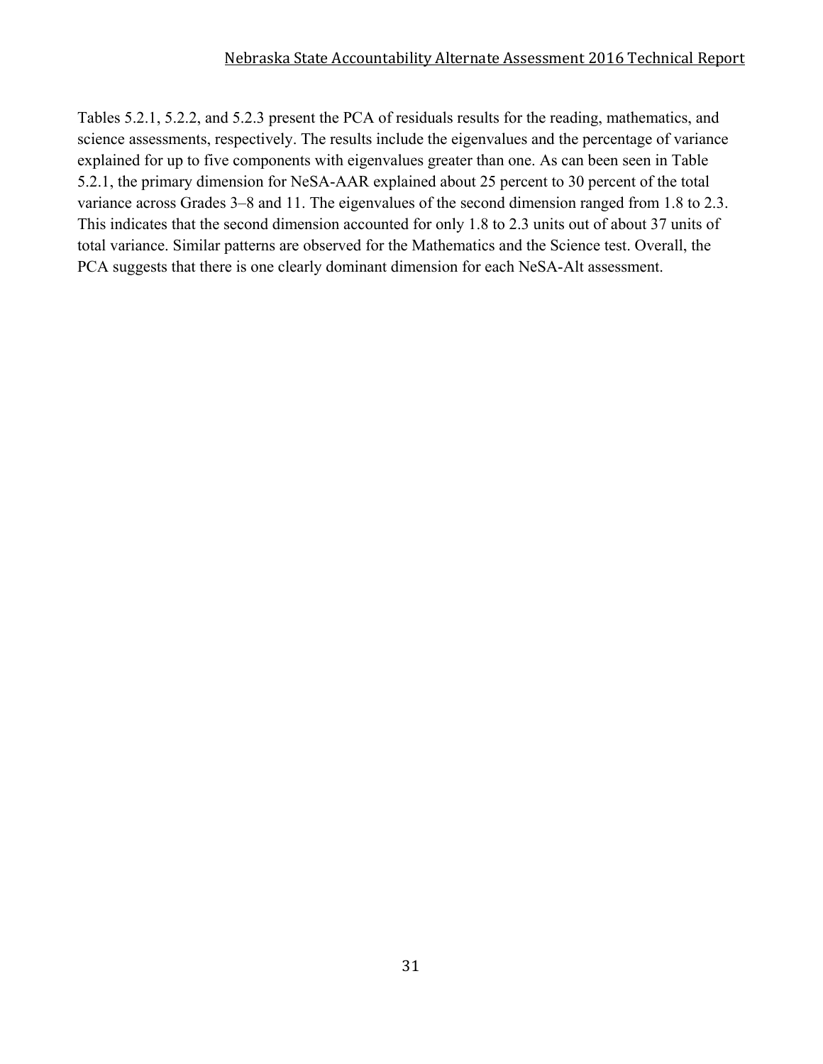Tables 5.2.1, 5.2.2, and 5.2.3 present the PCA of residuals results for the reading, mathematics, and science assessments, respectively. The results include the eigenvalues and the percentage of variance explained for up to five components with eigenvalues greater than one. As can been seen in Table 5.2.1, the primary dimension for NeSA-AAR explained about 25 percent to 30 percent of the total variance across Grades 3–8 and 11. The eigenvalues of the second dimension ranged from 1.8 to 2.3. This indicates that the second dimension accounted for only 1.8 to 2.3 units out of about 37 units of total variance. Similar patterns are observed for the Mathematics and the Science test. Overall, the PCA suggests that there is one clearly dominant dimension for each NeSA-Alt assessment.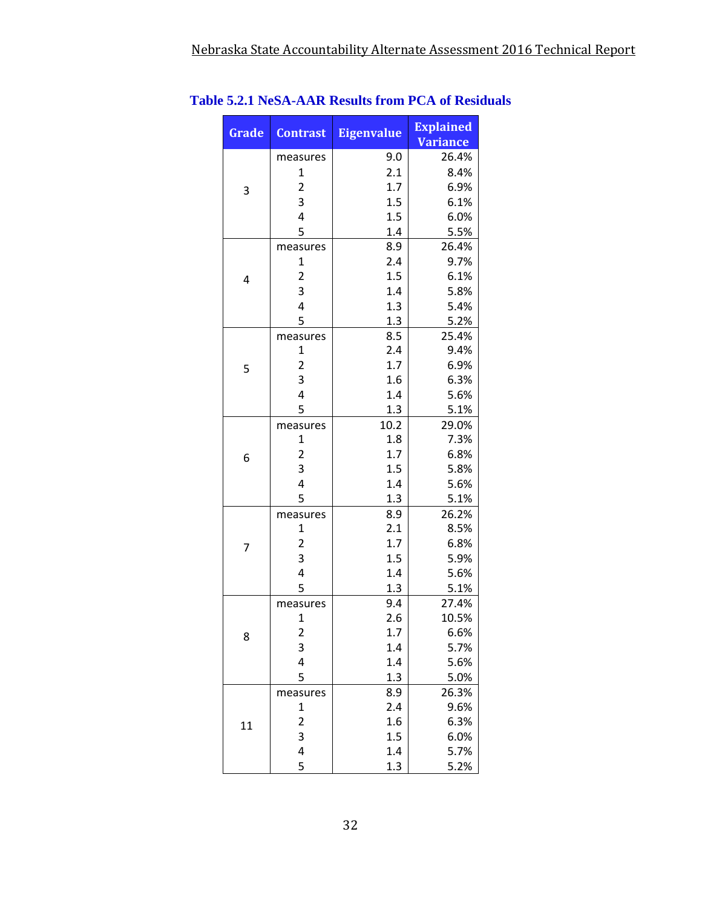**Table 5.2.1 NeSA-AAR Results from PCA of Residuals**

| Grade | Contrast | Eigenvalue | Explained Variance |
|---|---|---|---|
| 3 | measures | 9.0 | 26.4% |
| | 1 | 2.1 | 8.4% |
| | 2 | 1.7 | 6.9% |
| | 3 | 1.5 | 6.1% |
| | 4 | 1.5 | 6.0% |
| | 5 | 1.4 | 5.5% |
| 4 | measures | 8.9 | 26.4% |
| | 1 | 2.4 | 9.7% |
| | 2 | 1.5 | 6.1% |
| | 3 | 1.4 | 5.8% |
| | 4 | 1.3 | 5.4% |
| | 5 | 1.3 | 5.2% |
| 5 | measures | 8.5 | 25.4% |
| | 1 | 2.4 | 9.4% |
| | 2 | 1.7 | 6.9% |
| | 3 | 1.6 | 6.3% |
| | 4 | 1.4 | 5.6% |
| | 5 | 1.3 | 5.1% |
| 6 | measures | 10.2 | 29.0% |
| | 1 | 1.8 | 7.3% |
| | 2 | 1.7 | 6.8% |
| | 3 | 1.5 | 5.8% |
| | 4 | 1.4 | 5.6% |
| | 5 | 1.3 | 5.1% |
| 7 | measures | 8.9 | 26.2% |
| | 1 | 2.1 | 8.5% |
| | 2 | 1.7 | 6.8% |
| | 3 | 1.5 | 5.9% |
| | 4 | 1.4 | 5.6% |
| | 5 | 1.3 | 5.1% |
| 8 | measures | 9.4 | 27.4% |
| | 1 | 2.6 | 10.5% |
| | 2 | 1.7 | 6.6% |
| | 3 | 1.4 | 5.7% |
| | 4 | 1.4 | 5.6% |
| | 5 | 1.3 | 5.0% |
| 11 | measures | 8.9 | 26.3% |
| | 1 | 2.4 | 9.6% |
| | 2 | 1.6 | 6.3% |
| | 3 | 1.5 | 6.0% |
| | 4 | 1.4 | 5.7% |
| | 5 | 1.3 | 5.2% |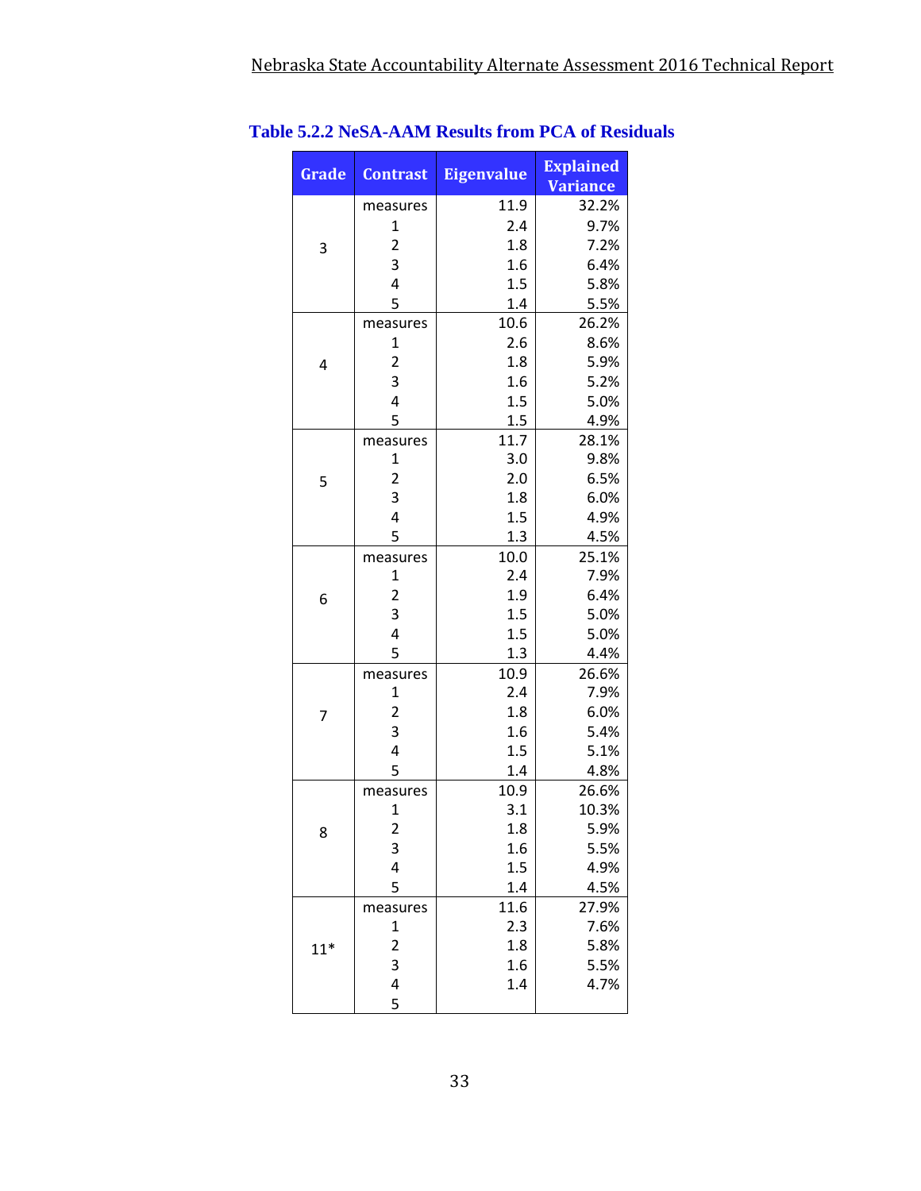**Table 5.2.2 NeSA-AAM Results from PCA of Residuals**

| Grade | Contrast | Eigenvalue | Explained Variance |
|---|---|---|---|
| 3 | measures | 11.9 | 32.2% |
| | 1 | 2.4 | 9.7% |
| | 2 | 1.8 | 7.2% |
| | 3 | 1.6 | 6.4% |
| | 4 | 1.5 | 5.8% |
| | 5 | 1.4 | 5.5% |
| 4 | measures | 10.6 | 26.2% |
| | 1 | 2.6 | 8.6% |
| | 2 | 1.8 | 5.9% |
| | 3 | 1.6 | 5.2% |
| | 4 | 1.5 | 5.0% |
| | 5 | 1.5 | 4.9% |
| 5 | measures | 11.7 | 28.1% |
| | 1 | 3.0 | 9.8% |
| | 2 | 2.0 | 6.5% |
| | 3 | 1.8 | 6.0% |
| | 4 | 1.5 | 4.9% |
| | 5 | 1.3 | 4.5% |
| 6 | measures | 10.0 | 25.1% |
| | 1 | 2.4 | 7.9% |
| | 2 | 1.9 | 6.4% |
| | 3 | 1.5 | 5.0% |
| | 4 | 1.5 | 5.0% |
| | 5 | 1.3 | 4.4% |
| 7 | measures | 10.9 | 26.6% |
| | 1 | 2.4 | 7.9% |
| | 2 | 1.8 | 6.0% |
| | 3 | 1.6 | 5.4% |
| | 4 | 1.5 | 5.1% |
| | 5 | 1.4 | 4.8% |
| 8 | measures | 10.9 | 26.6% |
| | 1 | 3.1 | 10.3% |
| | 2 | 1.8 | 5.9% |
| | 3 | 1.6 | 5.5% |
| | 4 | 1.5 | 4.9% |
| | 5 | 1.4 | 4.5% |
| 11* | measures | 11.6 | 27.9% |
| | 1 | 2.3 | 7.6% |
| | 2 | 1.8 | 5.8% |
| | 3 | 1.6 | 5.5% |
| | 4 | 1.4 | 4.7% |
| | 5 | | |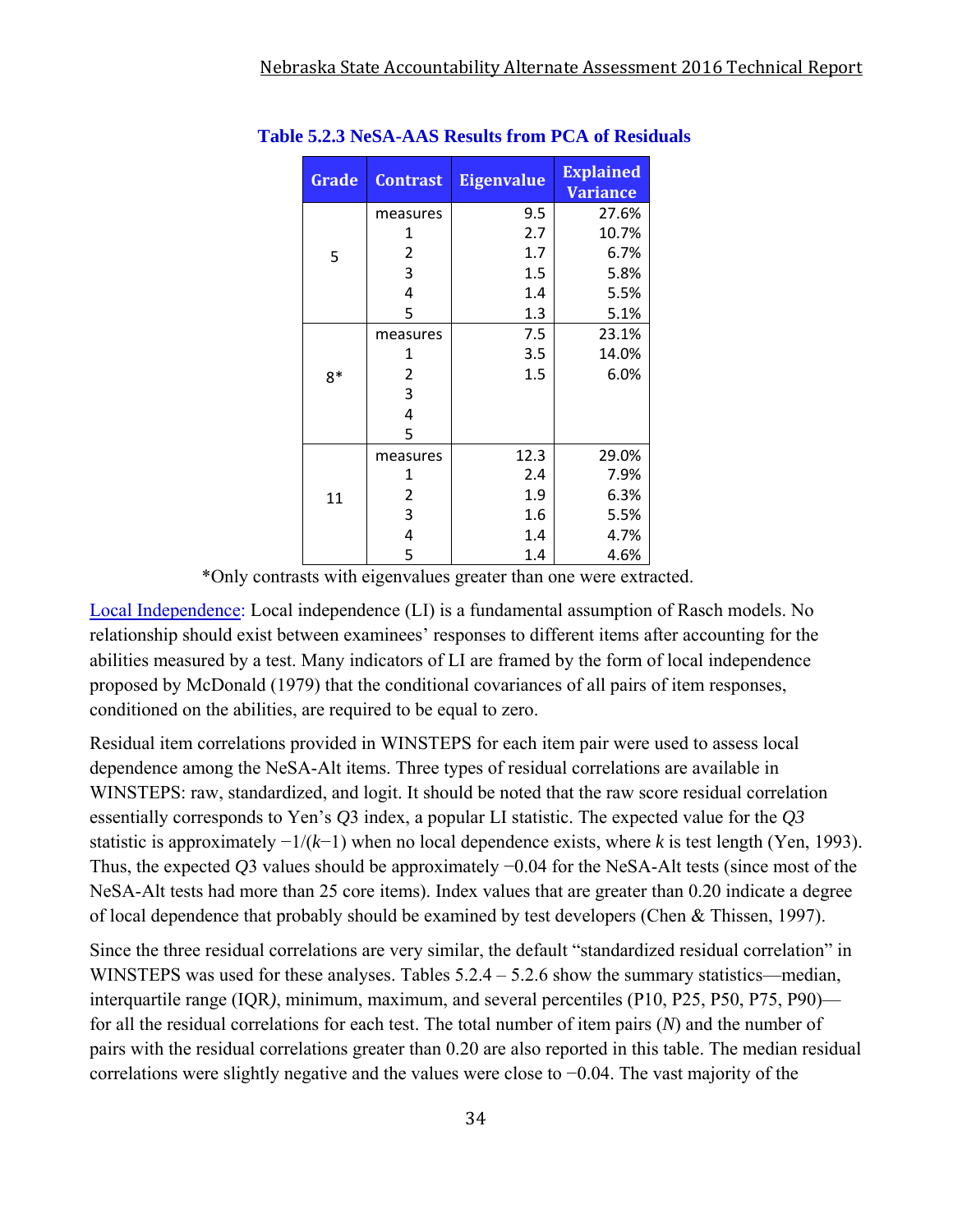**Table 5.2.3 NeSA-AAS Results from PCA of Residuals**

| Grade | Contrast | Eigenvalue | Explained Variance |
|---|---|---|---|
| 5 | measures | 9.5 | 27.6% |
| | 1 | 2.7 | 10.7% |
| | 2 | 1.7 | 6.7% |
| | 3 | 1.5 | 5.8% |
| | 4 | 1.4 | 5.5% |
| | 5 | 1.3 | 5.1% |
| 8* | measures | 7.5 | 23.1% |
| | 1 | 3.5 | 14.0% |
| | 2 | 1.5 | 6.0% |
| | 3 | | |
| | 4 | | |
| | 5 | | |
| 11 | measures | 12.3 | 29.0% |
| | 1 | 2.4 | 7.9% |
| | 2 | 1.9 | 6.3% |
| | 3 | 1.6 | 5.5% |
| | 4 | 1.4 | 4.7% |
| | 5 | 1.4 | 4.6% |

*Only contrasts with eigenvalues greater than one were extracted.

Local Independence: Local independence (LI) is a fundamental assumption of Rasch models. No relationship should exist between examinees' responses to different items after accounting for the abilities measured by a test. Many indicators of LI are framed by the form of local independence proposed by McDonald (1979) that the conditional covariances of all pairs of item responses, conditioned on the abilities, are required to be equal to zero.

Residual item correlations provided in WINSTEPS for each item pair were used to assess local dependence among the NeSA-Alt items. Three types of residual correlations are available in WINSTEPS: raw, standardized, and logit. It should be noted that the raw score residual correlation essentially corresponds to Yen's *Q*3 index, a popular LI statistic. The expected value for the *Q3* statistic is approximately $-1/(k-1)$ when no local dependence exists, where *k* is test length (Yen, 1993). Thus, the expected *Q*3 values should be approximately −0.04 for the NeSA-Alt tests (since most of the NeSA-Alt tests had more than 25 core items). Index values that are greater than 0.20 indicate a degree of local dependence that probably should be examined by test developers (Chen & Thissen, 1997).

Since the three residual correlations are very similar, the default "standardized residual correlation" in WINSTEPS was used for these analyses. Tables 5.2.4 – 5.2.6 show the summary statistics—median, interquartile range (IQR*)*, minimum, maximum, and several percentiles (P10, P25, P50, P75, P90)—for all the residual correlations for each test. The total number of item pairs (*N*) and the number of pairs with the residual correlations greater than 0.20 are also reported in this table. The median residual correlations were slightly negative and the values were close to −0.04. The vast majority of the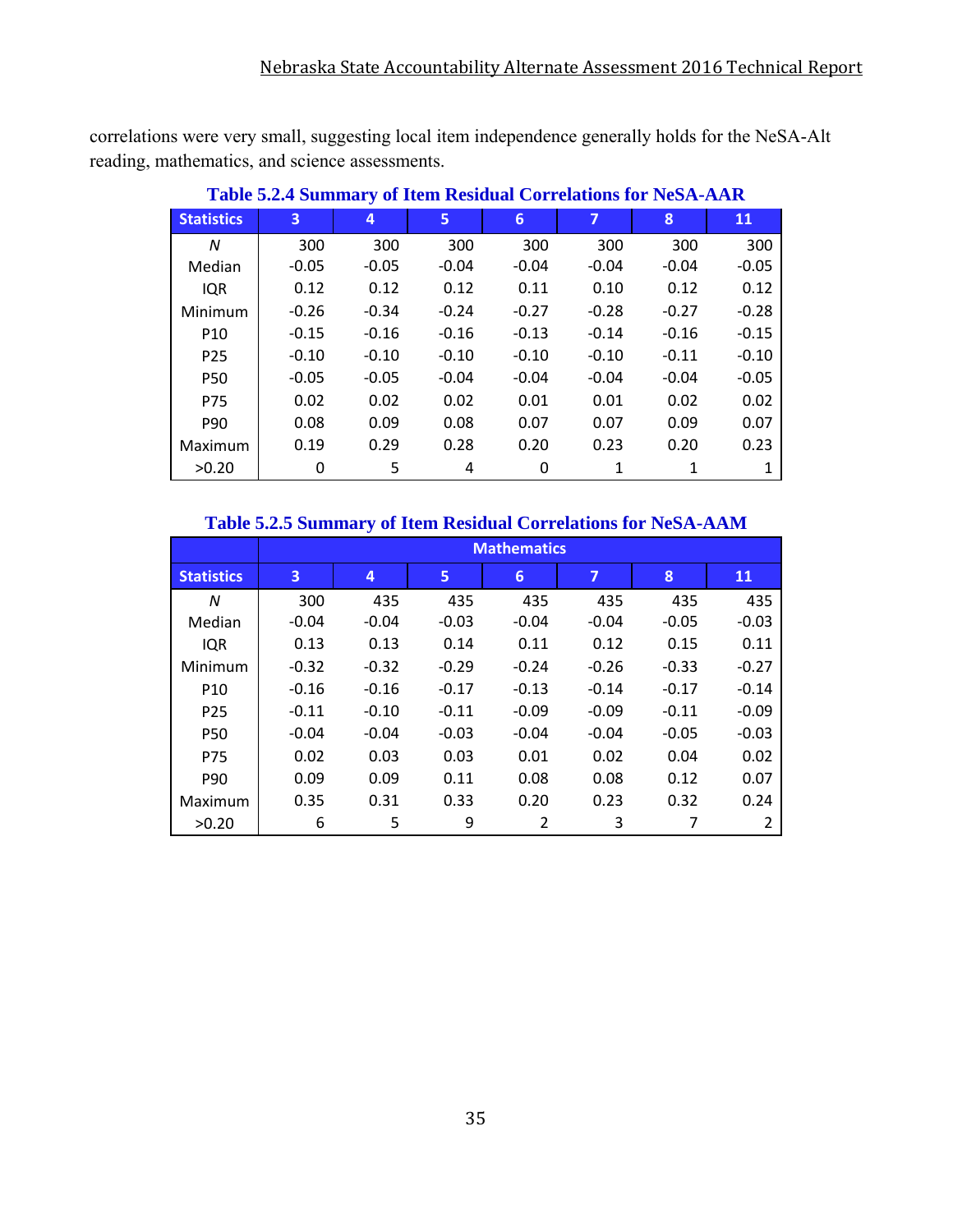correlations were very small, suggesting local item independence generally holds for the NeSA-Alt reading, mathematics, and science assessments.

**Table 5.2.4 Summary of Item Residual Correlations for NeSA-AAR**

| Statistics | 3 | 4 | 5 | 6 | 7 | 8 | 11 |
|---|---|---|---|---|---|---|---|
| *N* | 300 | 300 | 300 | 300 | 300 | 300 | 300 |
| Median | -0.05 | -0.05 | -0.04 | -0.04 | -0.04 | -0.04 | -0.05 |
| IQR | 0.12 | 0.12 | 0.12 | 0.11 | 0.10 | 0.12 | 0.12 |
| Minimum | -0.26 | -0.34 | -0.24 | -0.27 | -0.28 | -0.27 | -0.28 |
| P10 | -0.15 | -0.16 | -0.16 | -0.13 | -0.14 | -0.16 | -0.15 |
| P25 | -0.10 | -0.10 | -0.10 | -0.10 | -0.10 | -0.11 | -0.10 |
| P50 | -0.05 | -0.05 | -0.04 | -0.04 | -0.04 | -0.04 | -0.05 |
| P75 | 0.02 | 0.02 | 0.02 | 0.01 | 0.01 | 0.02 | 0.02 |
| P90 | 0.08 | 0.09 | 0.08 | 0.07 | 0.07 | 0.09 | 0.07 |
| Maximum | 0.19 | 0.29 | 0.28 | 0.20 | 0.23 | 0.20 | 0.23 |
| >0.20 | 0 | 5 | 4 | 0 | 1 | 1 | 1 |

**Table 5.2.5 Summary of Item Residual Correlations for NeSA-AAM**

| | Mathematics | | | | | | |
|---|---|---|---|---|---|---|---|
| **Statistics** | **3** | **4** | **5** | **6** | **7** | **8** | **11** |
| *N* | 300 | 435 | 435 | 435 | 435 | 435 | 435 |
| Median | -0.04 | -0.04 | -0.03 | -0.04 | -0.04 | -0.05 | -0.03 |
| IQR | 0.13 | 0.13 | 0.14 | 0.11 | 0.12 | 0.15 | 0.11 |
| Minimum | -0.32 | -0.32 | -0.29 | -0.24 | -0.26 | -0.33 | -0.27 |
| P10 | -0.16 | -0.16 | -0.17 | -0.13 | -0.14 | -0.17 | -0.14 |
| P25 | -0.11 | -0.10 | -0.11 | -0.09 | -0.09 | -0.11 | -0.09 |
| P50 | -0.04 | -0.04 | -0.03 | -0.04 | -0.04 | -0.05 | -0.03 |
| P75 | 0.02 | 0.03 | 0.03 | 0.01 | 0.02 | 0.04 | 0.02 |
| P90 | 0.09 | 0.09 | 0.11 | 0.08 | 0.08 | 0.12 | 0.07 |
| Maximum | 0.35 | 0.31 | 0.33 | 0.20 | 0.23 | 0.32 | 0.24 |
| >0.20 | 6 | 5 | 9 | 2 | 3 | 7 | 2 |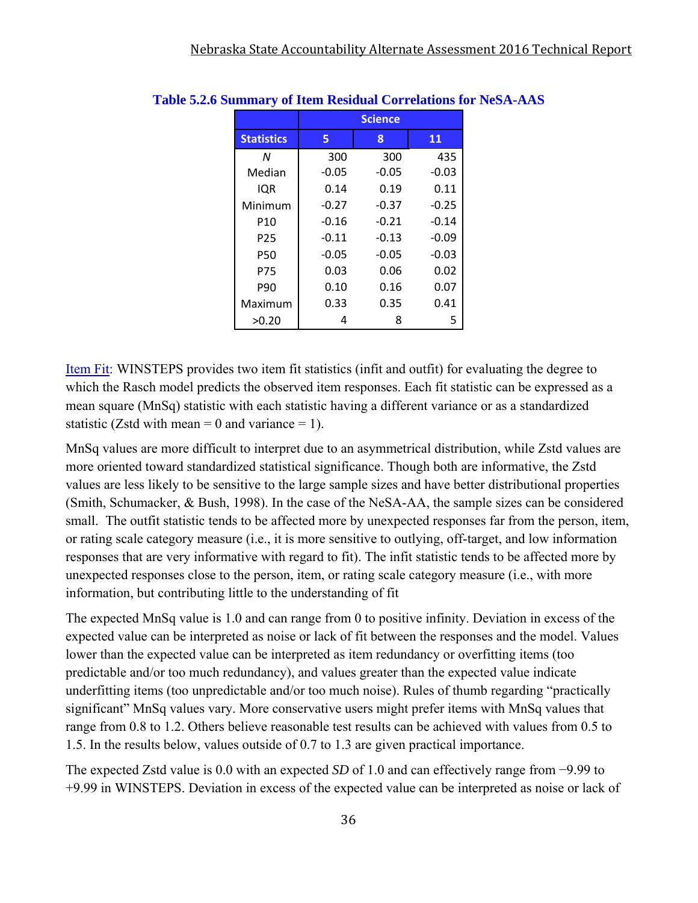**Table 5.2.6 Summary of Item Residual Correlations for NeSA-AAS**

| | Science | | |
|---|---|---|---|
| **Statistics** | **5** | **8** | **11** |
| *N* | 300 | 300 | 435 |
| Median | -0.05 | -0.05 | -0.03 |
| IQR | 0.14 | 0.19 | 0.11 |
| Minimum | -0.27 | -0.37 | -0.25 |
| P10 | -0.16 | -0.21 | -0.14 |
| P25 | -0.11 | -0.13 | -0.09 |
| P50 | -0.05 | -0.05 | -0.03 |
| P75 | 0.03 | 0.06 | 0.02 |
| P90 | 0.10 | 0.16 | 0.07 |
| Maximum | 0.33 | 0.35 | 0.41 |
| >0.20 | 4 | 8 | 5 |

Item Fit: WINSTEPS provides two item fit statistics (infit and outfit) for evaluating the degree to which the Rasch model predicts the observed item responses. Each fit statistic can be expressed as a mean square (MnSq) statistic with each statistic having a different variance or as a standardized statistic (Zstd with mean = 0 and variance = 1).

MnSq values are more difficult to interpret due to an asymmetrical distribution, while Zstd values are more oriented toward standardized statistical significance. Though both are informative, the Zstd values are less likely to be sensitive to the large sample sizes and have better distributional properties (Smith, Schumacker, & Bush, 1998). In the case of the NeSA-AA, the sample sizes can be considered small. The outfit statistic tends to be affected more by unexpected responses far from the person, item, or rating scale category measure (i.e., it is more sensitive to outlying, off-target, and low information responses that are very informative with regard to fit). The infit statistic tends to be affected more by unexpected responses close to the person, item, or rating scale category measure (i.e., with more information, but contributing little to the understanding of fit

The expected MnSq value is 1.0 and can range from 0 to positive infinity. Deviation in excess of the expected value can be interpreted as noise or lack of fit between the responses and the model. Values lower than the expected value can be interpreted as item redundancy or overfitting items (too predictable and/or too much redundancy), and values greater than the expected value indicate underfitting items (too unpredictable and/or too much noise). Rules of thumb regarding "practically significant" MnSq values vary. More conservative users might prefer items with MnSq values that range from 0.8 to 1.2. Others believe reasonable test results can be achieved with values from 0.5 to 1.5. In the results below, values outside of 0.7 to 1.3 are given practical importance.

The expected Zstd value is 0.0 with an expected *SD* of 1.0 and can effectively range from −9.99 to +9.99 in WINSTEPS. Deviation in excess of the expected value can be interpreted as noise or lack of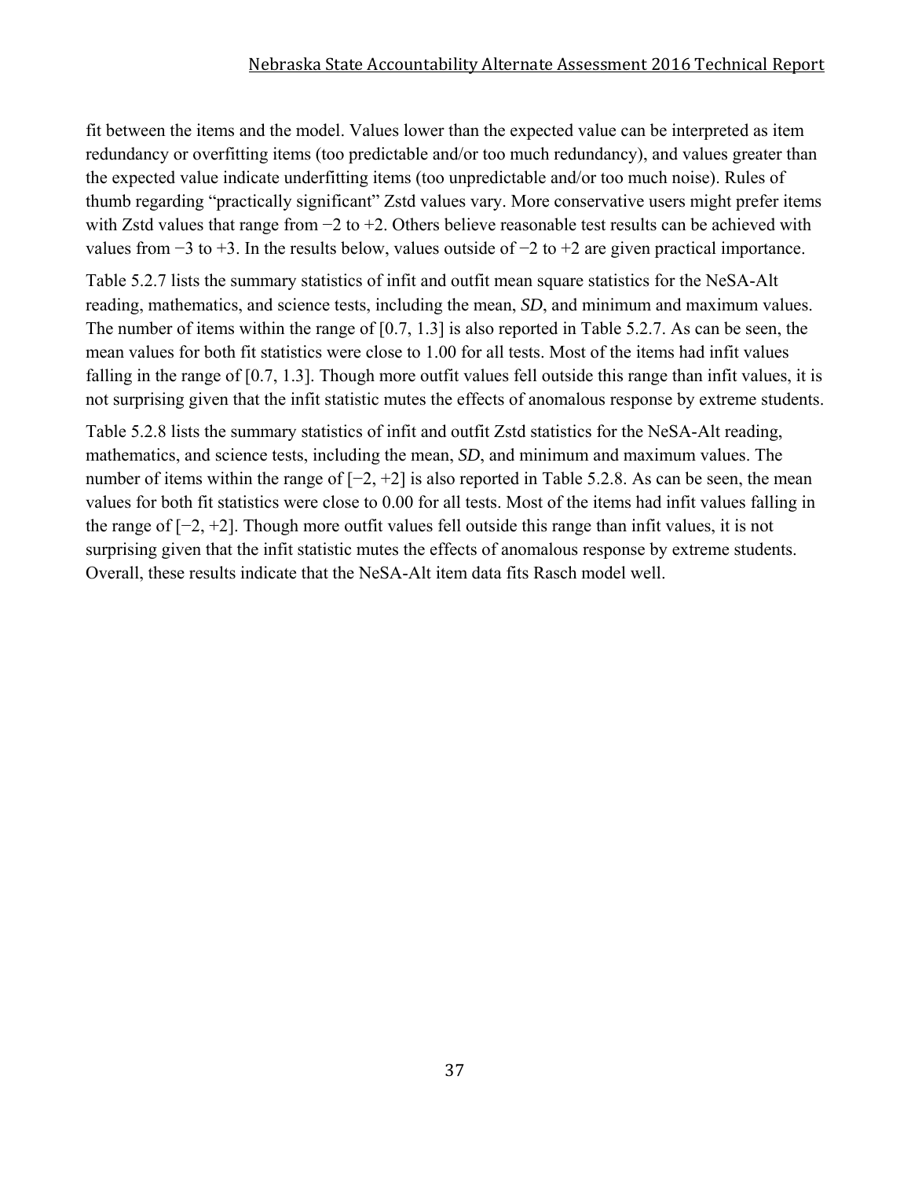fit between the items and the model. Values lower than the expected value can be interpreted as item redundancy or overfitting items (too predictable and/or too much redundancy), and values greater than the expected value indicate underfitting items (too unpredictable and/or too much noise). Rules of thumb regarding "practically significant" Zstd values vary. More conservative users might prefer items with Zstd values that range from −2 to +2. Others believe reasonable test results can be achieved with values from −3 to +3. In the results below, values outside of −2 to +2 are given practical importance.

Table 5.2.7 lists the summary statistics of infit and outfit mean square statistics for the NeSA-Alt reading, mathematics, and science tests, including the mean, *SD*, and minimum and maximum values. The number of items within the range of [0.7, 1.3] is also reported in Table 5.2.7. As can be seen, the mean values for both fit statistics were close to 1.00 for all tests. Most of the items had infit values falling in the range of [0.7, 1.3]. Though more outfit values fell outside this range than infit values, it is not surprising given that the infit statistic mutes the effects of anomalous response by extreme students.

Table 5.2.8 lists the summary statistics of infit and outfit Zstd statistics for the NeSA-Alt reading, mathematics, and science tests, including the mean, *SD*, and minimum and maximum values. The number of items within the range of [−2, +2] is also reported in Table 5.2.8. As can be seen, the mean values for both fit statistics were close to 0.00 for all tests. Most of the items had infit values falling in the range of [−2, +2]. Though more outfit values fell outside this range than infit values, it is not surprising given that the infit statistic mutes the effects of anomalous response by extreme students. Overall, these results indicate that the NeSA-Alt item data fits Rasch model well.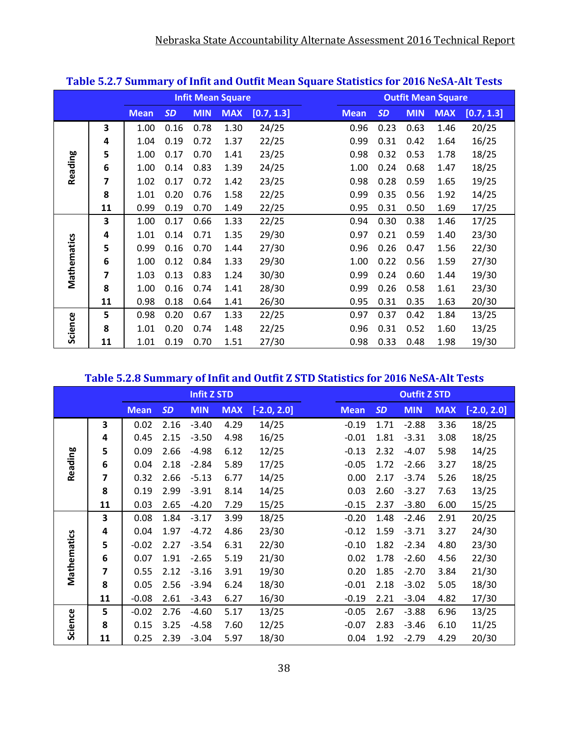**Table 5.2.7 Summary of Infit and Outfit Mean Square Statistics for 2016 NeSA-Alt Tests**

| | | Infit Mean Square | | | | | Outfit Mean Square | | | | |
|---|---|---|---|---|---|---|---|---|---|---|---|
| | | Mean | *SD* | MIN | MAX | [0.7, 1.3] | Mean | *SD* | MIN | MAX | [0.7, 1.3] |
| Reading | 3 | 1.00 | 0.16 | 0.78 | 1.30 | 24/25 | 0.96 | 0.23 | 0.63 | 1.46 | 20/25 |
| | 4 | 1.04 | 0.19 | 0.72 | 1.37 | 22/25 | 0.99 | 0.31 | 0.42 | 1.64 | 16/25 |
| | 5 | 1.00 | 0.17 | 0.70 | 1.41 | 23/25 | 0.98 | 0.32 | 0.53 | 1.78 | 18/25 |
| | 6 | 1.00 | 0.14 | 0.83 | 1.39 | 24/25 | 1.00 | 0.24 | 0.68 | 1.47 | 18/25 |
| | 7 | 1.02 | 0.17 | 0.72 | 1.42 | 23/25 | 0.98 | 0.28 | 0.59 | 1.65 | 19/25 |
| | 8 | 1.01 | 0.20 | 0.76 | 1.58 | 22/25 | 0.99 | 0.35 | 0.56 | 1.92 | 14/25 |
| | 11 | 0.99 | 0.19 | 0.70 | 1.49 | 22/25 | 0.95 | 0.31 | 0.50 | 1.69 | 17/25 |
| Mathematics | 3 | 1.00 | 0.17 | 0.66 | 1.33 | 22/25 | 0.94 | 0.30 | 0.38 | 1.46 | 17/25 |
| | 4 | 1.01 | 0.14 | 0.71 | 1.35 | 29/30 | 0.97 | 0.21 | 0.59 | 1.40 | 23/30 |
| | 5 | 0.99 | 0.16 | 0.70 | 1.44 | 27/30 | 0.96 | 0.26 | 0.47 | 1.56 | 22/30 |
| | 6 | 1.00 | 0.12 | 0.84 | 1.33 | 29/30 | 1.00 | 0.22 | 0.56 | 1.59 | 27/30 |
| | 7 | 1.03 | 0.13 | 0.83 | 1.24 | 30/30 | 0.99 | 0.24 | 0.60 | 1.44 | 19/30 |
| | 8 | 1.00 | 0.16 | 0.74 | 1.41 | 28/30 | 0.99 | 0.26 | 0.58 | 1.61 | 23/30 |
| | 11 | 0.98 | 0.18 | 0.64 | 1.41 | 26/30 | 0.95 | 0.31 | 0.35 | 1.63 | 20/30 |
| Science | 5 | 0.98 | 0.20 | 0.67 | 1.33 | 22/25 | 0.97 | 0.37 | 0.42 | 1.84 | 13/25 |
| | 8 | 1.01 | 0.20 | 0.74 | 1.48 | 22/25 | 0.96 | 0.31 | 0.52 | 1.60 | 13/25 |
| | 11 | 1.01 | 0.19 | 0.70 | 1.51 | 27/30 | 0.98 | 0.33 | 0.48 | 1.98 | 19/30 |

**Table 5.2.8 Summary of Infit and Outfit Z STD Statistics for 2016 NeSA-Alt Tests**

| | | Infit Z STD | | | | | Outfit Z STD | | | | |
|---|---|---|---|---|---|---|---|---|---|---|---|
| | | Mean | *SD* | MIN | MAX | [-2.0, 2.0] | Mean | *SD* | MIN | MAX | [-2.0, 2.0] |
| Reading | 3 | 0.02 | 2.16 | -3.40 | 4.29 | 14/25 | -0.19 | 1.71 | -2.88 | 3.36 | 18/25 |
| | 4 | 0.45 | 2.15 | -3.50 | 4.98 | 16/25 | -0.01 | 1.81 | -3.31 | 3.08 | 18/25 |
| | 5 | 0.09 | 2.66 | -4.98 | 6.12 | 12/25 | -0.13 | 2.32 | -4.07 | 5.98 | 14/25 |
| | 6 | 0.04 | 2.18 | -2.84 | 5.89 | 17/25 | -0.05 | 1.72 | -2.66 | 3.27 | 18/25 |
| | 7 | 0.32 | 2.66 | -5.13 | 6.77 | 14/25 | 0.00 | 2.17 | -3.74 | 5.26 | 18/25 |
| | 8 | 0.19 | 2.99 | -3.91 | 8.14 | 14/25 | 0.03 | 2.60 | -3.27 | 7.63 | 13/25 |
| | 11 | 0.03 | 2.65 | -4.20 | 7.29 | 15/25 | -0.15 | 2.37 | -3.80 | 6.00 | 15/25 |
| Mathematics | 3 | 0.08 | 1.84 | -3.17 | 3.99 | 18/25 | -0.20 | 1.48 | -2.46 | 2.91 | 20/25 |
| | 4 | 0.04 | 1.97 | -4.72 | 4.86 | 23/30 | -0.12 | 1.59 | -3.71 | 3.27 | 24/30 |
| | 5 | -0.02 | 2.27 | -3.54 | 6.31 | 22/30 | -0.10 | 1.82 | -2.34 | 4.80 | 23/30 |
| | 6 | 0.07 | 1.91 | -2.65 | 5.19 | 21/30 | 0.02 | 1.78 | -2.60 | 4.56 | 22/30 |
| | 7 | 0.55 | 2.12 | -3.16 | 3.91 | 19/30 | 0.20 | 1.85 | -2.70 | 3.84 | 21/30 |
| | 8 | 0.05 | 2.56 | -3.94 | 6.24 | 18/30 | -0.01 | 2.18 | -3.02 | 5.05 | 18/30 |
| | 11 | -0.08 | 2.61 | -3.43 | 6.27 | 16/30 | -0.19 | 2.21 | -3.04 | 4.82 | 17/30 |
| Science | 5 | -0.02 | 2.76 | -4.60 | 5.17 | 13/25 | -0.05 | 2.67 | -3.88 | 6.96 | 13/25 |
| | 8 | 0.15 | 3.25 | -4.58 | 7.60 | 12/25 | -0.07 | 2.83 | -3.46 | 6.10 | 11/25 |
| | 11 | 0.25 | 2.39 | -3.04 | 5.97 | 18/30 | 0.04 | 1.92 | -2.79 | 4.29 | 20/30 |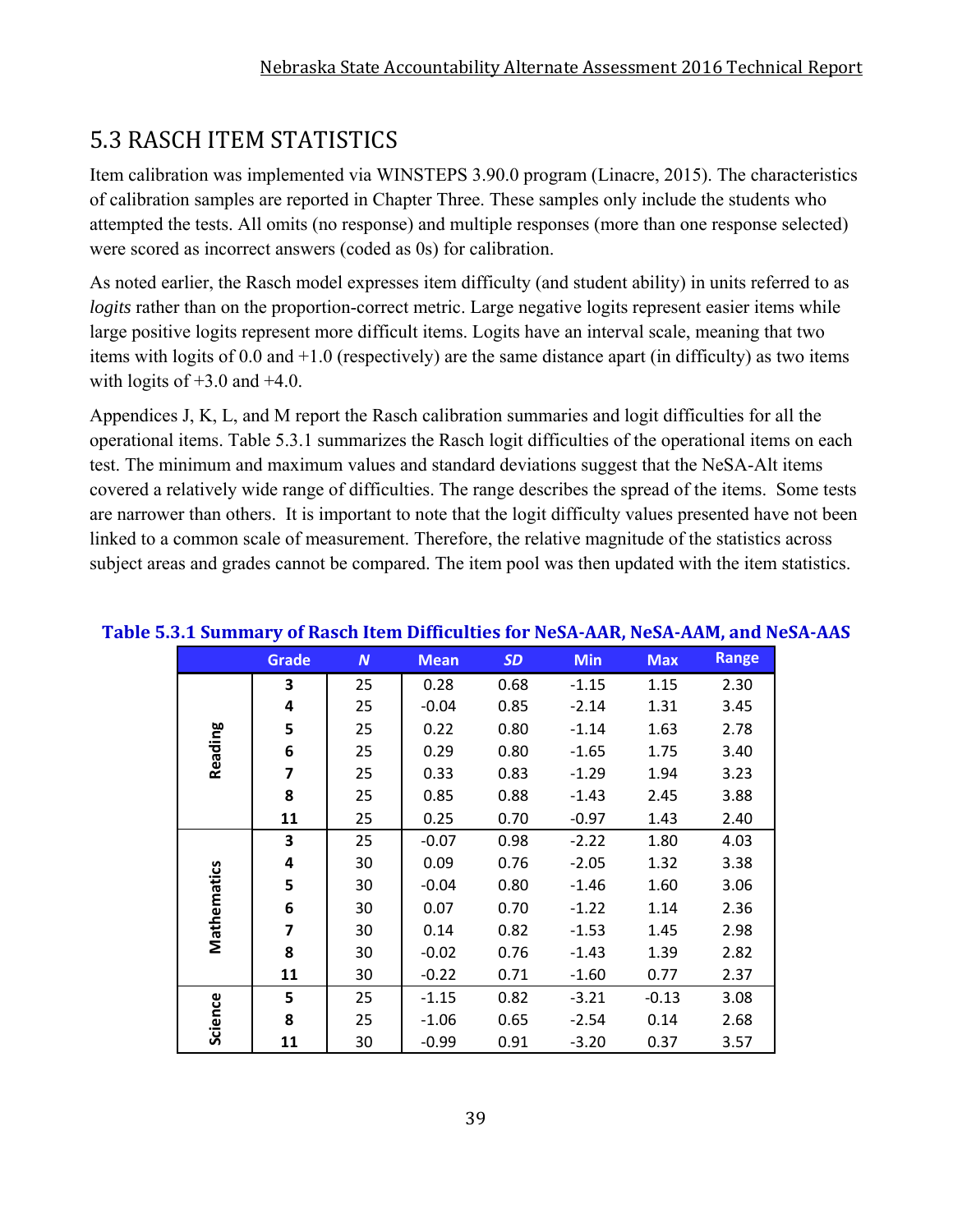## 5.3 RASCH ITEM STATISTICS

Item calibration was implemented via WINSTEPS 3.90.0 program (Linacre, 2015). The characteristics of calibration samples are reported in Chapter Three. These samples only include the students who attempted the tests. All omits (no response) and multiple responses (more than one response selected) were scored as incorrect answers (coded as 0s) for calibration.

As noted earlier, the Rasch model expresses item difficulty (and student ability) in units referred to as *logits* rather than on the proportion-correct metric. Large negative logits represent easier items while large positive logits represent more difficult items. Logits have an interval scale, meaning that two items with logits of 0.0 and +1.0 (respectively) are the same distance apart (in difficulty) as two items with logits of +3.0 and +4.0.

Appendices J, K, L, and M report the Rasch calibration summaries and logit difficulties for all the operational items. Table 5.3.1 summarizes the Rasch logit difficulties of the operational items on each test. The minimum and maximum values and standard deviations suggest that the NeSA-Alt items covered a relatively wide range of difficulties. The range describes the spread of the items. Some tests are narrower than others. It is important to note that the logit difficulty values presented have not been linked to a common scale of measurement. Therefore, the relative magnitude of the statistics across subject areas and grades cannot be compared. The item pool was then updated with the item statistics.

**Table 5.3.1 Summary of Rasch Item Difficulties for NeSA-AAR, NeSA-AAM, and NeSA-AAS**

| | Grade | *N* | Mean | *SD* | Min | Max | Range |
|---|---|---|---|---|---|---|---|
| Reading | **3** | 25 | 0.28 | 0.68 | -1.15 | 1.15 | 2.30 |
| | **4** | 25 | -0.04 | 0.85 | -2.14 | 1.31 | 3.45 |
| | **5** | 25 | 0.22 | 0.80 | -1.14 | 1.63 | 2.78 |
| | **6** | 25 | 0.29 | 0.80 | -1.65 | 1.75 | 3.40 |
| | **7** | 25 | 0.33 | 0.83 | -1.29 | 1.94 | 3.23 |
| | **8** | 25 | 0.85 | 0.88 | -1.43 | 2.45 | 3.88 |
| | **11** | 25 | 0.25 | 0.70 | -0.97 | 1.43 | 2.40 |
| Mathematics | **3** | 25 | -0.07 | 0.98 | -2.22 | 1.80 | 4.03 |
| | **4** | 30 | 0.09 | 0.76 | -2.05 | 1.32 | 3.38 |
| | **5** | 30 | -0.04 | 0.80 | -1.46 | 1.60 | 3.06 |
| | **6** | 30 | 0.07 | 0.70 | -1.22 | 1.14 | 2.36 |
| | **7** | 30 | 0.14 | 0.82 | -1.53 | 1.45 | 2.98 |
| | **8** | 30 | -0.02 | 0.76 | -1.43 | 1.39 | 2.82 |
| | **11** | 30 | -0.22 | 0.71 | -1.60 | 0.77 | 2.37 |
| Science | **5** | 25 | -1.15 | 0.82 | -3.21 | -0.13 | 3.08 |
| | **8** | 25 | -1.06 | 0.65 | -2.54 | 0.14 | 2.68 |
| | **11** | 30 | -0.99 | 0.91 | -3.20 | 0.37 | 3.57 |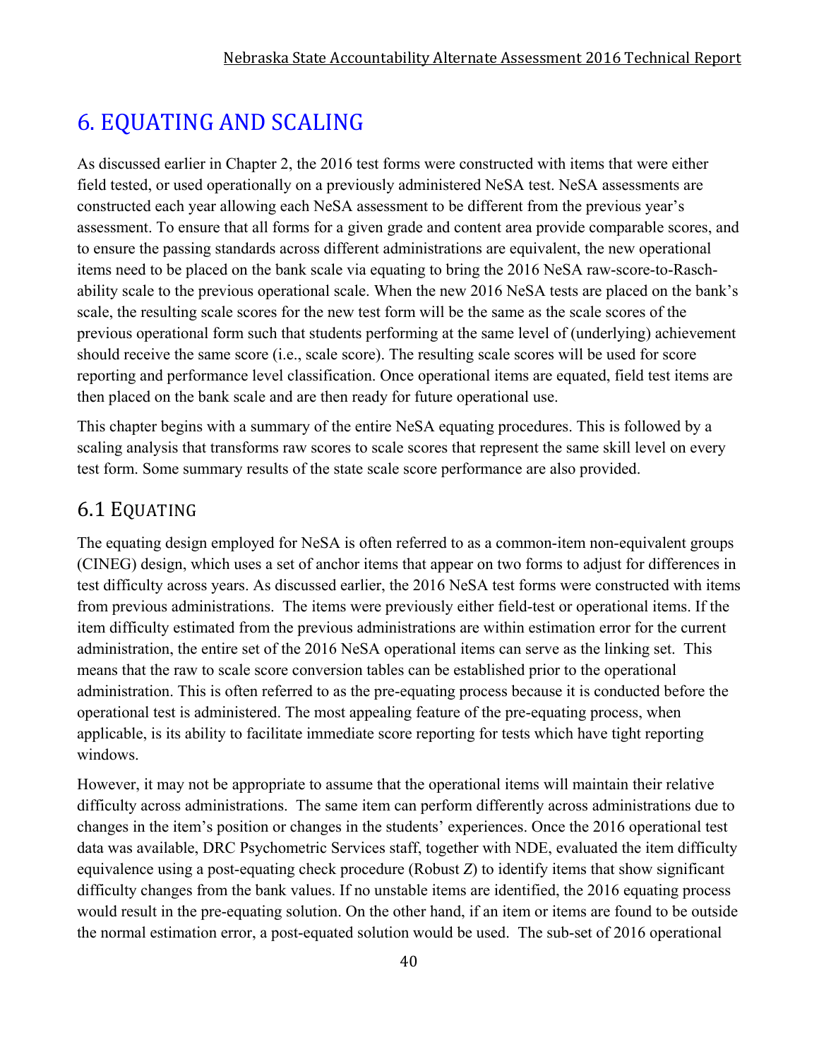# 6. EQUATING AND SCALING

As discussed earlier in Chapter 2, the 2016 test forms were constructed with items that were either field tested, or used operationally on a previously administered NeSA test. NeSA assessments are constructed each year allowing each NeSA assessment to be different from the previous year's assessment. To ensure that all forms for a given grade and content area provide comparable scores, and to ensure the passing standards across different administrations are equivalent, the new operational items need to be placed on the bank scale via equating to bring the 2016 NeSA raw-score-to-Rasch-ability scale to the previous operational scale. When the new 2016 NeSA tests are placed on the bank's scale, the resulting scale scores for the new test form will be the same as the scale scores of the previous operational form such that students performing at the same level of (underlying) achievement should receive the same score (i.e., scale score). The resulting scale scores will be used for score reporting and performance level classification. Once operational items are equated, field test items are then placed on the bank scale and are then ready for future operational use.

This chapter begins with a summary of the entire NeSA equating procedures. This is followed by a scaling analysis that transforms raw scores to scale scores that represent the same skill level on every test form. Some summary results of the state scale score performance are also provided.

## 6.1 EQUATING

The equating design employed for NeSA is often referred to as a common-item non-equivalent groups (CINEG) design, which uses a set of anchor items that appear on two forms to adjust for differences in test difficulty across years. As discussed earlier, the 2016 NeSA test forms were constructed with items from previous administrations. The items were previously either field-test or operational items. If the item difficulty estimated from the previous administrations are within estimation error for the current administration, the entire set of the 2016 NeSA operational items can serve as the linking set. This means that the raw to scale score conversion tables can be established prior to the operational administration. This is often referred to as the pre-equating process because it is conducted before the operational test is administered. The most appealing feature of the pre-equating process, when applicable, is its ability to facilitate immediate score reporting for tests which have tight reporting windows.

However, it may not be appropriate to assume that the operational items will maintain their relative difficulty across administrations. The same item can perform differently across administrations due to changes in the item's position or changes in the students' experiences. Once the 2016 operational test data was available, DRC Psychometric Services staff, together with NDE, evaluated the item difficulty equivalence using a post-equating check procedure (Robust *Z*) to identify items that show significant difficulty changes from the bank values. If no unstable items are identified, the 2016 equating process would result in the pre-equating solution. On the other hand, if an item or items are found to be outside the normal estimation error, a post-equated solution would be used. The sub-set of 2016 operational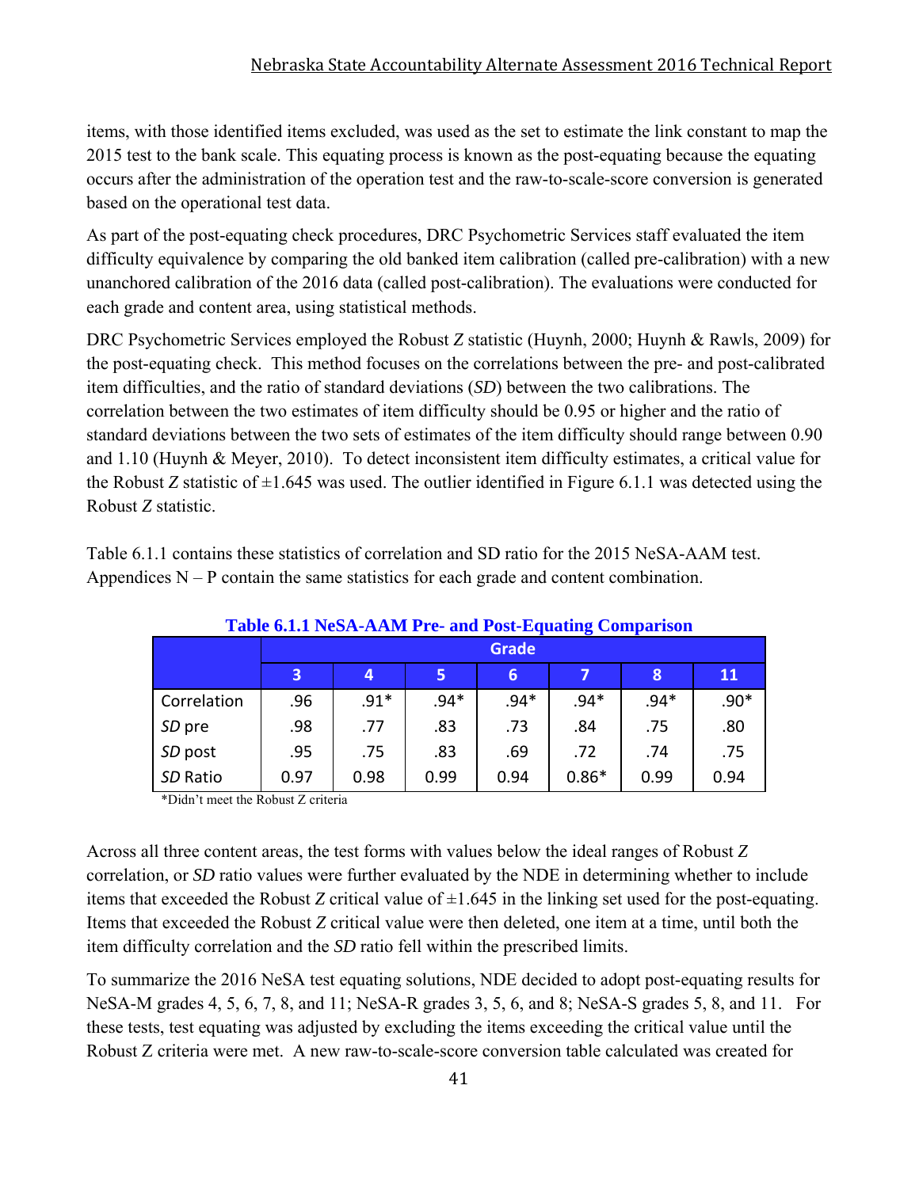items, with those identified items excluded, was used as the set to estimate the link constant to map the 2015 test to the bank scale. This equating process is known as the post-equating because the equating occurs after the administration of the operation test and the raw-to-scale-score conversion is generated based on the operational test data.

As part of the post-equating check procedures, DRC Psychometric Services staff evaluated the item difficulty equivalence by comparing the old banked item calibration (called pre-calibration) with a new unanchored calibration of the 2016 data (called post-calibration). The evaluations were conducted for each grade and content area, using statistical methods.

DRC Psychometric Services employed the Robust *Z* statistic (Huynh, 2000; Huynh & Rawls, 2009) for the post-equating check. This method focuses on the correlations between the pre- and post-calibrated item difficulties, and the ratio of standard deviations (*SD*) between the two calibrations. The correlation between the two estimates of item difficulty should be 0.95 or higher and the ratio of standard deviations between the two sets of estimates of the item difficulty should range between 0.90 and 1.10 (Huynh & Meyer, 2010). To detect inconsistent item difficulty estimates, a critical value for the Robust *Z* statistic of ±1.645 was used. The outlier identified in Figure 6.1.1 was detected using the Robust *Z* statistic.

Table 6.1.1 contains these statistics of correlation and SD ratio for the 2015 NeSA-AAM test. Appendices N – P contain the same statistics for each grade and content combination.

**Table 6.1.1 NeSA-AAM Pre- and Post-Equating Comparison**

| | Grade | | | | | | |
|---|---|---|---|---|---|---|---|
| | 3 | 4 | 5 | 6 | 7 | 8 | 11 |
| Correlation | .96 | .91* | .94* | .94* | .94* | .94* | .90* |
| *SD* pre | .98 | .77 | .83 | .73 | .84 | .75 | .80 |
| *SD* post | .95 | .75 | .83 | .69 | .72 | .74 | .75 |
| *SD* Ratio | 0.97 | 0.98 | 0.99 | 0.94 | 0.86* | 0.99 | 0.94 |

*Didn't meet the Robust Z criteria

Across all three content areas, the test forms with values below the ideal ranges of Robust *Z* correlation, or *SD* ratio values were further evaluated by the NDE in determining whether to include items that exceeded the Robust *Z* critical value of ±1.645 in the linking set used for the post-equating. Items that exceeded the Robust *Z* critical value were then deleted, one item at a time, until both the item difficulty correlation and the *SD* ratio fell within the prescribed limits.

To summarize the 2016 NeSA test equating solutions, NDE decided to adopt post-equating results for NeSA-M grades 4, 5, 6, 7, 8, and 11; NeSA-R grades 3, 5, 6, and 8; NeSA-S grades 5, 8, and 11. For these tests, test equating was adjusted by excluding the items exceeding the critical value until the Robust Z criteria were met. A new raw-to-scale-score conversion table calculated was created for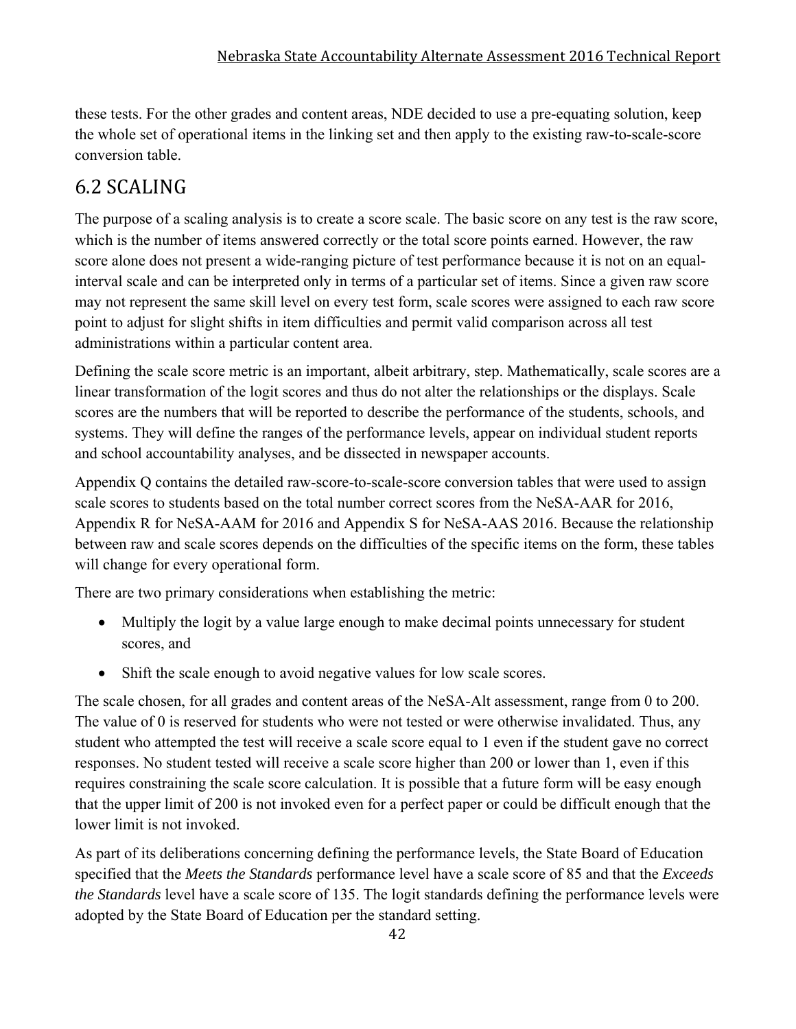these tests. For the other grades and content areas, NDE decided to use a pre-equating solution, keep the whole set of operational items in the linking set and then apply to the existing raw-to-scale-score conversion table.

## 6.2 SCALING

The purpose of a scaling analysis is to create a score scale. The basic score on any test is the raw score, which is the number of items answered correctly or the total score points earned. However, the raw score alone does not present a wide-ranging picture of test performance because it is not on an equal-interval scale and can be interpreted only in terms of a particular set of items. Since a given raw score may not represent the same skill level on every test form, scale scores were assigned to each raw score point to adjust for slight shifts in item difficulties and permit valid comparison across all test administrations within a particular content area.

Defining the scale score metric is an important, albeit arbitrary, step. Mathematically, scale scores are a linear transformation of the logit scores and thus do not alter the relationships or the displays. Scale scores are the numbers that will be reported to describe the performance of the students, schools, and systems. They will define the ranges of the performance levels, appear on individual student reports and school accountability analyses, and be dissected in newspaper accounts.

Appendix Q contains the detailed raw-score-to-scale-score conversion tables that were used to assign scale scores to students based on the total number correct scores from the NeSA-AAR for 2016, Appendix R for NeSA-AAM for 2016 and Appendix S for NeSA-AAS 2016. Because the relationship between raw and scale scores depends on the difficulties of the specific items on the form, these tables will change for every operational form.

There are two primary considerations when establishing the metric:

- Multiply the logit by a value large enough to make decimal points unnecessary for student scores, and
- Shift the scale enough to avoid negative values for low scale scores.

The scale chosen, for all grades and content areas of the NeSA-Alt assessment, range from 0 to 200. The value of 0 is reserved for students who were not tested or were otherwise invalidated. Thus, any student who attempted the test will receive a scale score equal to 1 even if the student gave no correct responses. No student tested will receive a scale score higher than 200 or lower than 1, even if this requires constraining the scale score calculation. It is possible that a future form will be easy enough that the upper limit of 200 is not invoked even for a perfect paper or could be difficult enough that the lower limit is not invoked.

As part of its deliberations concerning defining the performance levels, the State Board of Education specified that the *Meets the Standards* performance level have a scale score of 85 and that the *Exceeds the Standards* level have a scale score of 135. The logit standards defining the performance levels were adopted by the State Board of Education per the standard setting.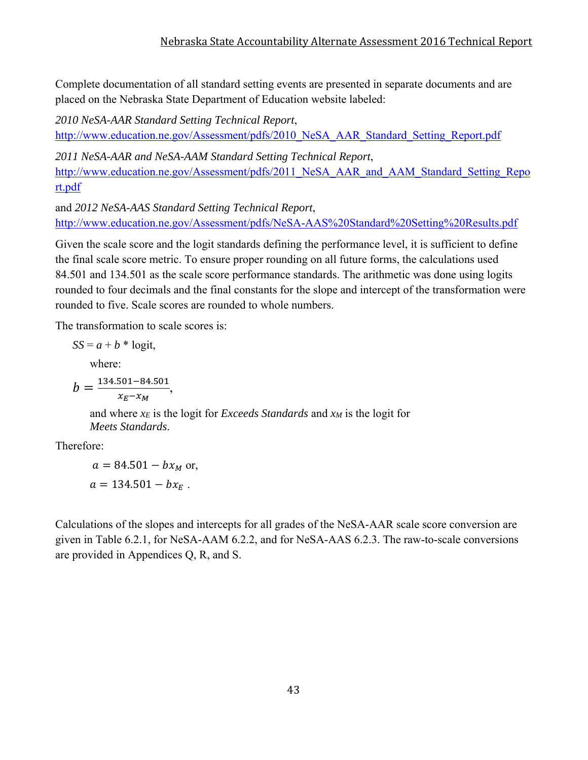Complete documentation of all standard setting events are presented in separate documents and are placed on the Nebraska State Department of Education website labeled:

*2010 NeSA-AAR Standard Setting Technical Report*,
http://www.education.ne.gov/Assessment/pdfs/2010_NeSA_AAR_Standard_Setting_Report.pdf

*2011 NeSA-AAR and NeSA-AAM Standard Setting Technical Report*,
http://www.education.ne.gov/Assessment/pdfs/2011_NeSA_AAR_and_AAM_Standard_Setting_Report.pdf

and *2012 NeSA-AAS Standard Setting Technical Report*,
http://www.education.ne.gov/Assessment/pdfs/NeSA-AAS%20Standard%20Setting%20Results.pdf

Given the scale score and the logit standards defining the performance level, it is sufficient to define the final scale score metric. To ensure proper rounding on all future forms, the calculations used 84.501 and 134.501 as the scale score performance standards. The arithmetic was done using logits rounded to four decimals and the final constants for the slope and intercept of the transformation were rounded to five. Scale scores are rounded to whole numbers.

The transformation to scale scores is:

$SS = a + b * \text{logit}$,

where:

$$b = \frac{134.501 - 84.501}{x_E - x_M},$$

and where $x_E$ is the logit for *Exceeds Standards* and $x_M$ is the logit for *Meets Standards*.

Therefore:

$$a = 84.501 - bx_M \text{ or,}$$

$$a = 134.501 - bx_E \text{ .}$$

Calculations of the slopes and intercepts for all grades of the NeSA-AAR scale score conversion are given in Table 6.2.1, for NeSA-AAM 6.2.2, and for NeSA-AAS 6.2.3. The raw-to-scale conversions are provided in Appendices Q, R, and S.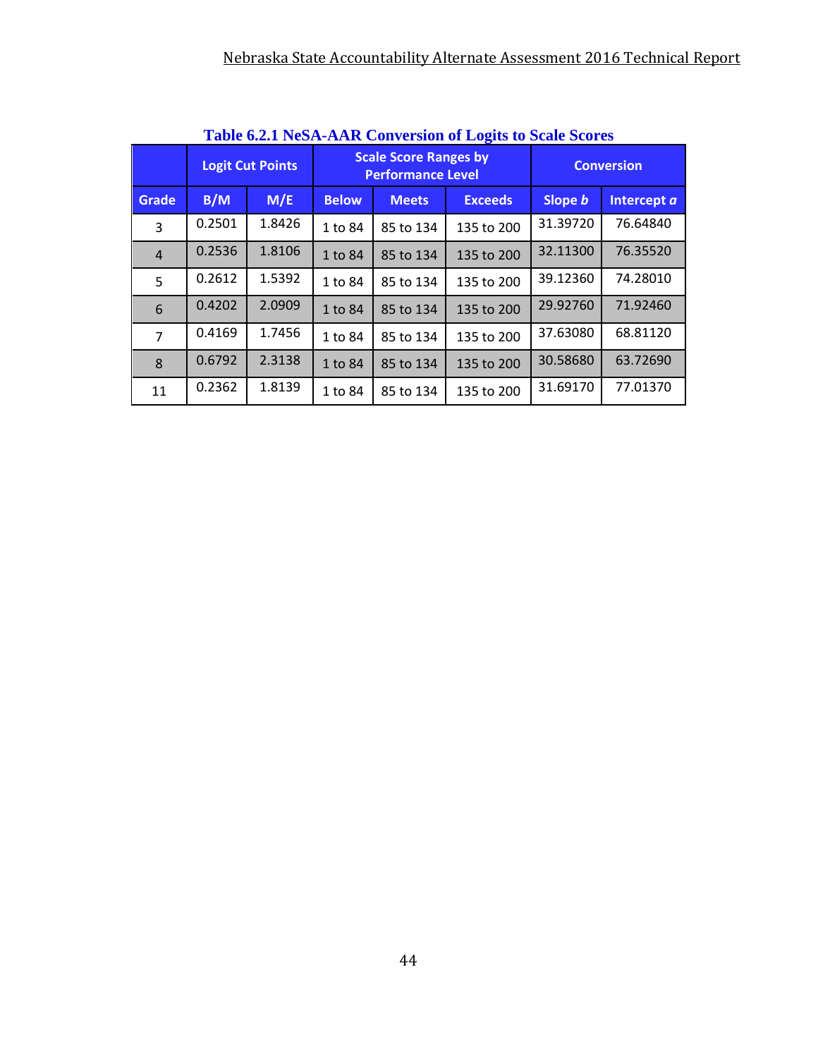**Table 6.2.1 NeSA-AAR Conversion of Logits to Scale Scores**

| | Logit Cut Points | | Scale Score Ranges by Performance Level | | | Conversion | |
|---|---|---|---|---|---|---|---|
| Grade | B/M | M/E | Below | Meets | Exceeds | Slope *b* | Intercept *a* |
| 3 | 0.2501 | 1.8426 | 1 to 84 | 85 to 134 | 135 to 200 | 31.39720 | 76.64840 |
| 4 | 0.2536 | 1.8106 | 1 to 84 | 85 to 134 | 135 to 200 | 32.11300 | 76.35520 |
| 5 | 0.2612 | 1.5392 | 1 to 84 | 85 to 134 | 135 to 200 | 39.12360 | 74.28010 |
| 6 | 0.4202 | 2.0909 | 1 to 84 | 85 to 134 | 135 to 200 | 29.92760 | 71.92460 |
| 7 | 0.4169 | 1.7456 | 1 to 84 | 85 to 134 | 135 to 200 | 37.63080 | 68.81120 |
| 8 | 0.6792 | 2.3138 | 1 to 84 | 85 to 134 | 135 to 200 | 30.58680 | 63.72690 |
| 11 | 0.2362 | 1.8139 | 1 to 84 | 85 to 134 | 135 to 200 | 31.69170 | 77.01370 |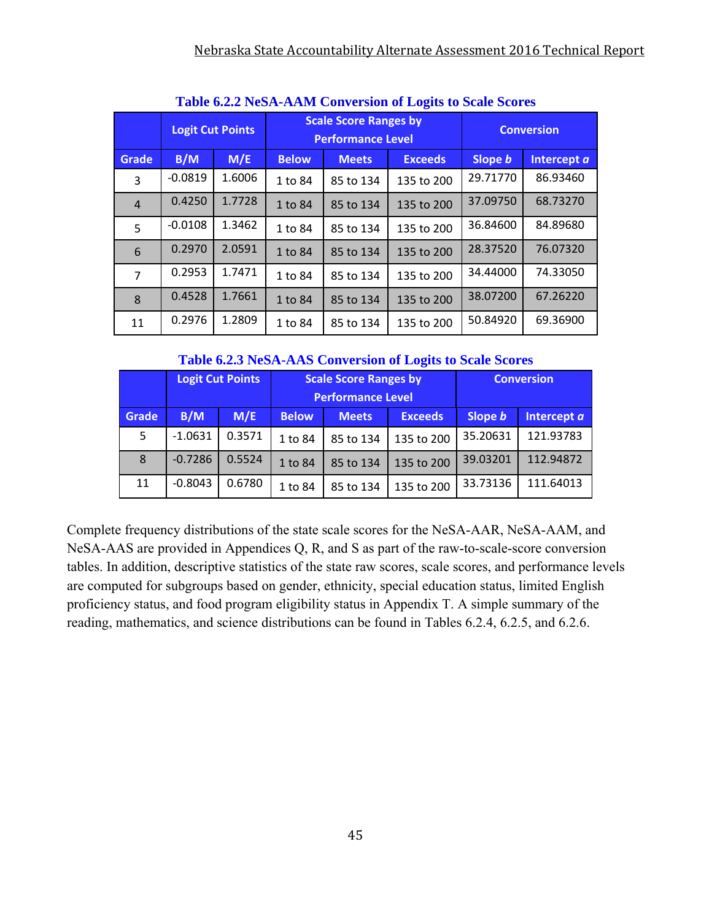**Table 6.2.2 NeSA-AAM Conversion of Logits to Scale Scores**

| | Logit Cut Points | | Scale Score Ranges by Performance Level | | | Conversion | |
|---|---|---|---|---|---|---|---|
| Grade | B/M | M/E | Below | Meets | Exceeds | Slope *b* | Intercept *a* |
| 3 | -0.0819 | 1.6006 | 1 to 84 | 85 to 134 | 135 to 200 | 29.71770 | 86.93460 |
| 4 | 0.4250 | 1.7728 | 1 to 84 | 85 to 134 | 135 to 200 | 37.09750 | 68.73270 |
| 5 | -0.0108 | 1.3462 | 1 to 84 | 85 to 134 | 135 to 200 | 36.84600 | 84.89680 |
| 6 | 0.2970 | 2.0591 | 1 to 84 | 85 to 134 | 135 to 200 | 28.37520 | 76.07320 |
| 7 | 0.2953 | 1.7471 | 1 to 84 | 85 to 134 | 135 to 200 | 34.44000 | 74.33050 |
| 8 | 0.4528 | 1.7661 | 1 to 84 | 85 to 134 | 135 to 200 | 38.07200 | 67.26220 |
| 11 | 0.2976 | 1.2809 | 1 to 84 | 85 to 134 | 135 to 200 | 50.84920 | 69.36900 |

**Table 6.2.3 NeSA-AAS Conversion of Logits to Scale Scores**

| | Logit Cut Points | | Scale Score Ranges by Performance Level | | | Conversion | |
|---|---|---|---|---|---|---|---|
| Grade | B/M | M/E | Below | Meets | Exceeds | Slope *b* | Intercept *a* |
| 5 | -1.0631 | 0.3571 | 1 to 84 | 85 to 134 | 135 to 200 | 35.20631 | 121.93783 |
| 8 | -0.7286 | 0.5524 | 1 to 84 | 85 to 134 | 135 to 200 | 39.03201 | 112.94872 |
| 11 | -0.8043 | 0.6780 | 1 to 84 | 85 to 134 | 135 to 200 | 33.73136 | 111.64013 |

Complete frequency distributions of the state scale scores for the NeSA-AAR, NeSA-AAM, and NeSA-AAS are provided in Appendices Q, R, and S as part of the raw-to-scale-score conversion tables. In addition, descriptive statistics of the state raw scores, scale scores, and performance levels are computed for subgroups based on gender, ethnicity, special education status, limited English proficiency status, and food program eligibility status in Appendix T. A simple summary of the reading, mathematics, and science distributions can be found in Tables 6.2.4, 6.2.5, and 6.2.6.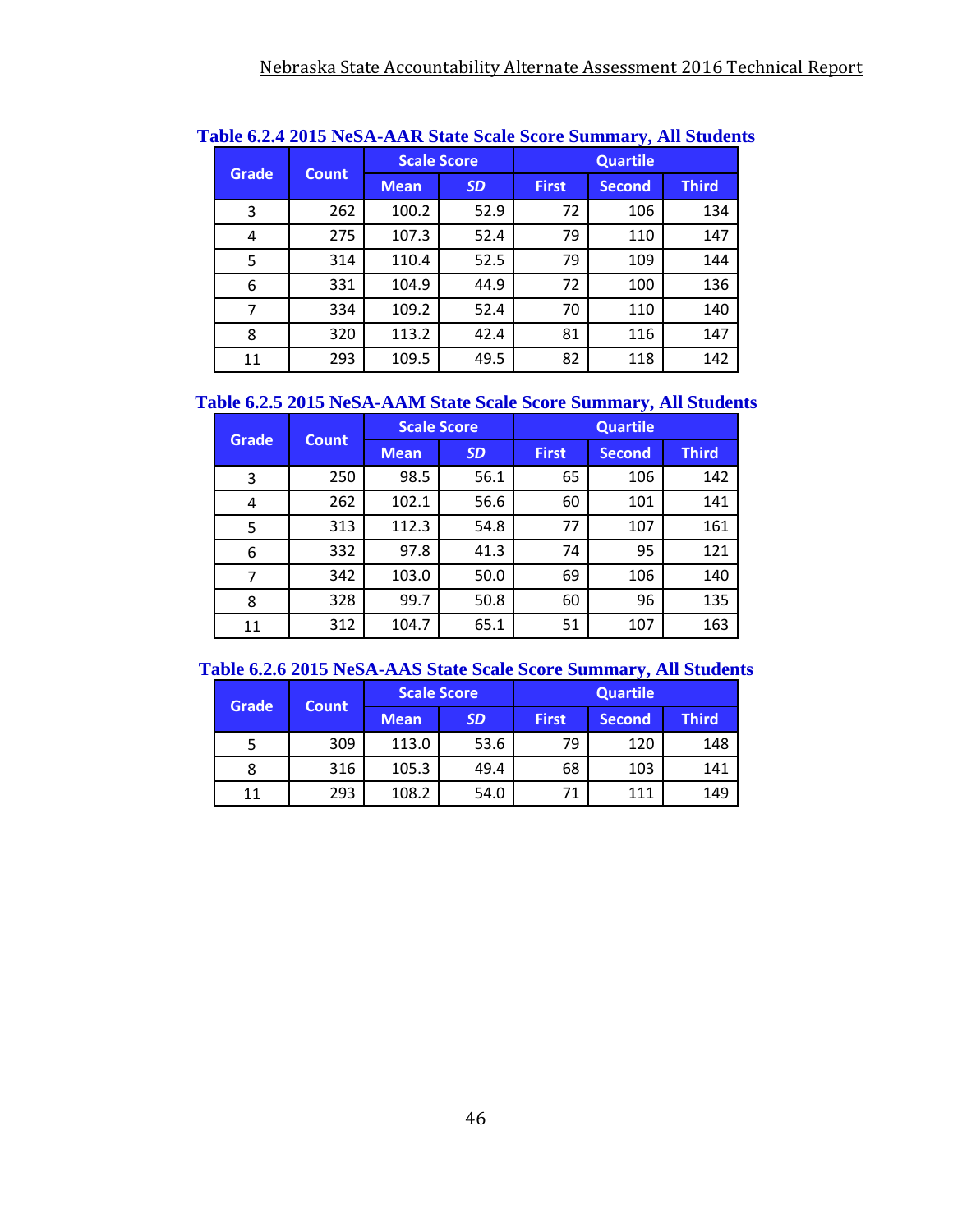**Table 6.2.4 2015 NeSA-AAR State Scale Score Summary, All Students**

| Grade | Count | Scale Score | | Quartile | | |
|---|---|---|---|---|---|---|
| | | Mean | *SD* | First | Second | Third |
| 3 | 262 | 100.2 | 52.9 | 72 | 106 | 134 |
| 4 | 275 | 107.3 | 52.4 | 79 | 110 | 147 |
| 5 | 314 | 110.4 | 52.5 | 79 | 109 | 144 |
| 6 | 331 | 104.9 | 44.9 | 72 | 100 | 136 |
| 7 | 334 | 109.2 | 52.4 | 70 | 110 | 140 |
| 8 | 320 | 113.2 | 42.4 | 81 | 116 | 147 |
| 11 | 293 | 109.5 | 49.5 | 82 | 118 | 142 |

**Table 6.2.5 2015 NeSA-AAM State Scale Score Summary, All Students**

| Grade | Count | Scale Score | | Quartile | | |
|---|---|---|---|---|---|---|
| | | Mean | *SD* | First | Second | Third |
| 3 | 250 | 98.5 | 56.1 | 65 | 106 | 142 |
| 4 | 262 | 102.1 | 56.6 | 60 | 101 | 141 |
| 5 | 313 | 112.3 | 54.8 | 77 | 107 | 161 |
| 6 | 332 | 97.8 | 41.3 | 74 | 95 | 121 |
| 7 | 342 | 103.0 | 50.0 | 69 | 106 | 140 |
| 8 | 328 | 99.7 | 50.8 | 60 | 96 | 135 |
| 11 | 312 | 104.7 | 65.1 | 51 | 107 | 163 |

**Table 6.2.6 2015 NeSA-AAS State Scale Score Summary, All Students**

| Grade | Count | Scale Score | | Quartile | | |
|---|---|---|---|---|---|---|
| | | Mean | *SD* | First | Second | Third |
| 5 | 309 | 113.0 | 53.6 | 79 | 120 | 148 |
| 8 | 316 | 105.3 | 49.4 | 68 | 103 | 141 |
| 11 | 293 | 108.2 | 54.0 | 71 | 111 | 149 |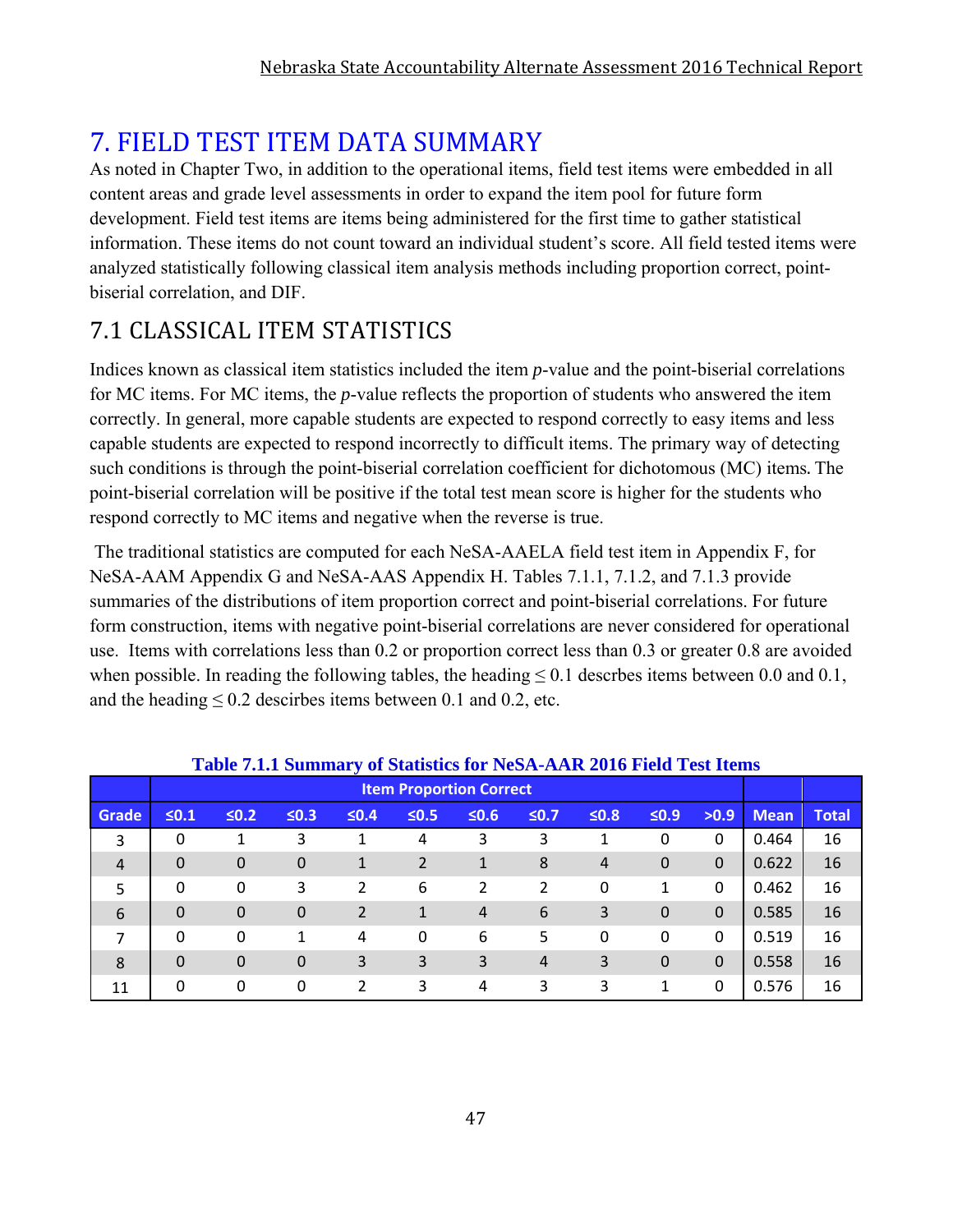# 7. FIELD TEST ITEM DATA SUMMARY

As noted in Chapter Two, in addition to the operational items, field test items were embedded in all content areas and grade level assessments in order to expand the item pool for future form development. Field test items are items being administered for the first time to gather statistical information. These items do not count toward an individual student's score. All field tested items were analyzed statistically following classical item analysis methods including proportion correct, point-biserial correlation, and DIF.

## 7.1 CLASSICAL ITEM STATISTICS

Indices known as classical item statistics included the item *p*-value and the point-biserial correlations for MC items. For MC items, the *p*-value reflects the proportion of students who answered the item correctly. In general, more capable students are expected to respond correctly to easy items and less capable students are expected to respond incorrectly to difficult items. The primary way of detecting such conditions is through the point-biserial correlation coefficient for dichotomous (MC) items. The point-biserial correlation will be positive if the total test mean score is higher for the students who respond correctly to MC items and negative when the reverse is true.

The traditional statistics are computed for each NeSA-AAELA field test item in Appendix F, for NeSA-AAM Appendix G and NeSA-AAS Appendix H. Tables 7.1.1, 7.1.2, and 7.1.3 provide summaries of the distributions of item proportion correct and point-biserial correlations. For future form construction, items with negative point-biserial correlations are never considered for operational use. Items with correlations less than 0.2 or proportion correct less than 0.3 or greater 0.8 are avoided when possible. In reading the following tables, the heading ≤ 0.1 descrbes items between 0.0 and 0.1, and the heading ≤ 0.2 describes items between 0.1 and 0.2, etc.

**Table 7.1.1 Summary of Statistics for NeSA-AAR 2016 Field Test Items**

| | Item Proportion Correct | | | | | | | | | | | |
|---|---|---|---|---|---|---|---|---|---|---|---|---|
| Grade | ≤0.1 | ≤0.2 | ≤0.3 | ≤0.4 | ≤0.5 | ≤0.6 | ≤0.7 | ≤0.8 | ≤0.9 | >0.9 | Mean | Total |
| 3 | 0 | 1 | 3 | 1 | 4 | 3 | 3 | 1 | 0 | 0 | 0.464 | 16 |
| 4 | 0 | 0 | 0 | 1 | 2 | 1 | 8 | 4 | 0 | 0 | 0.622 | 16 |
| 5 | 0 | 0 | 3 | 2 | 6 | 2 | 2 | 0 | 1 | 0 | 0.462 | 16 |
| 6 | 0 | 0 | 0 | 2 | 1 | 4 | 6 | 3 | 0 | 0 | 0.585 | 16 |
| 7 | 0 | 0 | 1 | 4 | 0 | 6 | 5 | 0 | 0 | 0 | 0.519 | 16 |
| 8 | 0 | 0 | 0 | 3 | 3 | 3 | 4 | 3 | 0 | 0 | 0.558 | 16 |
| 11 | 0 | 0 | 0 | 2 | 3 | 4 | 3 | 3 | 1 | 0 | 0.576 | 16 |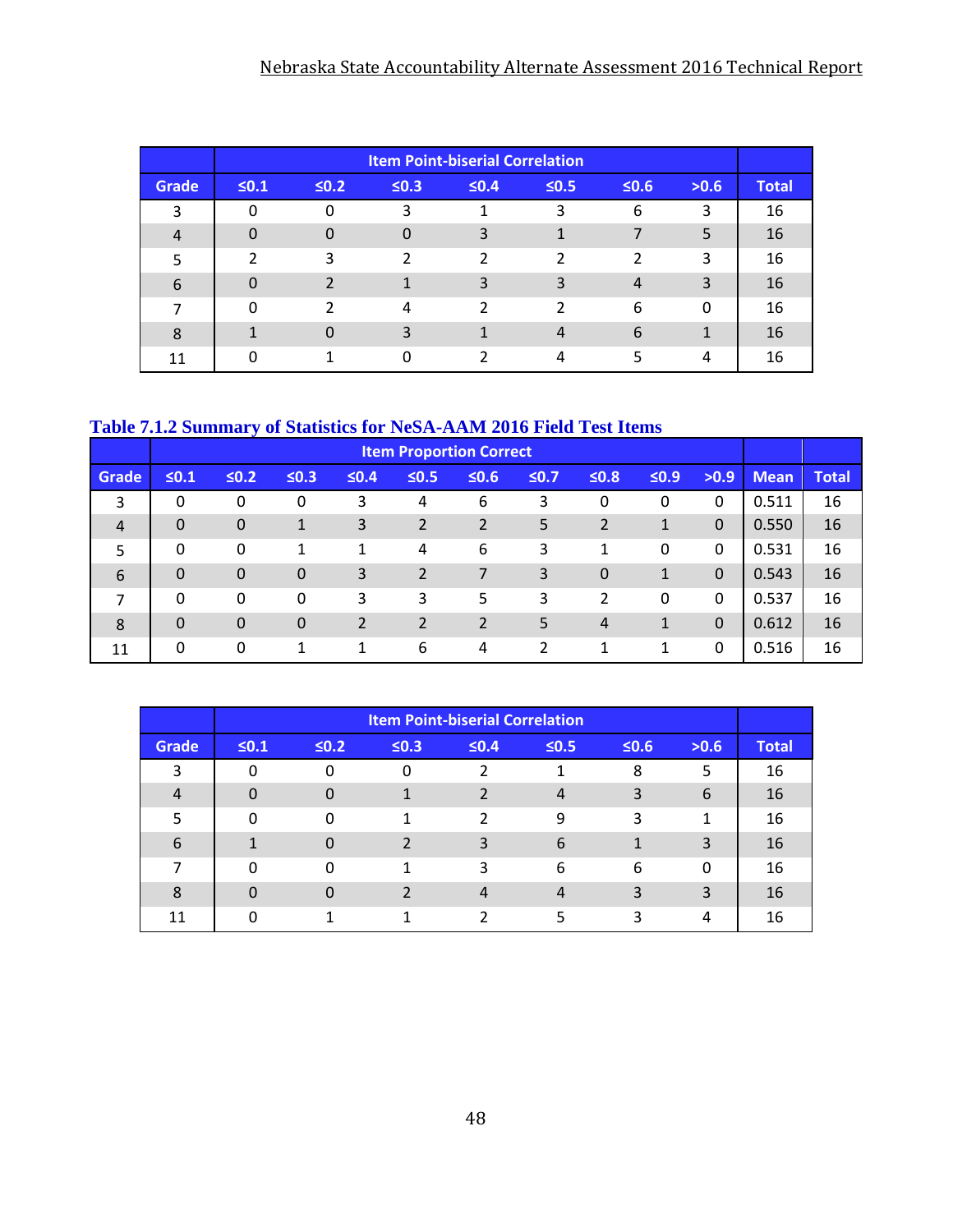| | Item Point-biserial Correlation | | | | | | | |
|---|---|---|---|---|---|---|---|---|
| Grade | ≤0.1 | ≤0.2 | ≤0.3 | ≤0.4 | ≤0.5 | ≤0.6 | >0.6 | Total |
| 3 | 0 | 0 | 3 | 1 | 3 | 6 | 3 | 16 |
| 4 | 0 | 0 | 0 | 3 | 1 | 7 | 5 | 16 |
| 5 | 2 | 3 | 2 | 2 | 2 | 2 | 3 | 16 |
| 6 | 0 | 2 | 1 | 3 | 3 | 4 | 3 | 16 |
| 7 | 0 | 2 | 4 | 2 | 2 | 6 | 0 | 16 |
| 8 | 1 | 0 | 3 | 1 | 4 | 6 | 1 | 16 |
| 11 | 0 | 1 | 0 | 2 | 4 | 5 | 4 | 16 |

### Table 7.1.2 Summary of Statistics for NeSA-AAM 2016 Field Test Items

| | Item Proportion Correct | | | | | | | | | | | |
|---|---|---|---|---|---|---|---|---|---|---|---|---|
| Grade | ≤0.1 | ≤0.2 | ≤0.3 | ≤0.4 | ≤0.5 | ≤0.6 | ≤0.7 | ≤0.8 | ≤0.9 | >0.9 | Mean | Total |
| 3 | 0 | 0 | 0 | 3 | 4 | 6 | 3 | 0 | 0 | 0 | 0.511 | 16 |
| 4 | 0 | 0 | 1 | 3 | 2 | 2 | 5 | 2 | 1 | 0 | 0.550 | 16 |
| 5 | 0 | 0 | 1 | 1 | 4 | 6 | 3 | 1 | 0 | 0 | 0.531 | 16 |
| 6 | 0 | 0 | 0 | 3 | 2 | 7 | 3 | 0 | 1 | 0 | 0.543 | 16 |
| 7 | 0 | 0 | 0 | 3 | 3 | 5 | 3 | 2 | 0 | 0 | 0.537 | 16 |
| 8 | 0 | 0 | 0 | 2 | 2 | 2 | 5 | 4 | 1 | 0 | 0.612 | 16 |
| 11 | 0 | 0 | 1 | 1 | 6 | 4 | 2 | 1 | 1 | 0 | 0.516 | 16 |

| | Item Point-biserial Correlation | | | | | | | |
|---|---|---|---|---|---|---|---|---|
| Grade | ≤0.1 | ≤0.2 | ≤0.3 | ≤0.4 | ≤0.5 | ≤0.6 | >0.6 | Total |
| 3 | 0 | 0 | 0 | 2 | 1 | 8 | 5 | 16 |
| 4 | 0 | 0 | 1 | 2 | 4 | 3 | 6 | 16 |
| 5 | 0 | 0 | 1 | 2 | 9 | 3 | 1 | 16 |
| 6 | 1 | 0 | 2 | 3 | 6 | 1 | 3 | 16 |
| 7 | 0 | 0 | 1 | 3 | 6 | 6 | 0 | 16 |
| 8 | 0 | 0 | 2 | 4 | 4 | 3 | 3 | 16 |
| 11 | 0 | 1 | 1 | 2 | 5 | 3 | 4 | 16 |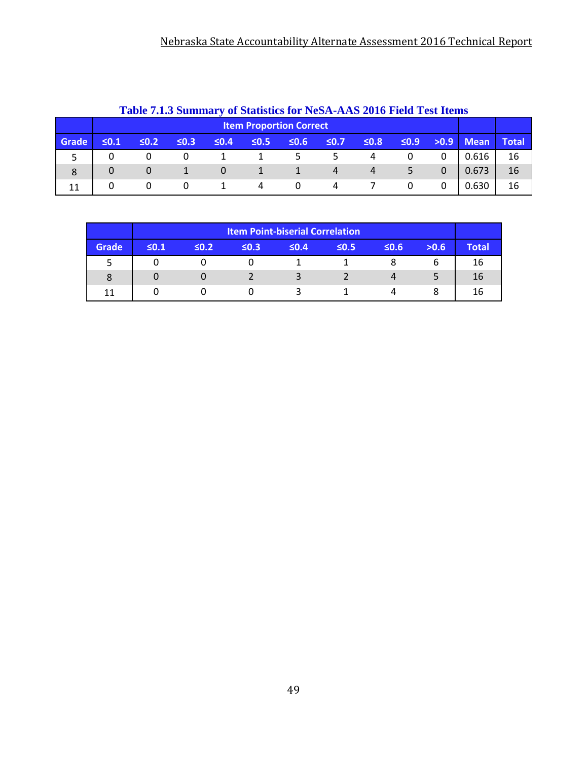**Table 7.1.3 Summary of Statistics for NeSA-AAS 2016 Field Test Items**

| | Item Proportion Correct | | | | | | | | | | | |
|---|---|---|---|---|---|---|---|---|---|---|---|---|
| Grade | ≤0.1 | ≤0.2 | ≤0.3 | ≤0.4 | ≤0.5 | ≤0.6 | ≤0.7 | ≤0.8 | ≤0.9 | >0.9 | Mean | Total |
| 5 | 0 | 0 | 0 | 1 | 1 | 5 | 5 | 4 | 0 | 0 | 0.616 | 16 |
| 8 | 0 | 0 | 1 | 0 | 1 | 1 | 4 | 4 | 5 | 0 | 0.673 | 16 |
| 11 | 0 | 0 | 0 | 1 | 4 | 0 | 4 | 7 | 0 | 0 | 0.630 | 16 |

| | Item Point-biserial Correlation | | | | | | | |
|---|---|---|---|---|---|---|---|---|
| Grade | ≤0.1 | ≤0.2 | ≤0.3 | ≤0.4 | ≤0.5 | ≤0.6 | >0.6 | Total |
| 5 | 0 | 0 | 0 | 1 | 1 | 8 | 6 | 16 |
| 8 | 0 | 0 | 2 | 3 | 2 | 4 | 5 | 16 |
| 11 | 0 | 0 | 0 | 3 | 1 | 4 | 8 | 16 |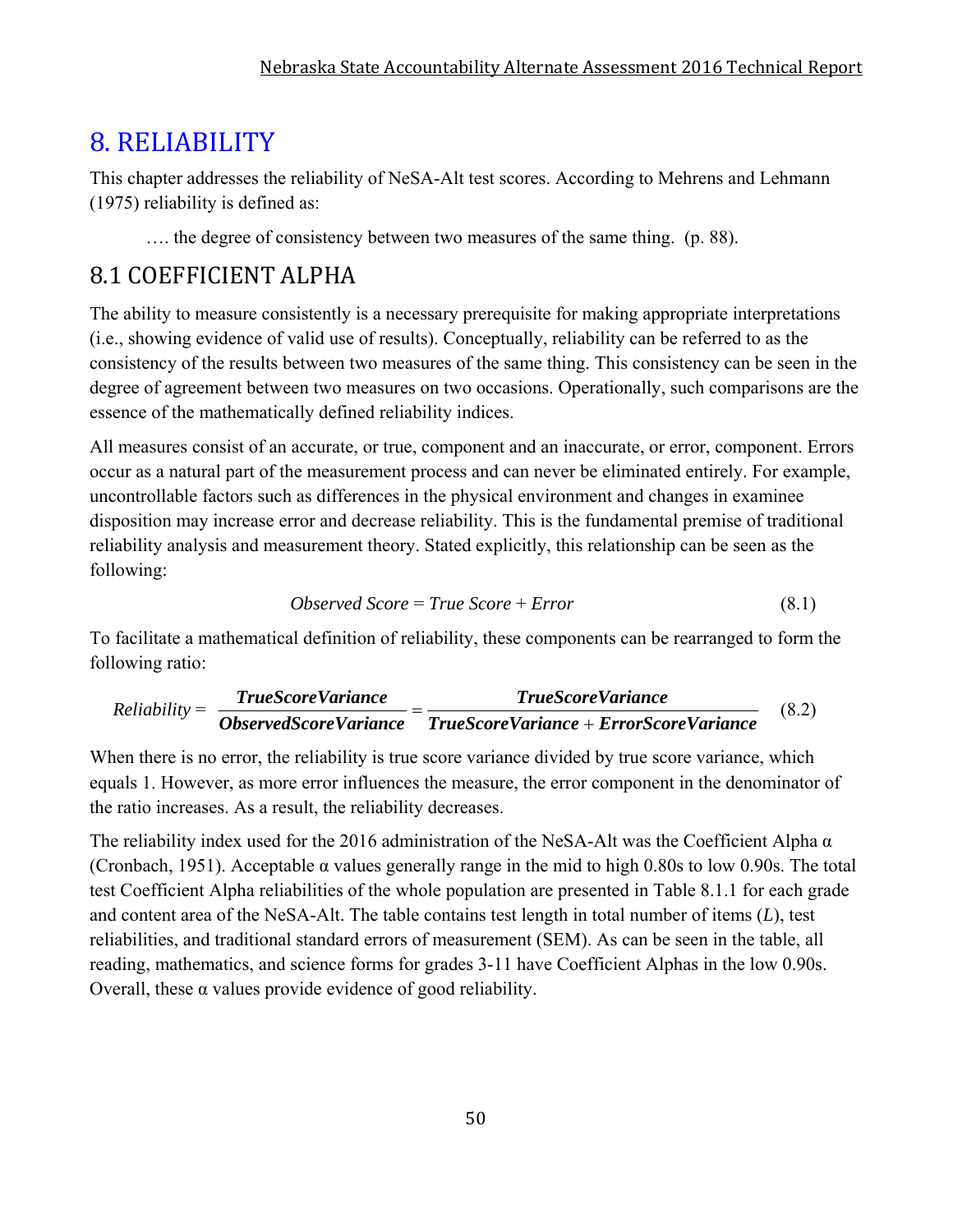# 8. RELIABILITY

This chapter addresses the reliability of NeSA-Alt test scores. According to Mehrens and Lehmann (1975) reliability is defined as:

> …. the degree of consistency between two measures of the same thing. (p. 88).

## 8.1 COEFFICIENT ALPHA

The ability to measure consistently is a necessary prerequisite for making appropriate interpretations (i.e., showing evidence of valid use of results). Conceptually, reliability can be referred to as the consistency of the results between two measures of the same thing. This consistency can be seen in the degree of agreement between two measures on two occasions. Operationally, such comparisons are the essence of the mathematically defined reliability indices.

All measures consist of an accurate, or true, component and an inaccurate, or error, component. Errors occur as a natural part of the measurement process and can never be eliminated entirely. For example, uncontrollable factors such as differences in the physical environment and changes in examinee disposition may increase error and decrease reliability. This is the fundamental premise of traditional reliability analysis and measurement theory. Stated explicitly, this relationship can be seen as the following:

$$Observed\ Score = True\ Score + Error \tag{8.1}$$

To facilitate a mathematical definition of reliability, these components can be rearranged to form the following ratio:

$$Reliability = \frac{\textbf{\textit{TrueScoreVariance}}}{\textbf{\textit{ObservedScoreVariance}}} = \frac{\textbf{\textit{TrueScoreVariance}}}{\textbf{\textit{TrueScoreVariance}} + \textbf{\textit{ErrorScoreVariance}}} \tag{8.2}$$

When there is no error, the reliability is true score variance divided by true score variance, which equals 1. However, as more error influences the measure, the error component in the denominator of the ratio increases. As a result, the reliability decreases.

The reliability index used for the 2016 administration of the NeSA-Alt was the Coefficient Alpha $\alpha$ (Cronbach, 1951). Acceptable $\alpha$ values generally range in the mid to high 0.80s to low 0.90s. The total test Coefficient Alpha reliabilities of the whole population are presented in Table 8.1.1 for each grade and content area of the NeSA-Alt. The table contains test length in total number of items ($L$), test reliabilities, and traditional standard errors of measurement (SEM). As can be seen in the table, all reading, mathematics, and science forms for grades 3-11 have Coefficient Alphas in the low 0.90s. Overall, these $\alpha$ values provide evidence of good reliability.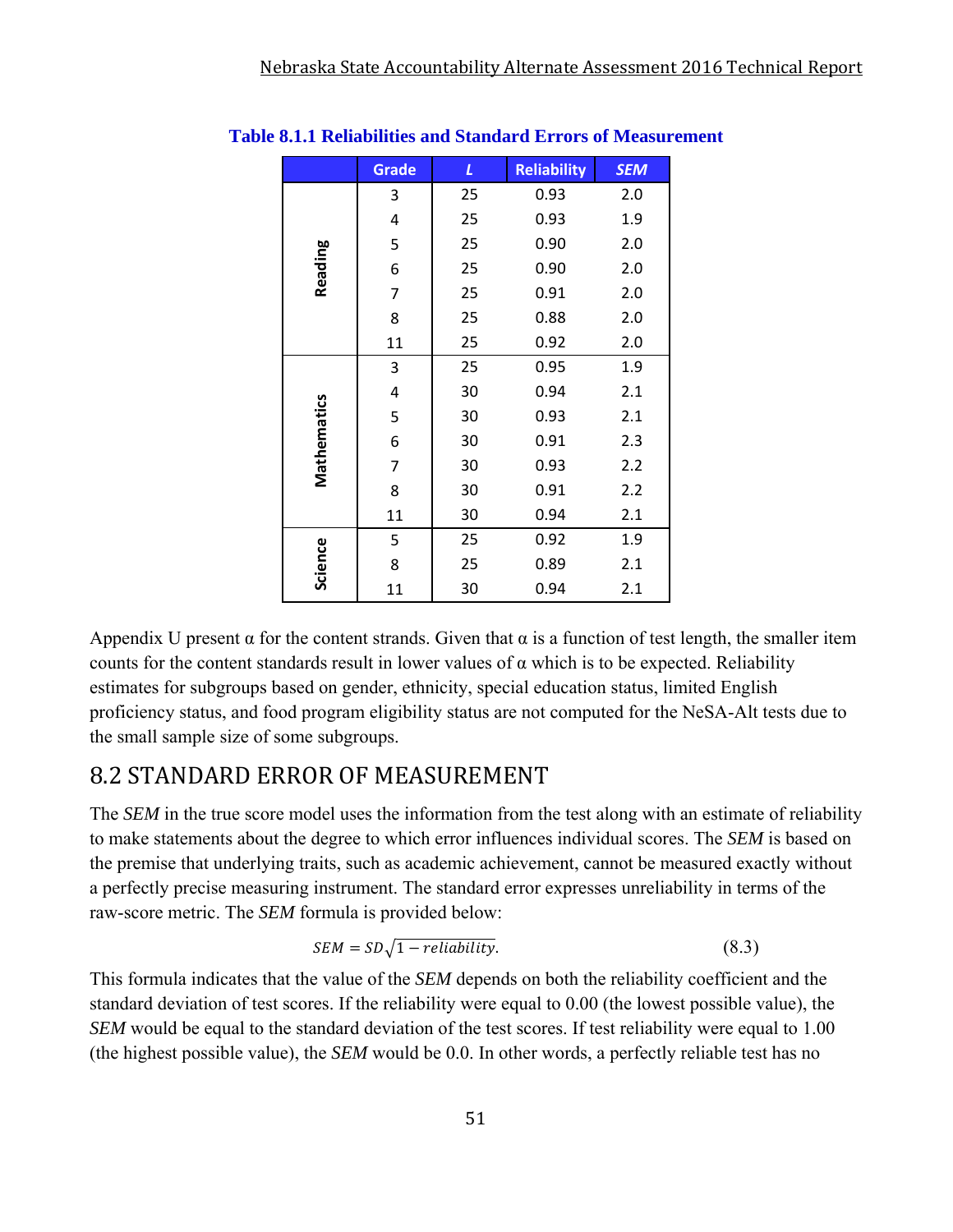**Table 8.1.1 Reliabilities and Standard Errors of Measurement**

| | Grade | *L* | Reliability | *SEM* |
|---|---|---|---|---|
| Reading | 3 | 25 | 0.93 | 2.0 |
| | 4 | 25 | 0.93 | 1.9 |
| | 5 | 25 | 0.90 | 2.0 |
| | 6 | 25 | 0.90 | 2.0 |
| | 7 | 25 | 0.91 | 2.0 |
| | 8 | 25 | 0.88 | 2.0 |
| | 11 | 25 | 0.92 | 2.0 |
| Mathematics | 3 | 25 | 0.95 | 1.9 |
| | 4 | 30 | 0.94 | 2.1 |
| | 5 | 30 | 0.93 | 2.1 |
| | 6 | 30 | 0.91 | 2.3 |
| | 7 | 30 | 0.93 | 2.2 |
| | 8 | 30 | 0.91 | 2.2 |
| | 11 | 30 | 0.94 | 2.1 |
| Science | 5 | 25 | 0.92 | 1.9 |
| | 8 | 25 | 0.89 | 2.1 |
| | 11 | 30 | 0.94 | 2.1 |

Appendix U present α for the content strands. Given that α is a function of test length, the smaller item counts for the content standards result in lower values of α which is to be expected. Reliability estimates for subgroups based on gender, ethnicity, special education status, limited English proficiency status, and food program eligibility status are not computed for the NeSA-Alt tests due to the small sample size of some subgroups.

## 8.2 STANDARD ERROR OF MEASUREMENT

The *SEM* in the true score model uses the information from the test along with an estimate of reliability to make statements about the degree to which error influences individual scores. The *SEM* is based on the premise that underlying traits, such as academic achievement, cannot be measured exactly without a perfectly precise measuring instrument. The standard error expresses unreliability in terms of the raw-score metric. The *SEM* formula is provided below:

$$SEM = SD\sqrt{1 - reliability}. \tag{8.3}$$

This formula indicates that the value of the *SEM* depends on both the reliability coefficient and the standard deviation of test scores. If the reliability were equal to 0.00 (the lowest possible value), the *SEM* would be equal to the standard deviation of the test scores. If test reliability were equal to 1.00 (the highest possible value), the *SEM* would be 0.0. In other words, a perfectly reliable test has no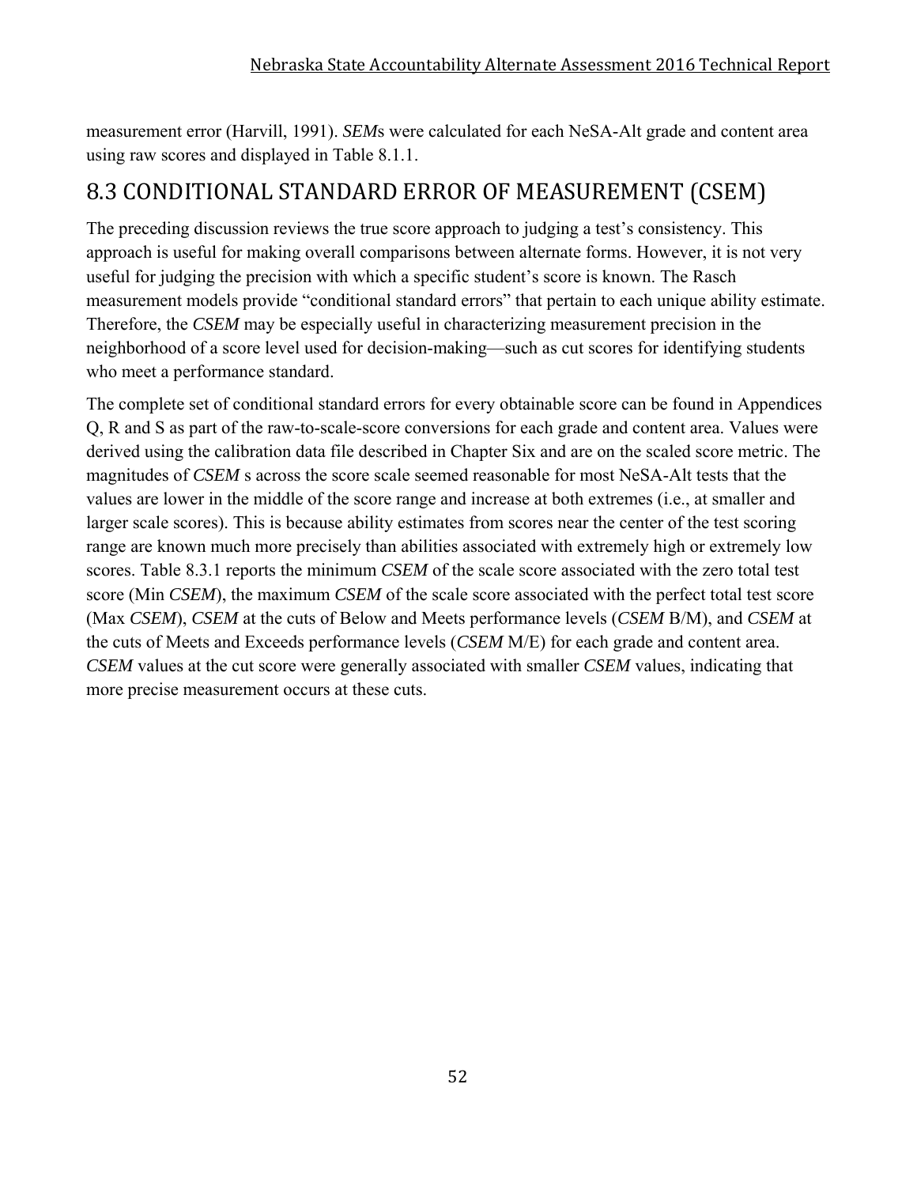measurement error (Harvill, 1991). *SEM*s were calculated for each NeSA-Alt grade and content area using raw scores and displayed in Table 8.1.1.

## 8.3 CONDITIONAL STANDARD ERROR OF MEASUREMENT (CSEM)

The preceding discussion reviews the true score approach to judging a test's consistency. This approach is useful for making overall comparisons between alternate forms. However, it is not very useful for judging the precision with which a specific student's score is known. The Rasch measurement models provide "conditional standard errors" that pertain to each unique ability estimate. Therefore, the *CSEM* may be especially useful in characterizing measurement precision in the neighborhood of a score level used for decision-making—such as cut scores for identifying students who meet a performance standard.

The complete set of conditional standard errors for every obtainable score can be found in Appendices Q, R and S as part of the raw-to-scale-score conversions for each grade and content area. Values were derived using the calibration data file described in Chapter Six and are on the scaled score metric. The magnitudes of *CSEM* s across the score scale seemed reasonable for most NeSA-Alt tests that the values are lower in the middle of the score range and increase at both extremes (i.e., at smaller and larger scale scores). This is because ability estimates from scores near the center of the test scoring range are known much more precisely than abilities associated with extremely high or extremely low scores. Table 8.3.1 reports the minimum *CSEM* of the scale score associated with the zero total test score (Min *CSEM*), the maximum *CSEM* of the scale score associated with the perfect total test score (Max *CSEM*), *CSEM* at the cuts of Below and Meets performance levels (*CSEM* B/M), and *CSEM* at the cuts of Meets and Exceeds performance levels (*CSEM* M/E) for each grade and content area. *CSEM* values at the cut score were generally associated with smaller *CSEM* values, indicating that more precise measurement occurs at these cuts.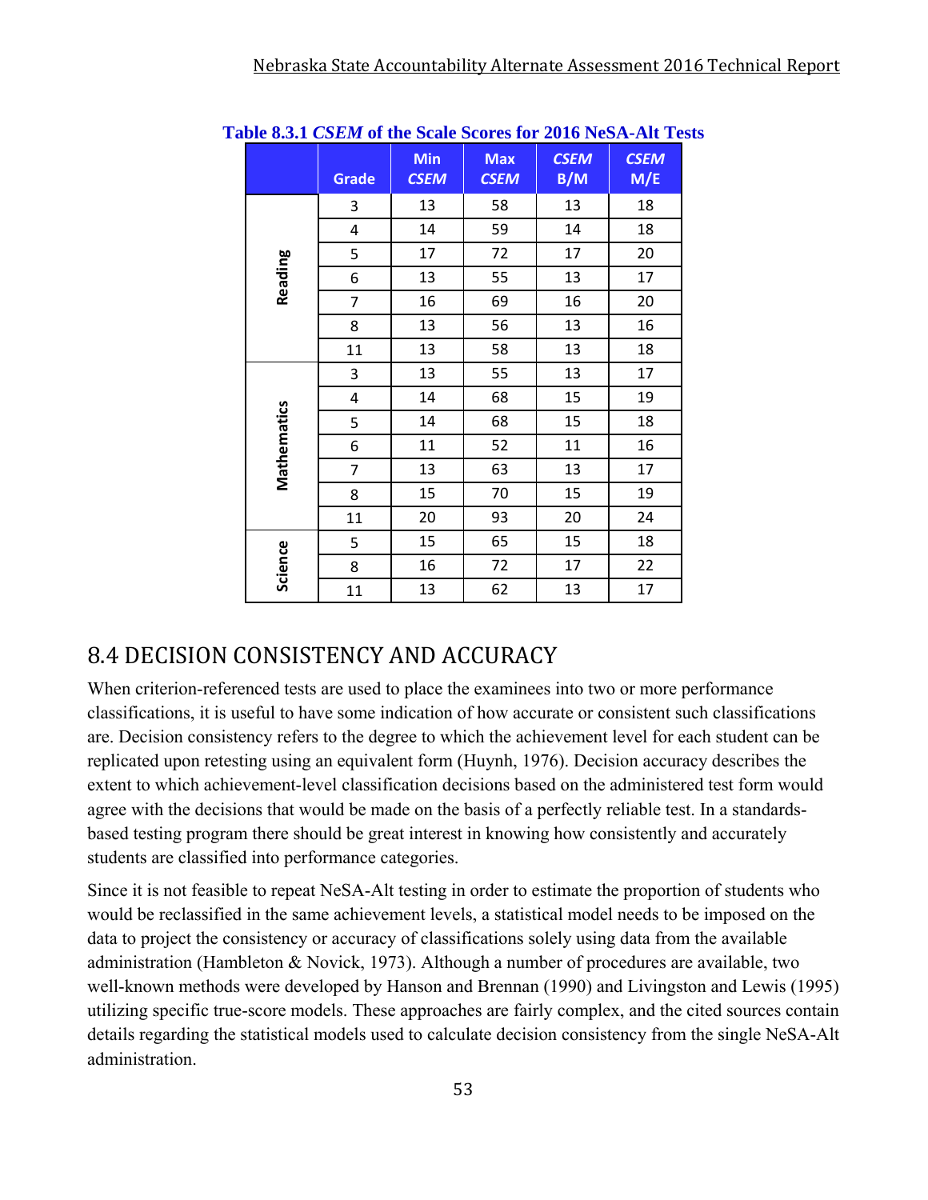**Table 8.3.1 *CSEM* of the Scale Scores for 2016 NeSA-Alt Tests**

| | Grade | Min *CSEM* | Max *CSEM* | *CSEM* B/M | *CSEM* M/E |
|---|---|---|---|---|---|
| Reading | 3 | 13 | 58 | 13 | 18 |
| | 4 | 14 | 59 | 14 | 18 |
| | 5 | 17 | 72 | 17 | 20 |
| | 6 | 13 | 55 | 13 | 17 |
| | 7 | 16 | 69 | 16 | 20 |
| | 8 | 13 | 56 | 13 | 16 |
| | 11 | 13 | 58 | 13 | 18 |
| Mathematics | 3 | 13 | 55 | 13 | 17 |
| | 4 | 14 | 68 | 15 | 19 |
| | 5 | 14 | 68 | 15 | 18 |
| | 6 | 11 | 52 | 11 | 16 |
| | 7 | 13 | 63 | 13 | 17 |
| | 8 | 15 | 70 | 15 | 19 |
| | 11 | 20 | 93 | 20 | 24 |
| Science | 5 | 15 | 65 | 15 | 18 |
| | 8 | 16 | 72 | 17 | 22 |
| | 11 | 13 | 62 | 13 | 17 |

## 8.4 DECISION CONSISTENCY AND ACCURACY

When criterion-referenced tests are used to place the examinees into two or more performance classifications, it is useful to have some indication of how accurate or consistent such classifications are. Decision consistency refers to the degree to which the achievement level for each student can be replicated upon retesting using an equivalent form (Huynh, 1976). Decision accuracy describes the extent to which achievement-level classification decisions based on the administered test form would agree with the decisions that would be made on the basis of a perfectly reliable test. In a standards-based testing program there should be great interest in knowing how consistently and accurately students are classified into performance categories.

Since it is not feasible to repeat NeSA-Alt testing in order to estimate the proportion of students who would be reclassified in the same achievement levels, a statistical model needs to be imposed on the data to project the consistency or accuracy of classifications solely using data from the available administration (Hambleton & Novick, 1973). Although a number of procedures are available, two well-known methods were developed by Hanson and Brennan (1990) and Livingston and Lewis (1995) utilizing specific true-score models. These approaches are fairly complex, and the cited sources contain details regarding the statistical models used to calculate decision consistency from the single NeSA-Alt administration.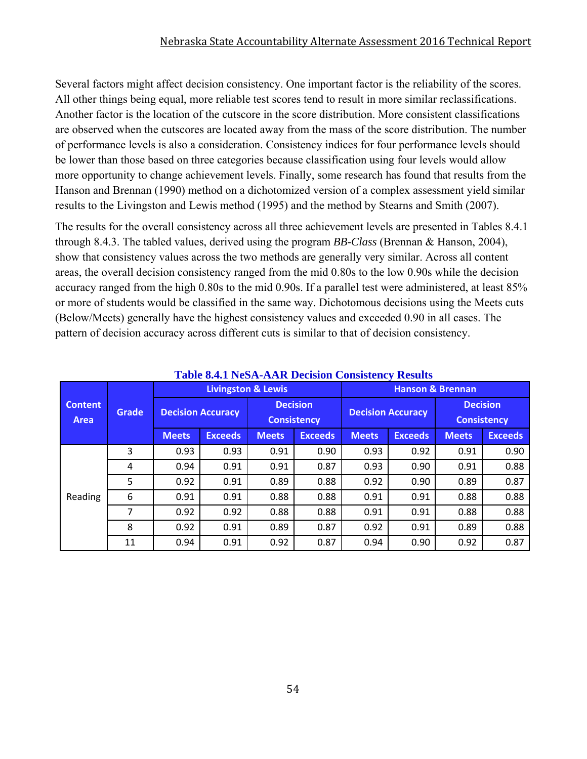Several factors might affect decision consistency. One important factor is the reliability of the scores. All other things being equal, more reliable test scores tend to result in more similar reclassifications. Another factor is the location of the cutscore in the score distribution. More consistent classifications are observed when the cutscores are located away from the mass of the score distribution. The number of performance levels is also a consideration. Consistency indices for four performance levels should be lower than those based on three categories because classification using four levels would allow more opportunity to change achievement levels. Finally, some research has found that results from the Hanson and Brennan (1990) method on a dichotomized version of a complex assessment yield similar results to the Livingston and Lewis method (1995) and the method by Stearns and Smith (2007).

The results for the overall consistency across all three achievement levels are presented in Tables 8.4.1 through 8.4.3. The tabled values, derived using the program *BB-Class* (Brennan & Hanson, 2004), show that consistency values across the two methods are generally very similar. Across all content areas, the overall decision consistency ranged from the mid 0.80s to the low 0.90s while the decision accuracy ranged from the high 0.80s to the mid 0.90s. If a parallel test were administered, at least 85% or more of students would be classified in the same way. Dichotomous decisions using the Meets cuts (Below/Meets) generally have the highest consistency values and exceeded 0.90 in all cases. The pattern of decision accuracy across different cuts is similar to that of decision consistency.

**Table 8.4.1 NeSA-AAR Decision Consistency Results**

| Content Area | Grade | Livingston & Lewis | | | | Hanson & Brennan | | | |
|---|---|---|---|---|---|---|---|---|---|
| | | Decision Accuracy | | Decision Consistency | | Decision Accuracy | | Decision Consistency | |
| | | Meets | Exceeds | Meets | Exceeds | Meets | Exceeds | Meets | Exceeds |
| Reading | 3 | 0.93 | 0.93 | 0.91 | 0.90 | 0.93 | 0.92 | 0.91 | 0.90 |
| | 4 | 0.94 | 0.91 | 0.91 | 0.87 | 0.93 | 0.90 | 0.91 | 0.88 |
| | 5 | 0.92 | 0.91 | 0.89 | 0.88 | 0.92 | 0.90 | 0.89 | 0.87 |
| | 6 | 0.91 | 0.91 | 0.88 | 0.88 | 0.91 | 0.91 | 0.88 | 0.88 |
| | 7 | 0.92 | 0.92 | 0.88 | 0.88 | 0.91 | 0.91 | 0.88 | 0.88 |
| | 8 | 0.92 | 0.91 | 0.89 | 0.87 | 0.92 | 0.91 | 0.89 | 0.88 |
| | 11 | 0.94 | 0.91 | 0.92 | 0.87 | 0.94 | 0.90 | 0.92 | 0.87 |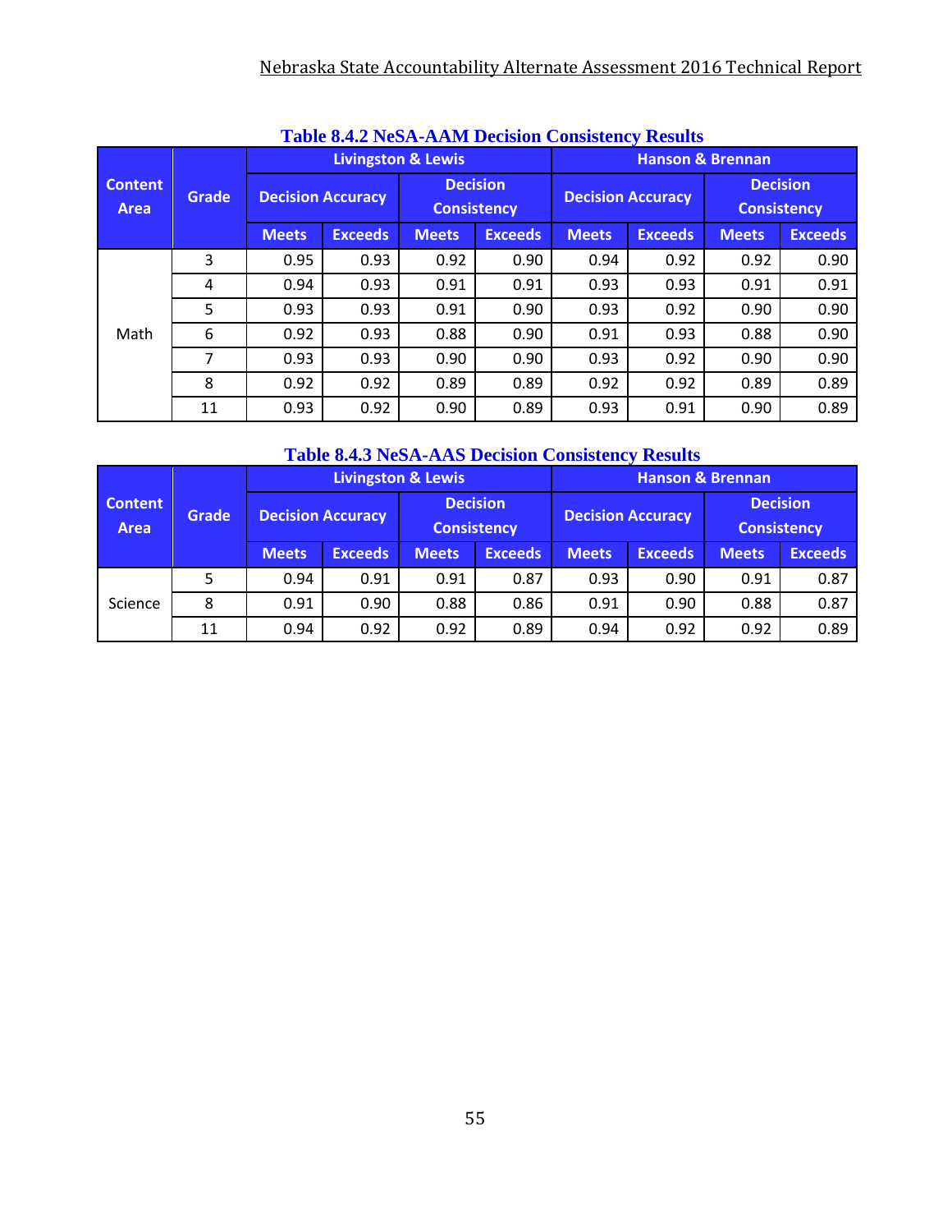**Table 8.4.2 NeSA-AAM Decision Consistency Results**

| Content Area | Grade | Livingston & Lewis | | | | Hanson & Brennan | | | |
|---|---|---|---|---|---|---|---|---|---|
| | | Decision Accuracy | | Decision Consistency | | Decision Accuracy | | Decision Consistency | |
| | | Meets | Exceeds | Meets | Exceeds | Meets | Exceeds | Meets | Exceeds |
| Math | 3 | 0.95 | 0.93 | 0.92 | 0.90 | 0.94 | 0.92 | 0.92 | 0.90 |
| | 4 | 0.94 | 0.93 | 0.91 | 0.91 | 0.93 | 0.93 | 0.91 | 0.91 |
| | 5 | 0.93 | 0.93 | 0.91 | 0.90 | 0.93 | 0.92 | 0.90 | 0.90 |
| | 6 | 0.92 | 0.93 | 0.88 | 0.90 | 0.91 | 0.93 | 0.88 | 0.90 |
| | 7 | 0.93 | 0.93 | 0.90 | 0.90 | 0.93 | 0.92 | 0.90 | 0.90 |
| | 8 | 0.92 | 0.92 | 0.89 | 0.89 | 0.92 | 0.92 | 0.89 | 0.89 |
| | 11 | 0.93 | 0.92 | 0.90 | 0.89 | 0.93 | 0.91 | 0.90 | 0.89 |

**Table 8.4.3 NeSA-AAS Decision Consistency Results**

| Content Area | Grade | Livingston & Lewis | | | | Hanson & Brennan | | | |
|---|---|---|---|---|---|---|---|---|---|
| | | Decision Accuracy | | Decision Consistency | | Decision Accuracy | | Decision Consistency | |
| | | Meets | Exceeds | Meets | Exceeds | Meets | Exceeds | Meets | Exceeds |
| Science | 5 | 0.94 | 0.91 | 0.91 | 0.87 | 0.93 | 0.90 | 0.91 | 0.87 |
| | 8 | 0.91 | 0.90 | 0.88 | 0.86 | 0.91 | 0.90 | 0.88 | 0.87 |
| | 11 | 0.94 | 0.92 | 0.92 | 0.89 | 0.94 | 0.92 | 0.92 | 0.89 |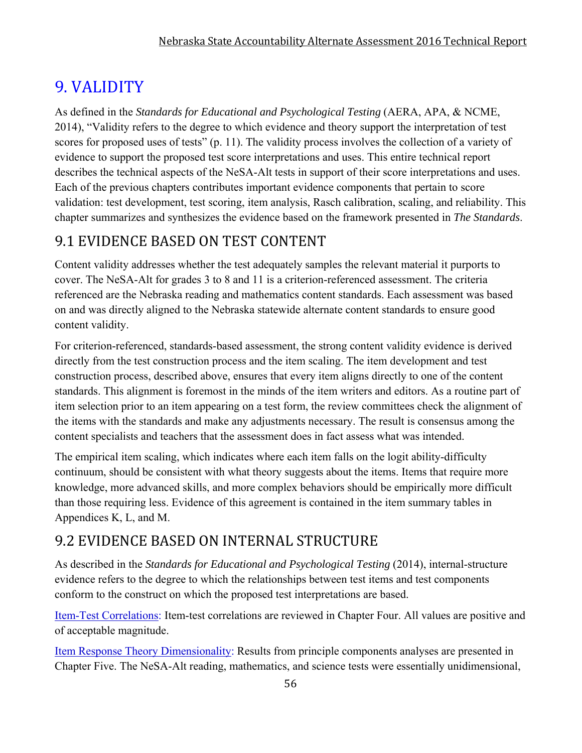# 9. VALIDITY

As defined in the *Standards for Educational and Psychological Testing* (AERA, APA, & NCME, 2014), "Validity refers to the degree to which evidence and theory support the interpretation of test scores for proposed uses of tests" (p. 11). The validity process involves the collection of a variety of evidence to support the proposed test score interpretations and uses. This entire technical report describes the technical aspects of the NeSA-Alt tests in support of their score interpretations and uses. Each of the previous chapters contributes important evidence components that pertain to score validation: test development, test scoring, item analysis, Rasch calibration, scaling, and reliability. This chapter summarizes and synthesizes the evidence based on the framework presented in *The Standards*.

## 9.1 EVIDENCE BASED ON TEST CONTENT

Content validity addresses whether the test adequately samples the relevant material it purports to cover. The NeSA-Alt for grades 3 to 8 and 11 is a criterion-referenced assessment. The criteria referenced are the Nebraska reading and mathematics content standards. Each assessment was based on and was directly aligned to the Nebraska statewide alternate content standards to ensure good content validity.

For criterion-referenced, standards-based assessment, the strong content validity evidence is derived directly from the test construction process and the item scaling. The item development and test construction process, described above, ensures that every item aligns directly to one of the content standards. This alignment is foremost in the minds of the item writers and editors. As a routine part of item selection prior to an item appearing on a test form, the review committees check the alignment of the items with the standards and make any adjustments necessary. The result is consensus among the content specialists and teachers that the assessment does in fact assess what was intended.

The empirical item scaling, which indicates where each item falls on the logit ability-difficulty continuum, should be consistent with what theory suggests about the items. Items that require more knowledge, more advanced skills, and more complex behaviors should be empirically more difficult than those requiring less. Evidence of this agreement is contained in the item summary tables in Appendices K, L, and M.

## 9.2 EVIDENCE BASED ON INTERNAL STRUCTURE

As described in the *Standards for Educational and Psychological Testing* (2014), internal-structure evidence refers to the degree to which the relationships between test items and test components conform to the construct on which the proposed test interpretations are based.

Item-Test Correlations: Item-test correlations are reviewed in Chapter Four. All values are positive and of acceptable magnitude.

Item Response Theory Dimensionality: Results from principle components analyses are presented in Chapter Five. The NeSA-Alt reading, mathematics, and science tests were essentially unidimensional,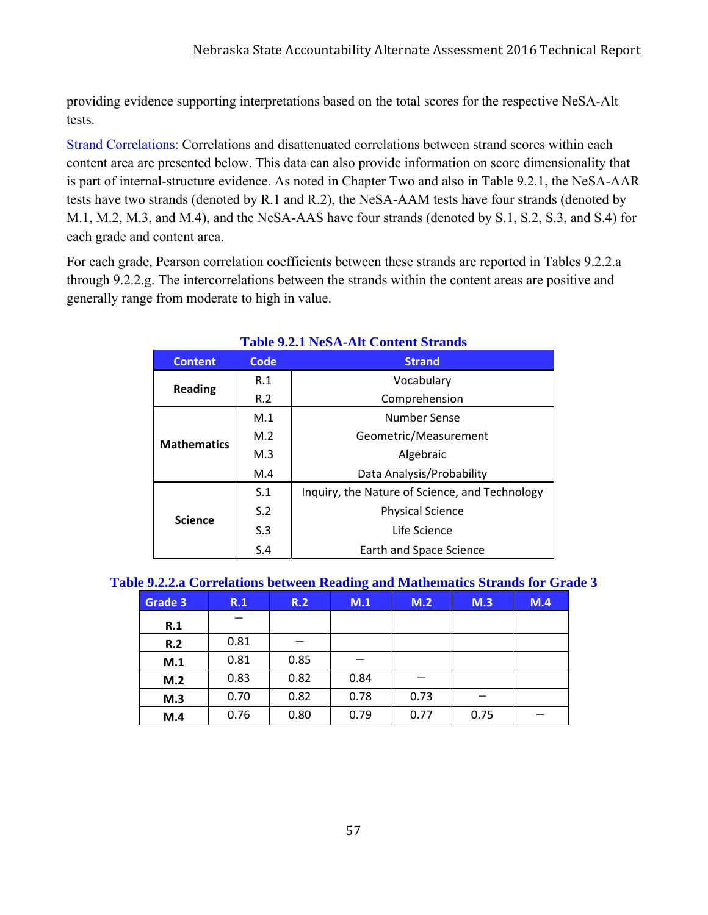providing evidence supporting interpretations based on the total scores for the respective NeSA-Alt tests.

Strand Correlations: Correlations and disattenuated correlations between strand scores within each content area are presented below. This data can also provide information on score dimensionality that is part of internal-structure evidence. As noted in Chapter Two and also in Table 9.2.1, the NeSA-AAR tests have two strands (denoted by R.1 and R.2), the NeSA-AAM tests have four strands (denoted by M.1, M.2, M.3, and M.4), and the NeSA-AAS have four strands (denoted by S.1, S.2, S.3, and S.4) for each grade and content area.

For each grade, Pearson correlation coefficients between these strands are reported in Tables 9.2.2.a through 9.2.2.g. The intercorrelations between the strands within the content areas are positive and generally range from moderate to high in value.

**Table 9.2.1 NeSA-Alt Content Strands**

| Content | Code | Strand |
|---|---|---|
| Reading | R.1 | Vocabulary |
| | R.2 | Comprehension |
| Mathematics | M.1 | Number Sense |
| | M.2 | Geometric/Measurement |
| | M.3 | Algebraic |
| | M.4 | Data Analysis/Probability |
| Science | S.1 | Inquiry, the Nature of Science, and Technology |
| | S.2 | Physical Science |
| | S.3 | Life Science |
| | S.4 | Earth and Space Science |

**Table 9.2.2.a Correlations between Reading and Mathematics Strands for Grade 3**

| Grade 3 | R.1 | R.2 | M.1 | M.2 | M.3 | M.4 |
|---|---|---|---|---|---|---|
| R.1 | – | | | | | |
| R.2 | 0.81 | – | | | | |
| M.1 | 0.81 | 0.85 | – | | | |
| M.2 | 0.83 | 0.82 | 0.84 | – | | |
| M.3 | 0.70 | 0.82 | 0.78 | 0.73 | – | |
| M.4 | 0.76 | 0.80 | 0.79 | 0.77 | 0.75 | – |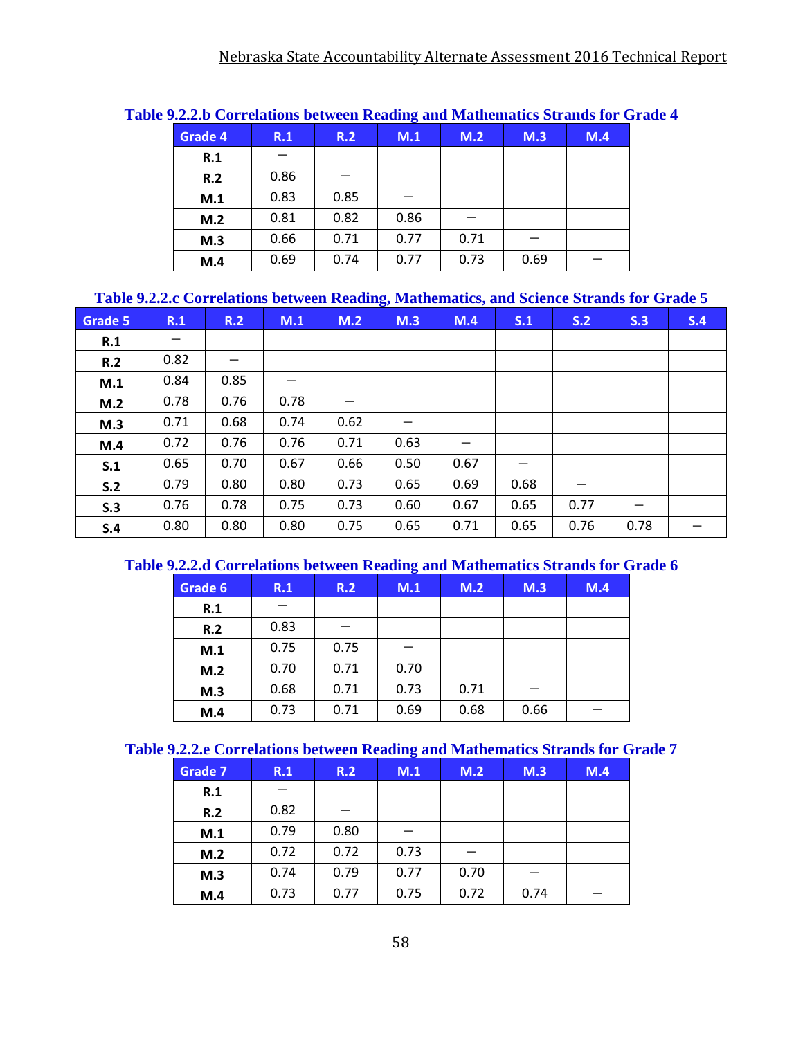**Table 9.2.2.b Correlations between Reading and Mathematics Strands for Grade 4**

| Grade 4 | R.1 | R.2 | M.1 | M.2 | M.3 | M.4 |
|---|---|---|---|---|---|---|
| **R.1** | – | | | | | |
| **R.2** | 0.86 | – | | | | |
| **M.1** | 0.83 | 0.85 | – | | | |
| **M.2** | 0.81 | 0.82 | 0.86 | – | | |
| **M.3** | 0.66 | 0.71 | 0.77 | 0.71 | – | |
| **M.4** | 0.69 | 0.74 | 0.77 | 0.73 | 0.69 | – |

**Table 9.2.2.c Correlations between Reading, Mathematics, and Science Strands for Grade 5**

| Grade 5 | R.1 | R.2 | M.1 | M.2 | M.3 | M.4 | S.1 | S.2 | S.3 | S.4 |
|---|---|---|---|---|---|---|---|---|---|---|
| **R.1** | – | | | | | | | | | |
| **R.2** | 0.82 | – | | | | | | | | |
| **M.1** | 0.84 | 0.85 | – | | | | | | | |
| **M.2** | 0.78 | 0.76 | 0.78 | – | | | | | | |
| **M.3** | 0.71 | 0.68 | 0.74 | 0.62 | – | | | | | |
| **M.4** | 0.72 | 0.76 | 0.76 | 0.71 | 0.63 | – | | | | |
| **S.1** | 0.65 | 0.70 | 0.67 | 0.66 | 0.50 | 0.67 | – | | | |
| **S.2** | 0.79 | 0.80 | 0.80 | 0.73 | 0.65 | 0.69 | 0.68 | – | | |
| **S.3** | 0.76 | 0.78 | 0.75 | 0.73 | 0.60 | 0.67 | 0.65 | 0.77 | – | |
| **S.4** | 0.80 | 0.80 | 0.80 | 0.75 | 0.65 | 0.71 | 0.65 | 0.76 | 0.78 | – |

**Table 9.2.2.d Correlations between Reading and Mathematics Strands for Grade 6**

| Grade 6 | R.1 | R.2 | M.1 | M.2 | M.3 | M.4 |
|---|---|---|---|---|---|---|
| **R.1** | – | | | | | |
| **R.2** | 0.83 | – | | | | |
| **M.1** | 0.75 | 0.75 | – | | | |
| **M.2** | 0.70 | 0.71 | 0.70 | | | |
| **M.3** | 0.68 | 0.71 | 0.73 | 0.71 | – | |
| **M.4** | 0.73 | 0.71 | 0.69 | 0.68 | 0.66 | – |

**Table 9.2.2.e Correlations between Reading and Mathematics Strands for Grade 7**

| Grade 7 | R.1 | R.2 | M.1 | M.2 | M.3 | M.4 |
|---|---|---|---|---|---|---|
| **R.1** | – | | | | | |
| **R.2** | 0.82 | – | | | | |
| **M.1** | 0.79 | 0.80 | – | | | |
| **M.2** | 0.72 | 0.72 | 0.73 | – | | |
| **M.3** | 0.74 | 0.79 | 0.77 | 0.70 | – | |
| **M.4** | 0.73 | 0.77 | 0.75 | 0.72 | 0.74 | – |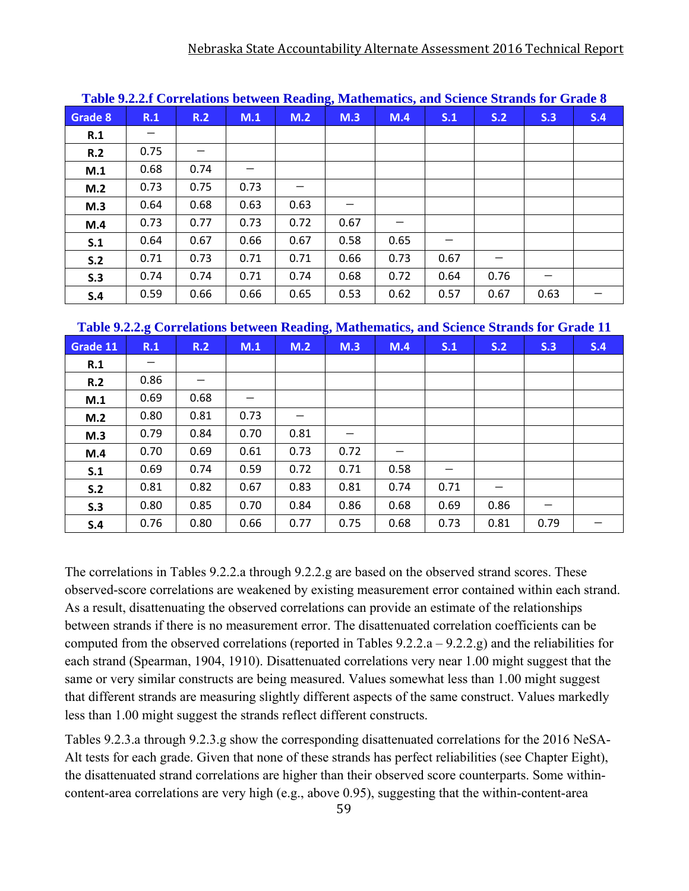**Table 9.2.2.f Correlations between Reading, Mathematics, and Science Strands for Grade 8**

| Grade 8 | R.1 | R.2 | M.1 | M.2 | M.3 | M.4 | S.1 | S.2 | S.3 | S.4 |
|---|---|---|---|---|---|---|---|---|---|---|
| R.1 | – | | | | | | | | | |
| R.2 | 0.75 | – | | | | | | | | |
| M.1 | 0.68 | 0.74 | – | | | | | | | |
| M.2 | 0.73 | 0.75 | 0.73 | – | | | | | | |
| M.3 | 0.64 | 0.68 | 0.63 | 0.63 | – | | | | | |
| M.4 | 0.73 | 0.77 | 0.73 | 0.72 | 0.67 | – | | | | |
| S.1 | 0.64 | 0.67 | 0.66 | 0.67 | 0.58 | 0.65 | – | | | |
| S.2 | 0.71 | 0.73 | 0.71 | 0.71 | 0.66 | 0.73 | 0.67 | – | | |
| S.3 | 0.74 | 0.74 | 0.71 | 0.74 | 0.68 | 0.72 | 0.64 | 0.76 | – | |
| S.4 | 0.59 | 0.66 | 0.66 | 0.65 | 0.53 | 0.62 | 0.57 | 0.67 | 0.63 | – |

**Table 9.2.2.g Correlations between Reading, Mathematics, and Science Strands for Grade 11**

| Grade 11 | R.1 | R.2 | M.1 | M.2 | M.3 | M.4 | S.1 | S.2 | S.3 | S.4 |
|---|---|---|---|---|---|---|---|---|---|---|
| R.1 | – | | | | | | | | | |
| R.2 | 0.86 | – | | | | | | | | |
| M.1 | 0.69 | 0.68 | – | | | | | | | |
| M.2 | 0.80 | 0.81 | 0.73 | – | | | | | | |
| M.3 | 0.79 | 0.84 | 0.70 | 0.81 | – | | | | | |
| M.4 | 0.70 | 0.69 | 0.61 | 0.73 | 0.72 | – | | | | |
| S.1 | 0.69 | 0.74 | 0.59 | 0.72 | 0.71 | 0.58 | – | | | |
| S.2 | 0.81 | 0.82 | 0.67 | 0.83 | 0.81 | 0.74 | 0.71 | – | | |
| S.3 | 0.80 | 0.85 | 0.70 | 0.84 | 0.86 | 0.68 | 0.69 | 0.86 | – | |
| S.4 | 0.76 | 0.80 | 0.66 | 0.77 | 0.75 | 0.68 | 0.73 | 0.81 | 0.79 | – |

The correlations in Tables 9.2.2.a through 9.2.2.g are based on the observed strand scores. These observed-score correlations are weakened by existing measurement error contained within each strand. As a result, disattenuating the observed correlations can provide an estimate of the relationships between strands if there is no measurement error. The disattenuated correlation coefficients can be computed from the observed correlations (reported in Tables 9.2.2.a – 9.2.2.g) and the reliabilities for each strand (Spearman, 1904, 1910). Disattenuated correlations very near 1.00 might suggest that the same or very similar constructs are being measured. Values somewhat less than 1.00 might suggest that different strands are measuring slightly different aspects of the same construct. Values markedly less than 1.00 might suggest the strands reflect different constructs.

Tables 9.2.3.a through 9.2.3.g show the corresponding disattenuated correlations for the 2016 NeSA-Alt tests for each grade. Given that none of these strands has perfect reliabilities (see Chapter Eight), the disattenuated strand correlations are higher than their observed score counterparts. Some within-content-area correlations are very high (e.g., above 0.95), suggesting that the within-content-area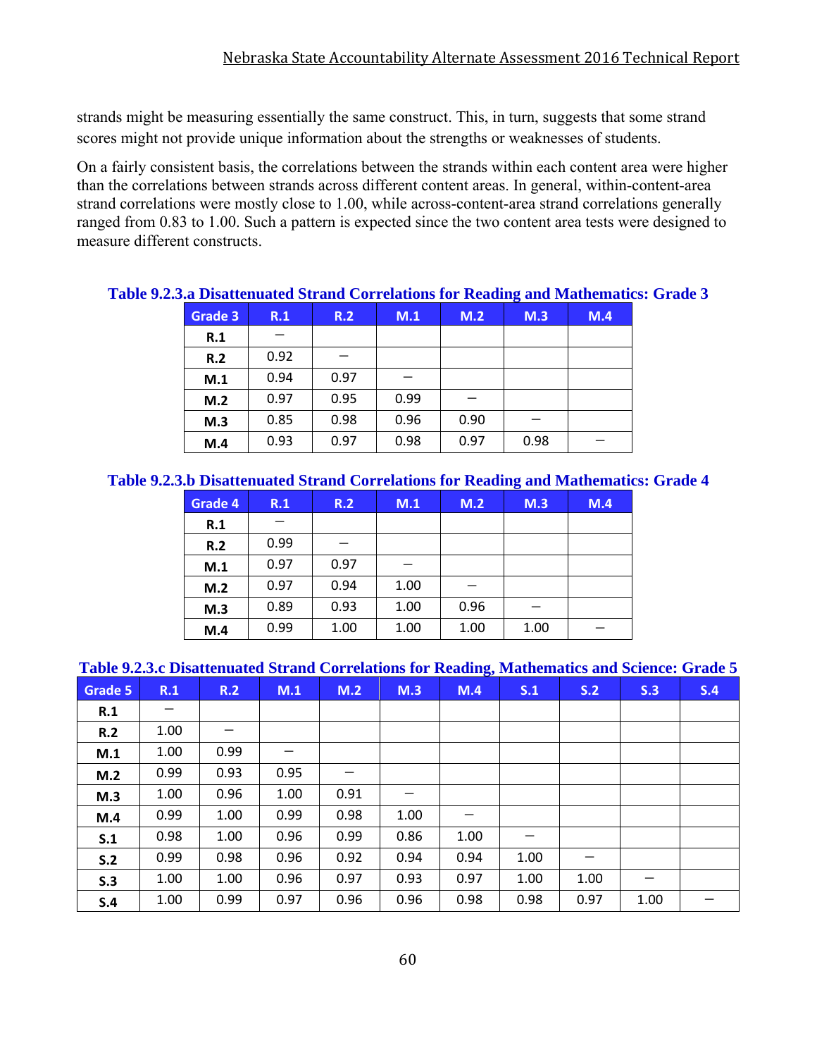strands might be measuring essentially the same construct. This, in turn, suggests that some strand scores might not provide unique information about the strengths or weaknesses of students.

On a fairly consistent basis, the correlations between the strands within each content area were higher than the correlations between strands across different content areas. In general, within-content-area strand correlations were mostly close to 1.00, while across-content-area strand correlations generally ranged from 0.83 to 1.00. Such a pattern is expected since the two content area tests were designed to measure different constructs.

**Table 9.2.3.a Disattenuated Strand Correlations for Reading and Mathematics: Grade 3**

| Grade 3 | R.1 | R.2 | M.1 | M.2 | M.3 | M.4 |
|---|---|---|---|---|---|---|
| **R.1** | – | | | | | |
| **R.2** | 0.92 | – | | | | |
| **M.1** | 0.94 | 0.97 | – | | | |
| **M.2** | 0.97 | 0.95 | 0.99 | – | | |
| **M.3** | 0.85 | 0.98 | 0.96 | 0.90 | – | |
| **M.4** | 0.93 | 0.97 | 0.98 | 0.97 | 0.98 | – |

**Table 9.2.3.b Disattenuated Strand Correlations for Reading and Mathematics: Grade 4**

| Grade 4 | R.1 | R.2 | M.1 | M.2 | M.3 | M.4 |
|---|---|---|---|---|---|---|
| **R.1** | – | | | | | |
| **R.2** | 0.99 | – | | | | |
| **M.1** | 0.97 | 0.97 | – | | | |
| **M.2** | 0.97 | 0.94 | 1.00 | – | | |
| **M.3** | 0.89 | 0.93 | 1.00 | 0.96 | – | |
| **M.4** | 0.99 | 1.00 | 1.00 | 1.00 | 1.00 | – |

**Table 9.2.3.c Disattenuated Strand Correlations for Reading, Mathematics and Science: Grade 5**

| Grade 5 | R.1 | R.2 | M.1 | M.2 | M.3 | M.4 | S.1 | S.2 | S.3 | S.4 |
|---|---|---|---|---|---|---|---|---|---|---|
| **R.1** | – | | | | | | | | | |
| **R.2** | 1.00 | – | | | | | | | | |
| **M.1** | 1.00 | 0.99 | – | | | | | | | |
| **M.2** | 0.99 | 0.93 | 0.95 | – | | | | | | |
| **M.3** | 1.00 | 0.96 | 1.00 | 0.91 | – | | | | | |
| **M.4** | 0.99 | 1.00 | 0.99 | 0.98 | 1.00 | – | | | | |
| **S.1** | 0.98 | 1.00 | 0.96 | 0.99 | 0.86 | 1.00 | – | | | |
| **S.2** | 0.99 | 0.98 | 0.96 | 0.92 | 0.94 | 0.94 | 1.00 | – | | |
| **S.3** | 1.00 | 1.00 | 0.96 | 0.97 | 0.93 | 0.97 | 1.00 | 1.00 | – | |
| **S.4** | 1.00 | 0.99 | 0.97 | 0.96 | 0.96 | 0.98 | 0.98 | 0.97 | 1.00 | – |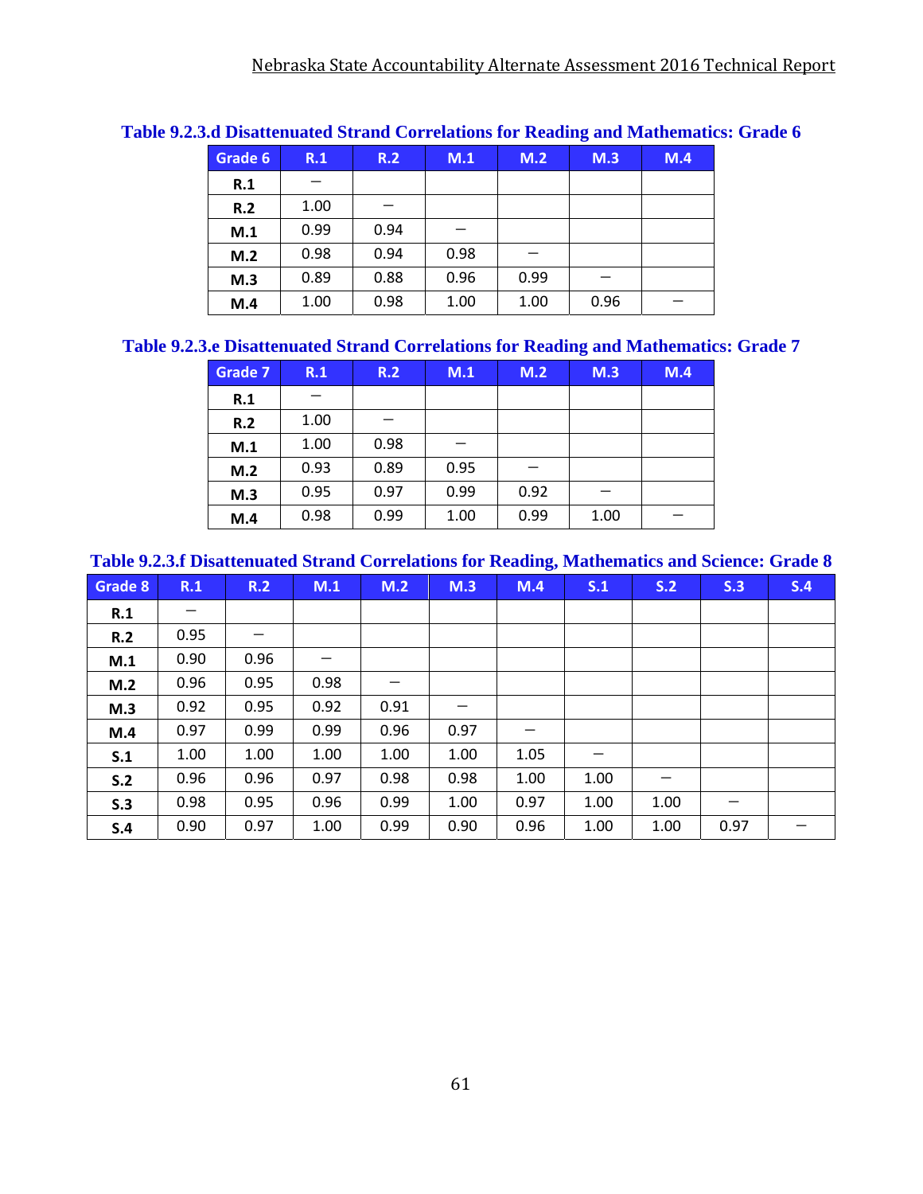**Table 9.2.3.d Disattenuated Strand Correlations for Reading and Mathematics: Grade 6**

| Grade 6 | R.1 | R.2 | M.1 | M.2 | M.3 | M.4 |
|---|---|---|---|---|---|---|
| **R.1** | – | | | | | |
| **R.2** | 1.00 | – | | | | |
| **M.1** | 0.99 | 0.94 | – | | | |
| **M.2** | 0.98 | 0.94 | 0.98 | – | | |
| **M.3** | 0.89 | 0.88 | 0.96 | 0.99 | – | |
| **M.4** | 1.00 | 0.98 | 1.00 | 1.00 | 0.96 | – |

**Table 9.2.3.e Disattenuated Strand Correlations for Reading and Mathematics: Grade 7**

| Grade 7 | R.1 | R.2 | M.1 | M.2 | M.3 | M.4 |
|---|---|---|---|---|---|---|
| **R.1** | – | | | | | |
| **R.2** | 1.00 | – | | | | |
| **M.1** | 1.00 | 0.98 | – | | | |
| **M.2** | 0.93 | 0.89 | 0.95 | – | | |
| **M.3** | 0.95 | 0.97 | 0.99 | 0.92 | – | |
| **M.4** | 0.98 | 0.99 | 1.00 | 0.99 | 1.00 | – |

**Table 9.2.3.f Disattenuated Strand Correlations for Reading, Mathematics and Science: Grade 8**

| Grade 8 | R.1 | R.2 | M.1 | M.2 | M.3 | M.4 | S.1 | S.2 | S.3 | S.4 |
|---|---|---|---|---|---|---|---|---|---|---|
| **R.1** | – | | | | | | | | | |
| **R.2** | 0.95 | – | | | | | | | | |
| **M.1** | 0.90 | 0.96 | – | | | | | | | |
| **M.2** | 0.96 | 0.95 | 0.98 | – | | | | | | |
| **M.3** | 0.92 | 0.95 | 0.92 | 0.91 | – | | | | | |
| **M.4** | 0.97 | 0.99 | 0.99 | 0.96 | 0.97 | – | | | | |
| **S.1** | 1.00 | 1.00 | 1.00 | 1.00 | 1.00 | 1.05 | – | | | |
| **S.2** | 0.96 | 0.96 | 0.97 | 0.98 | 0.98 | 1.00 | 1.00 | – | | |
| **S.3** | 0.98 | 0.95 | 0.96 | 0.99 | 1.00 | 0.97 | 1.00 | 1.00 | – | |
| **S.4** | 0.90 | 0.97 | 1.00 | 0.99 | 0.90 | 0.96 | 1.00 | 1.00 | 0.97 | – |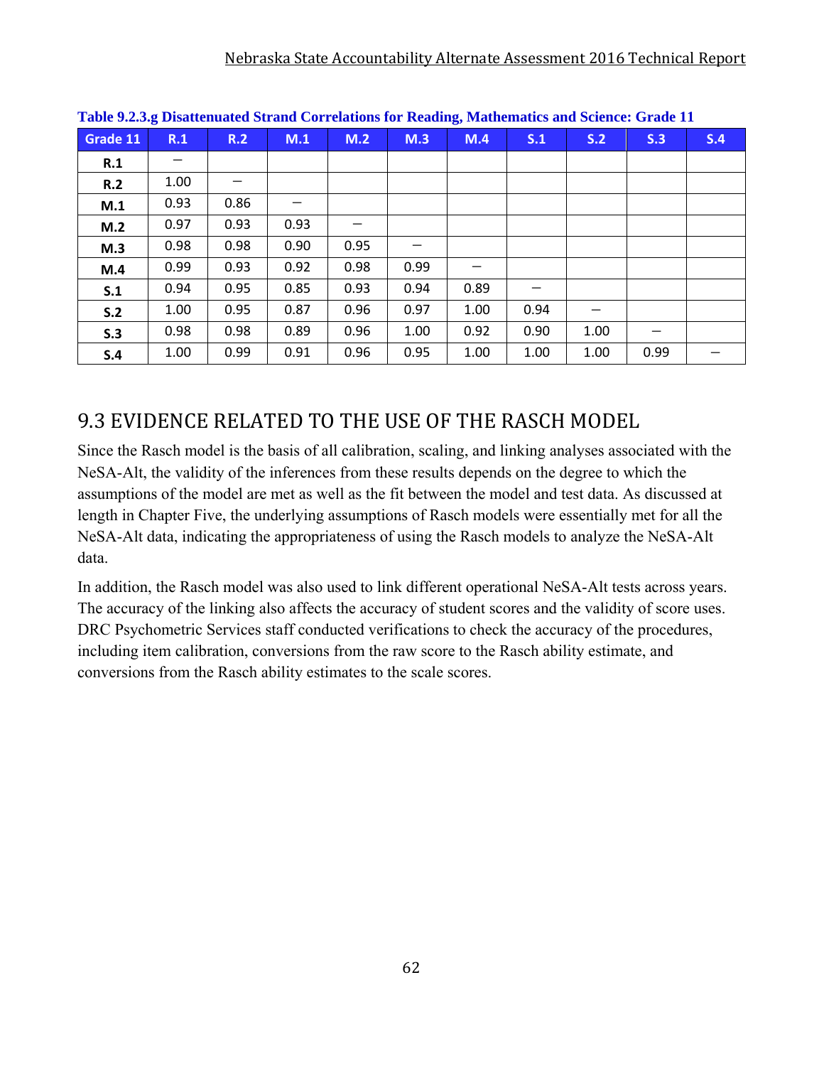**Table 9.2.3.g Disattenuated Strand Correlations for Reading, Mathematics and Science: Grade 11**

| Grade 11 | R.1 | R.2 | M.1 | M.2 | M.3 | M.4 | S.1 | S.2 | S.3 | S.4 |
|---|---|---|---|---|---|---|---|---|---|---|
| **R.1** | – | | | | | | | | | |
| **R.2** | 1.00 | – | | | | | | | | |
| **M.1** | 0.93 | 0.86 | – | | | | | | | |
| **M.2** | 0.97 | 0.93 | 0.93 | – | | | | | | |
| **M.3** | 0.98 | 0.98 | 0.90 | 0.95 | – | | | | | |
| **M.4** | 0.99 | 0.93 | 0.92 | 0.98 | 0.99 | – | | | | |
| **S.1** | 0.94 | 0.95 | 0.85 | 0.93 | 0.94 | 0.89 | – | | | |
| **S.2** | 1.00 | 0.95 | 0.87 | 0.96 | 0.97 | 1.00 | 0.94 | – | | |
| **S.3** | 0.98 | 0.98 | 0.89 | 0.96 | 1.00 | 0.92 | 0.90 | 1.00 | – | |
| **S.4** | 1.00 | 0.99 | 0.91 | 0.96 | 0.95 | 1.00 | 1.00 | 1.00 | 0.99 | – |

## 9.3 EVIDENCE RELATED TO THE USE OF THE RASCH MODEL

Since the Rasch model is the basis of all calibration, scaling, and linking analyses associated with the NeSA-Alt, the validity of the inferences from these results depends on the degree to which the assumptions of the model are met as well as the fit between the model and test data. As discussed at length in Chapter Five, the underlying assumptions of Rasch models were essentially met for all the NeSA-Alt data, indicating the appropriateness of using the Rasch models to analyze the NeSA-Alt data.

In addition, the Rasch model was also used to link different operational NeSA-Alt tests across years. The accuracy of the linking also affects the accuracy of student scores and the validity of score uses. DRC Psychometric Services staff conducted verifications to check the accuracy of the procedures, including item calibration, conversions from the raw score to the Rasch ability estimate, and conversions from the Rasch ability estimates to the scale scores.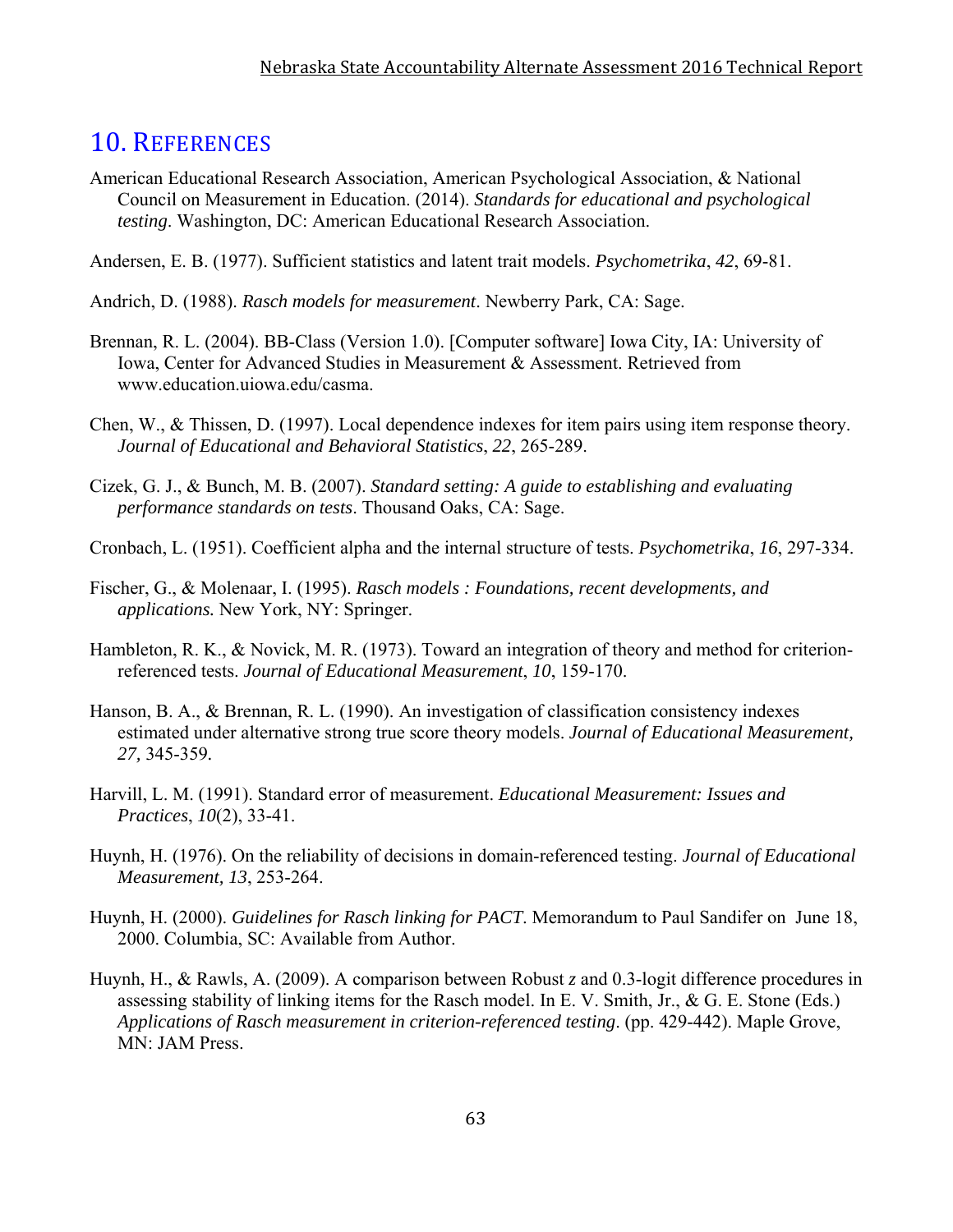# 10. References

American Educational Research Association, American Psychological Association, & National Council on Measurement in Education. (2014). *Standards for educational and psychological testing*. Washington, DC: American Educational Research Association.

Andersen, E. B. (1977). Sufficient statistics and latent trait models. *Psychometrika*, *42*, 69-81.

Andrich, D. (1988). *Rasch models for measurement*. Newberry Park, CA: Sage.

Brennan, R. L. (2004). BB-Class (Version 1.0). [Computer software] Iowa City, IA: University of Iowa, Center for Advanced Studies in Measurement & Assessment. Retrieved from www.education.uiowa.edu/casma.

Chen, W., & Thissen, D. (1997). Local dependence indexes for item pairs using item response theory. *Journal of Educational and Behavioral Statistics*, *22*, 265-289.

Cizek, G. J., & Bunch, M. B. (2007). *Standard setting: A guide to establishing and evaluating performance standards on tests*. Thousand Oaks, CA: Sage.

Cronbach, L. (1951). Coefficient alpha and the internal structure of tests. *Psychometrika*, *16*, 297-334.

Fischer, G., & Molenaar, I. (1995). *Rasch models : Foundations, recent developments, and applications.* New York, NY: Springer.

Hambleton, R. K., & Novick, M. R. (1973). Toward an integration of theory and method for criterion-referenced tests. *Journal of Educational Measurement*, *10*, 159-170.

Hanson, B. A., & Brennan, R. L. (1990). An investigation of classification consistency indexes estimated under alternative strong true score theory models. *Journal of Educational Measurement, 27,* 345-359.

Harvill, L. M. (1991). Standard error of measurement. *Educational Measurement: Issues and Practices*, *10*(2), 33-41.

Huynh, H. (1976). On the reliability of decisions in domain-referenced testing. *Journal of Educational Measurement, 13*, 253-264.

Huynh, H. (2000). *Guidelines for Rasch linking for PACT*. Memorandum to Paul Sandifer on June 18, 2000. Columbia, SC: Available from Author.

Huynh, H., & Rawls, A. (2009). A comparison between Robust *z* and 0.3-logit difference procedures in assessing stability of linking items for the Rasch model. In E. V. Smith, Jr., & G. E. Stone (Eds.) *Applications of Rasch measurement in criterion-referenced testing*. (pp. 429-442). Maple Grove, MN: JAM Press.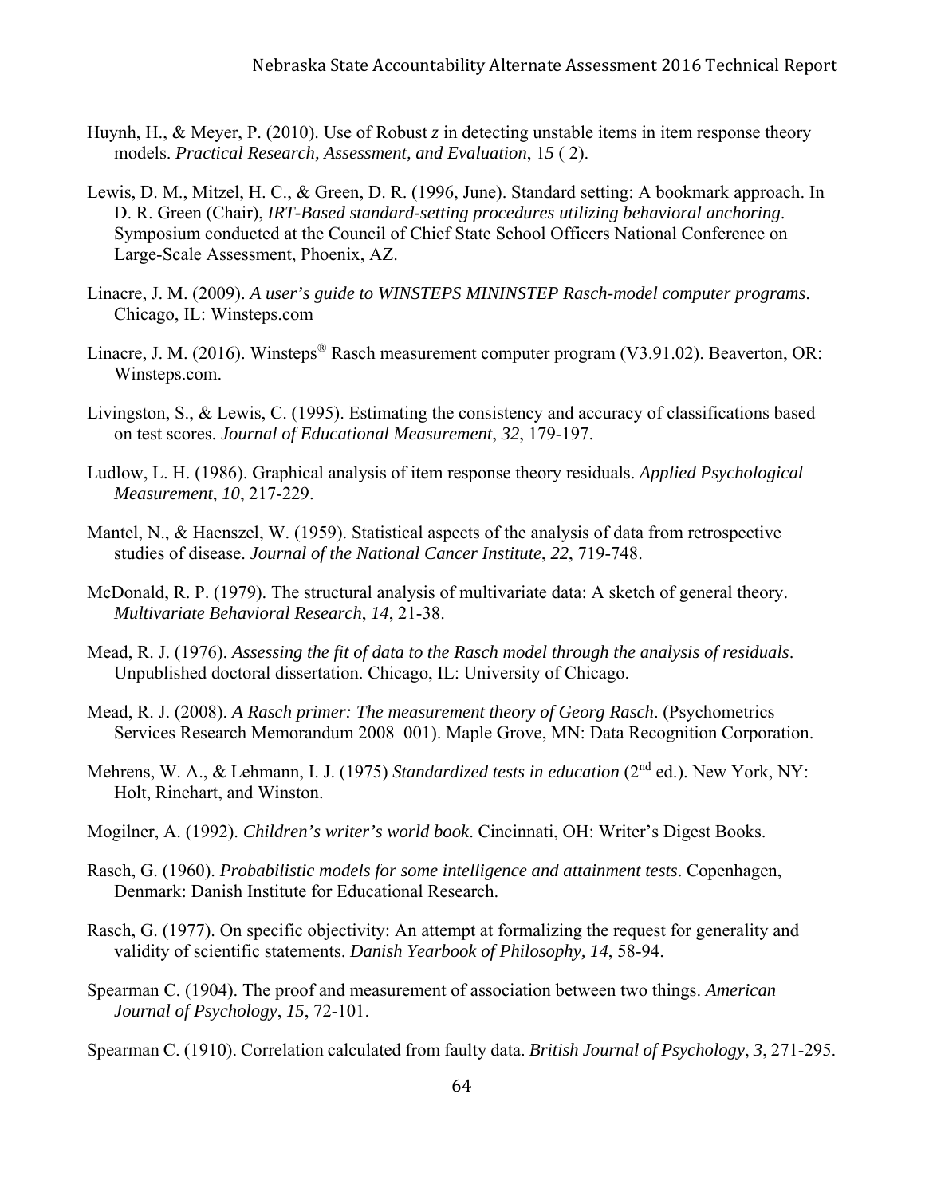Huynh, H., & Meyer, P. (2010). Use of Robust *z* in detecting unstable items in item response theory models. *Practical Research, Assessment, and Evaluation*, 1*5* ( 2).

Lewis, D. M., Mitzel, H. C., & Green, D. R. (1996, June). Standard setting: A bookmark approach. In D. R. Green (Chair), *IRT-Based standard-setting procedures utilizing behavioral anchoring*. Symposium conducted at the Council of Chief State School Officers National Conference on Large-Scale Assessment, Phoenix, AZ.

Linacre, J. M. (2009). *A user's guide to WINSTEPS MININSTEP Rasch-model computer programs*. Chicago, IL: Winsteps.com

Linacre, J. M. (2016). Winsteps® Rasch measurement computer program (V3.91.02). Beaverton, OR: Winsteps.com.

Livingston, S., & Lewis, C. (1995). Estimating the consistency and accuracy of classifications based on test scores. *Journal of Educational Measurement*, *32*, 179-197.

Ludlow, L. H. (1986). Graphical analysis of item response theory residuals. *Applied Psychological Measurement*, *10*, 217-229.

Mantel, N., & Haenszel, W. (1959). Statistical aspects of the analysis of data from retrospective studies of disease. *Journal of the National Cancer Institute*, *22*, 719-748.

McDonald, R. P. (1979). The structural analysis of multivariate data: A sketch of general theory. *Multivariate Behavioral Research*, *14*, 21-38.

Mead, R. J. (1976). *Assessing the fit of data to the Rasch model through the analysis of residuals*. Unpublished doctoral dissertation. Chicago, IL: University of Chicago.

Mead, R. J. (2008). *A Rasch primer: The measurement theory of Georg Rasch*. (Psychometrics Services Research Memorandum 2008–001). Maple Grove, MN: Data Recognition Corporation.

Mehrens, W. A., & Lehmann, I. J. (1975) *Standardized tests in education* (2nd ed.). New York, NY: Holt, Rinehart, and Winston.

Mogilner, A. (1992). *Children's writer's world book*. Cincinnati, OH: Writer's Digest Books.

Rasch, G. (1960). *Probabilistic models for some intelligence and attainment tests*. Copenhagen, Denmark: Danish Institute for Educational Research.

Rasch, G. (1977). On specific objectivity: An attempt at formalizing the request for generality and validity of scientific statements. *Danish Yearbook of Philosophy, 14*, 58-94.

Spearman C. (1904). The proof and measurement of association between two things. *American Journal of Psychology*, *15*, 72-101.

Spearman C. (1910). Correlation calculated from faulty data. *British Journal of Psychology*, *3*, 271-295.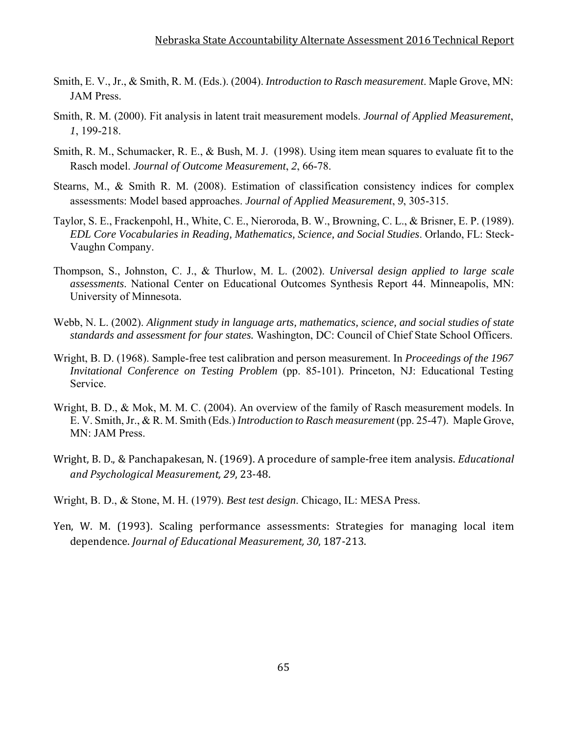Smith, E. V., Jr., & Smith, R. M. (Eds.). (2004). *Introduction to Rasch measurement*. Maple Grove, MN: JAM Press.

Smith, R. M. (2000). Fit analysis in latent trait measurement models. *Journal of Applied Measurement*, *1*, 199-218.

Smith, R. M., Schumacker, R. E., & Bush, M. J. (1998). Using item mean squares to evaluate fit to the Rasch model. *Journal of Outcome Measurement*, *2*, 66-78.

Stearns, M., & Smith R. M. (2008). Estimation of classification consistency indices for complex assessments: Model based approaches. *Journal of Applied Measurement*, *9*, 305-315.

Taylor, S. E., Frackenpohl, H., White, C. E., Nieroroda, B. W., Browning, C. L., & Brisner, E. P. (1989). *EDL Core Vocabularies in Reading, Mathematics, Science, and Social Studies*. Orlando, FL: Steck-Vaughn Company.

Thompson, S., Johnston, C. J., & Thurlow, M. L. (2002). *Universal design applied to large scale assessments*. National Center on Educational Outcomes Synthesis Report 44. Minneapolis, MN: University of Minnesota.

Webb, N. L. (2002). *Alignment study in language arts, mathematics, science, and social studies of state standards and assessment for four states.* Washington, DC: Council of Chief State School Officers.

Wright, B. D. (1968). Sample-free test calibration and person measurement. In *Proceedings of the 1967 Invitational Conference on Testing Problem* (pp. 85-101). Princeton, NJ: Educational Testing Service.

Wright, B. D., & Mok, M. M. C. (2004). An overview of the family of Rasch measurement models. In E. V. Smith, Jr., & R. M. Smith (Eds.) *Introduction to Rasch measurement* (pp. 25-47). Maple Grove, MN: JAM Press.

Wright, B. D., & Panchapakesan, N. (1969). A procedure of sample-free item analysis. *Educational and Psychological Measurement, 29*, 23-48.

Wright, B. D., & Stone, M. H. (1979). *Best test design*. Chicago, IL: MESA Press.

Yen, W. M. (1993). Scaling performance assessments: Strategies for managing local item dependence. *Journal of Educational Measurement, 30*, 187-213.